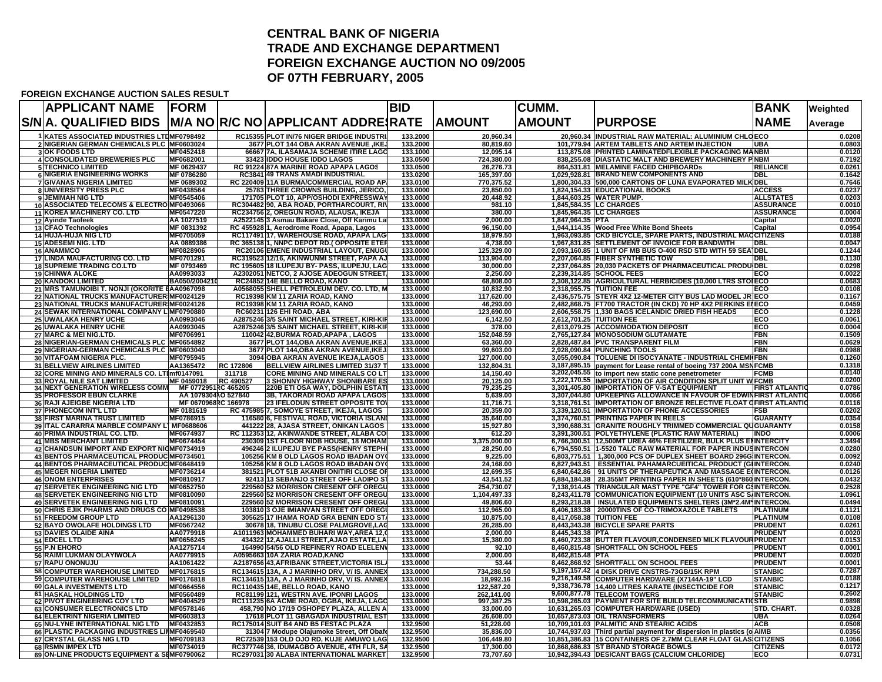# CENTRAL BANK OF NIGERIA
# TRADE AND EXCHANGE DEPARTMENT
# FOREIGN EXCHANGE AUCTION NO 09/2005
# OF 07TH FEBRUARY, 2005

**FOREIGN EXCHANGE AUCTION SALES RESULT**

| S/N | APPLICANT NAME A. QUALIFIED BIDS | FORM M/A NO | R/C NO | APPLICANT ADDRESS | BID RATE | AMOUNT | CUMM. AMOUNT | PURPOSE | BANK NAME | Weighted Average |
|---|---|---|---|---|---|---|---|---|---|---|
| 1 | KATES ASSOCIATED INDUSTRIES LTD | MF0798492 | | RC15355 PLOT IN/76 NIGER BRIDGE INDUSTRI | 133.2000 | 20,960.34 | 20,960.34 | INDUSTRIAL RAW MATERIAL: ALUMINIUM CHLO | ECO | 0.0208 |
| 2 | NIGERIAN GERMAN CHEMICALS PLC | MF0603024 | | 3677 PLOT 144 OBA AKRAN AVENUE ,IKEJ | 133.2000 | 80,819.60 | 101,779.94 | ARTEM TABLETS AND ARTEM INJECTION | UBA | 0.0803 |
| 3 | OK FOODS LTD | MF0452418 | | 66667 7A, ILASAMAJA SCHEME ITIRE LAGO | 133.1000 | 12,095.14 | 113,875.08 | PRINTED LAMINATEDFLEXIBLE PACKAGING MA | NBM | 0.0120 |
| 4 | CONSOLIDATED BREWERIES PLC | MF0682001 | | 33423 IDDO HOUSE IDDO LAGOS | 133.0500 | 724,380.00 | 838,255.08 | DIASTATIC MALT AND BREWERY MACHINERY P | NBM | 0.7192 |
| 5 | TECHNICO LIMITED | MF 0629437 | | RC 91224 87A MARINE ROAD APAPA LAGOS | 133.0500 | 26,276.73 | 864,531.81 | MELAMINE FACED CHIPBOARDs | RELIANCE | 0.0261 |
| 6 | NIGERIA ENGINEERING WORKS | MF 0786280 | | RC3841 49 TRANS AMADI INDUSTRIAL | 133.0200 | 165,397.00 | 1,029,928.81 | BRAND NEW COMPONENTS AND | DBL | 0.1642 |
| 7 | GIVANAS NIGERIA LIMITED | MF 0689302 | | RC 220409 11A BURMA/COMMERCIAL ROAD AP | 133.0100 | 770,375.52 | 1,800,304.33 | 500,000 CARTONS OF LUNA EVAPORATED MILK | DBL | 0.7646 |
| 8 | UNIVERSITY PRESS PLC | MF0438564 | | 25783 THREE CROWNS BUILDING, JERICO, | 133.0000 | 23,850.00 | 1,824,154.33 | EDUCATIONAL BOOKS | ACCESS | 0.0237 |
| 9 | JEMIMAH NIG LTD | MF0545406 | | 171705 PLOT 10, APP/OSHODI EXPRESSWAY | 133.0000 | 20,448.92 | 1,844,603.25 | WATER PUMP. | ALLSTATES | 0.0203 |
| 10 | ASSOCIATED TELECOMS & ELECTRO | MF0493066 | | RC304482 90, ABA ROAD, PORTHARCOURT, RIV | 133.0000 | 981.10 | 1,845,584.35 | LC CHARGES | ASSURANCE | 0.0010 |
| 11 | KOREA MACHINERY CO. LTD | MF0547220 | | RC234756 2, OREGUN ROAD, ALAUSA, IKEJA | 133.0000 | 380.00 | 1,845,964.35 | LC CHARGES | ASSURANCE | 0.0004 |
| 12 | Ayinde Taofeek | AA 1027519 | | A2522145 3 Asmau Bakare Close, Off Karimu La | 133.0000 | 2,000.00 | 1,847,964.35 | PTA | Capital | 0.0020 |
| 13 | CFAO Technologies | MF 0831392 | | RC 455928 1, Aerodrome Road, Apapa, Lagos | 133.0000 | 96,150.00 | 1,944,114.35 | Wood Free White Bond Sheets | Capital | 0.0954 |
| 14 | HUJA-HUJA NIG LTD | MF0705059 | | RC117491 17, WAREHOUSE ROAD, APAPA LAG | 133.0000 | 18,979.50 | 1,963,093.85 | CKD BICYCLE, SPARE PARTS, INDUSTRIAL MAC | CITIZENS | 0.0188 |
| 15 | ADESEMI NIG. LTD | AA 0889386 | | RC 365138 1, NNPC DEPOT RD.( OPPOSITE ETEF | 133.0000 | 4,738.00 | 1,967,831.85 | SETTLEMENT OF INVOICE FOR BANDWIDTH | DBL | 0.0047 |
| 16 | ANAMMCO | MF0828906 | | RC20106 EMENE INDUSTRIAL LAYOUT, ENUGU | 133.0000 | 125,329.00 | 2,093,160.85 | 1 UNIT OF MB BUS O-400 RSD STD WITH 59 SEA | DBL | 0.1244 |
| 17 | LINDA MAUFACTURING CO. LTD | MF0701291 | | RC319523 12/16, AKINWUNMI STREET, PAPA AJ | 133.0000 | 113,904.00 | 2,207,064.85 | FIBER SYNTHETIC TOW | DBL | 0.1130 |
| 18 | SUPREME TRADING CO.LTD | MF 0793469 | | RC 195605 18 ILUPEJU BY- PASS, ILUPEJU, LAG | 133.0000 | 30,000.00 | 2,237,064.85 | 20,030 PACKETS OF PHARMACEUTICAL PRODU | DBL | 0.0298 |
| 19 | CHINWA ALOKE | AA0993033 | | A2302051 NETCO, 2 AJOSE ADEOGUN STREET, | 133.0000 | 2,250.00 | 2,239,314.85 | SCHOOL FEES | ECO | 0.0022 |
| 20 | KANDOKI LIMITED | BA050/2004210 | | RC24852 14E BELLO ROAD, KANO | 133.0000 | 68,808.00 | 2,308,122.85 | AGRICULTURAL HERBICIDES (10,000 LTRS STO | ECO | 0.0683 |
| 21 | MRS TAMUNOIBI T. NONJI (OKORITE E | AA0967098 | | A0568055 SHELL PETROLEUM DEV. CO. LTD, M | 133.0000 | 10,832.90 | 2,318,955.75 | TUITION FEE | ECO | 0.0108 |
| 22 | NATIONAL TRUCKS MANUFACTURERS | MF0024129 | | RC19398 KM 11 ZARIA ROAD, KANO | 133.0000 | 117,620.00 | 2,436,575.75 | STEYR 4X2 12-METER CITY BUS LAD MODEL JR | ECO | 0.1167 |
| 23 | NATIONAL TRUCKS MANUFACTURERS | MF0024126 | | RC19398 KM 11 ZARIA ROAD, KANO | 133.0000 | 46,293.00 | 2,482,868.75 | FT700 TRACTOR (IN CKD) 70 HP 4X2 PERKINS E | ECO | 0.0459 |
| 24 | SEWAK INTERNATIONAL COMPANY L | MF0790880 | | RC60231 126 EHI ROAD, ABA | 133.0000 | 123,690.00 | 2,606,558.75 | 1,330 BAGS ICELANDIC DRIED FISH HEADS | ECO | 0.1228 |
| 25 | UWALAKA HENRY UCHE | AA0993046 | | A2875246 3/5 SAINT MICHAEL STREET, KIRI-KIR | 133.0000 | 6,142.50 | 2,612,701.25 | TUITION FEE | ECO | 0.0061 |
| 26 | UWALAKA HENRY UCHE | AA0993045 | | A2875246 3/5 SAINT MICHAEL STREET, KIRI-KIR | 133.0000 | 378.00 | 2,613,079.25 | ACCOMMODATION DEPOSIT | ECO | 0.0004 |
| 27 | MARC & MEI NIG.LTD. | MF0706991 | | 110042 42,BURMA ROAD,APAPA , LAGOS | 133.0000 | 152,048.59 | 2,765,127.84 | MONOSODIUM GLUTAMATE | FBN | 0.1509 |
| 28 | NIGERIAN-GERMAN CHEMICALS PLC | MF0654892 | | 3677 PLOT 144,OBA AKRAN AVENUE,IKEJ | 133.0000 | 63,360.00 | 2,828,487.84 | PVC TRANSPARENT FILM | FBN | 0.0629 |
| 29 | NIGERIAN-GERMAN CHEMICALS PLC | MF0603040 | | 3677 PLOT 144,OBA AKRAN AVENUE,IKEJ | 133.0000 | 99,603.00 | 2,928,090.84 | PUNCHING TOOLS | FBN | 0.0988 |
| 30 | VITAFOAM NIGERIA PLC. | MF0795945 | | 3094 OBA AKRAN AVENUE IKEJA,LAGOS | 133.0000 | 127,000.00 | 3,055,090.84 | TOLUENE DI ISOCYANATE - INDUSTRIAL CHEMI | FBN | 0.1260 |
| 31 | BELLVIEW AIRLINES LIMITED | AA1365472 | RC 172806 | BELLVIEW AIRLINES LIMITED 31/37 T | 133.0000 | 132,804.31 | 3,187,895.15 | payment for Lease rental of boeing 737 200A MSN | FCMB | 0.1318 |
| 32 | CORE MINING AND MINERALS CO. LTD | mf0147091 | 311718 | CORE MINING AND MINERALS CO LT | 133.0000 | 14,150.40 | 3,202,045.55 | to import new static cone penetrometer | FCMB | 0.0140 |
| 33 | ROYAL NILE SAT LIMITED | MF 0459018 | RC 490527 | 3 SHONNY HIGHWAY SHONIBARE ES | 133.0000 | 20,125.00 | 3,222,170.55 | IMPORTATION OF AIR CONDITION SPLIT UNIT W | FCMB | 0.0200 |
| 34 | NEXT GENERATION WIRELESS COMM | MF 0772951 | RC 465205 | 220B ETI OSA WAY, DOLPHIN ESTAT | 133.0000 | 79,235.25 | 3,301,405.80 | IMPORTATION OF V-SAT EQUIPMENT | FIRST ATLANTIC | 0.0786 |
| 35 | PROFESSOR EBUN CLARKE | AA 1079304 | AO 527840 | 3B, TAKORADI ROAD APAPA LAGOS | 133.0000 | 5,639.00 | 3,307,044.80 | UPKEEPING ALLOWANCE IN FAVOUR OF EDWIN | FIRST ATLANTIC | 0.0056 |
| 36 | RAJI AJEIGBE NIGERIA LTD | MF 0670968 | RC 166978 | 23 IFELODUN STREET OPPOSITE TOW | 133.0000 | 11,716.71 | 3,318,761.51 | IMPORTATION OF BRONZE RELECTIVE FLOAT G | FIRST ATLANTIC | 0.0116 |
| 37 | PHONECOM INT'L LTD | MF 0181619 | | RC 475985 7, SOMOYE STREET, IKEJA, LAGOS | 133.0000 | 20,359.00 | 3,339,120.51 | IMPORTATION OF PHONE ACCESSORIES | FSB | 0.0202 |
| 38 | FIRST MARINA TRUST LIMITED | MF0786915 | | 116580 6, FESTIVAL ROAD, VICTORIA ISLAN | 133.0000 | 35,640.00 | 3,374,760.51 | PRINTING PAPER IN REELS | GUARANTY | 0.0354 |
| 39 | ITAL CARARRA MARBLE COMPANY L | MF0688606 | | 441222 28, AJASA STREET, ONIKAN LAGOS | 133.0000 | 15,927.80 | 3,390,688.31 | GRANITE ROUGHLY TRIMMED COMMERCIAL QU | GUARANTY | 0.0158 |
| 40 | PRIMA INDUSTRIAL CO. LTD. | MF0674937 | | RC 112353 12, AKINWANDE STREET, ALABA CO | 133.0000 | 612.20 | 3,391,300.51 | POLYETHYLENE (PLASTIC RAW MATERIAL) | INDO | 0.0006 |
| 41 | MBS MERCHANT LIMITED | MF0674454 | | 230309 1ST FLOOR NIDB HOUSE, 18 MOHAM | 133.0000 | 3,375,000.00 | 6,766,300.51 | 12,500MT UREA 46% FERTILIZER, BULK PLUS E | INTERCITY | 3.3494 |
| 42 | CHANDSUN IMPORT AND EXPORT NIG | MF0734919 | | 496246 2 ILUPEJU BYE PASS(HENRY STEPH | 133.0000 | 28,250.00 | 6,794,550.51 | 1-5520 TALC RAW MATERIAL FOR PAPER INDUS | INTERCON | 0.0280 |
| 43 | BENTOS PHARMACEUTICAL PRODUC | MF0734501 | | 105256 KM 8 OLD LAGOS ROAD IBADAN OYO | 133.0000 | 9,225.00 | 6,803,775.51 | 1,300,000 PCS OF DUPLEX SHEET BOARD 296G | INTERCON. | 0.0092 |
| 44 | BENTOS PHARMACEUTICAL PRODUC | MF0648419 | | 105256 KM 8 OLD LAGOS ROAD IBADAN OYO | 133.0000 | 24,168.00 | 6,827,943.51 | ESSENTIAL PAHAMARCUEITICAL PRODUCT (G | INTERCON. | 0.0240 |
| 45 | MEGER NIGERIA LIMITED | MF0736214 | | 381521 PLOT 51B AKANBI ONITIRI CLOSE OF | 133.0000 | 12,699.35 | 6,840,642.86 | 91 UNITS OF THERAPEUTICA AND MASSAGE E | INTERCON. | 0.0126 |
| 46 | ONOM ENTERPRISES | MF0810917 | | 92413 13 SEBANJO STREET OFF LADIPO S | 133.0000 | 43,541.52 | 6,884,184.38 | 28.355MT PRINTING PAPER IN SHEETS (610*860 | INTERCON. | 0.0432 |
| 47 | SERVETEK ENGINEERING NIG LTD | MF0652750 | | 229560 52 MORRISON CRESENT OFF OREGU | 133.0000 | 254,730.07 | 7,138,914.45 | TRIANGULAR MAST TYPE "GF4" TOWER FOR G | INTERCON. | 0.2528 |
| 48 | SERVETEK ENGINEERING NIG LTD | MF0810090 | | 229560 52 MORRISON CRESENT OFF OREGU | 133.0000 | 1,104,497.33 | 8,243,411.78 | COMMUNICATION EQUIPMENT (10 UNITS ASC S | INTERCON. | 1.0961 |
| 49 | SERVETEK ENGINEERING NIG LTD | MF0810091 | | 229560 52 MORRISON CRESENT OFF OREGU | 133.0000 | 49,806.60 | 8,293,218.38 | INSULATED EQUIPMENTS SHELTERS (3M*2.4M* | INTERCON. | 0.0494 |
| 50 | CHRIS EJIK PHARMS AND DRUGS CO | MF0498538 | | 103810 3 OJE IMIANVAN STREET OFF OREG | 133.0000 | 112,965.00 | 8,406,183.38 | 20000TINS OF CO-TRIMOXAZOLE TABLETS | PLATINUM | 0.1121 |
| 51 | FREEDOM GROUP LTD | AA1296130 | | 305625 17 IHAMA ROAD GRA BENIN EDO ST | 133.0000 | 10,875.00 | 8,417,058.38 | TUITION FEE | PLATINUM | 0.0108 |
| 52 | BAYO OWOLAFE HOLDINGS LTD | MF0567242 | | 30678 18, TINUBU CLOSE PALMGROVE,LAG | 133.0000 | 26,285.00 | 8,443,343.38 | BICYCLE SPARE PARTS | PRUDENT | 0.0261 |
| 53 | DAVIES OLAIDE AINA | AA0779918 | | A1011963 MOHAMMED BUHARI WAY,AREA 12,( | 133.0000 | 2,000.00 | 8,445,343.38 | PTA | PRUDENT | 0.0020 |
| 54 | EDCEL LTD | MF0656245 | | 434322 12,AJALLI STREET,AJAO ESTATE,LA | 133.0000 | 15,380.00 | 8,460,723.38 | BUTTER FLAVOUR,CONDENSED MILK FLAVOUR | PRUDENT | 0.0153 |
| 55 | P.N EHORO | AA1275714 | | 164990 54/56 OLD REFINERY ROAD ELELENW | 133.0000 | 92.10 | 8,460,815.48 | SHORTFALL ON SCHOOL FEES | PRUDENT | 0.0001 |
| 56 | RAIMI LUKMAN OLAYIWOLA | AA0779915 | | A0595663 10A ZARIA ROAD,KANO | 133.0000 | 2,000.00 | 8,462,815.48 | PTA | PRUDENT | 0.0020 |
| 57 | RAPU ONONUJU | AA1061422 | | A2187656 43,AFRIBANK STREET,VICTORIA ISLA | 133.0000 | 53.44 | 8,462,868.92 | SHORTFALL ON SCHOOL FEES | PRUDENT | 0.0001 |
| 58 | COMPUTER WAREHOIUSE LIMITED | MF0176815 | | RC134615 13A, A J MARINHO DRV, V/ IS. ANNEX | 133.0000 | 734,288.50 | 9,197,157.42 | 4 DISK DRIVE CNSTRS-73GB/15K RPM | STANBIC | 0.7287 |
| 59 | COMPUTER WAREHOIUSE LIMITED | MF0176818 | | RC134615 13A, A J MARINHO DRV, V/ IS. ANNEX | 133.0000 | 18,992.16 | 9,216,149.58 | COMPUTER HARDWARE (X7144A-19" LCD | STANBIC | 0.0188 |
| 60 | GALA INVESTMENTS LTD | MF0664556 | | RC110435 14E, BELLO ROAD, KANO | 133.0000 | 122,587.20 | 9,338,736.78 | 14,400 LITRES KARATE (INSECTICIDE FOR | STANBIC | 0.1217 |
| 61 | HASKAL HOLDINGS LTD | MF0560489 | | RC81199 121, WESTRN AVE. IPONRI LAGOS | 133.0000 | 262,141.00 | 9,600,877.78 | TELECOM TOWERS | STANBIC | 0.2602 |
| 62 | PIVOT ENGINEERING COY LTD | MF0404529 | | RC111235 6A ACME ROAD, OGBA, IKEJA, LAGO | 133.0000 | 997,387.25 | 10,598,265.03 | PAYMENT FOR SITE BUILD TELECOMMUNICATIO | STB | 0.9898 |
| 63 | CONSUMER ELECTRONICS LTD | MF0578146 | | 458,790 NO 17/19 OSHOPEY PLAZA, ALLEN A | 133.0000 | 33,000.00 | 10,631,265.03 | COMPUTER HARDWARE (USED) | STD. CHART. | 0.0328 |
| 64 | ELEKTRINT NIGERIA LIMITED | MF0603813 | | 17618 PLOT 11 GBAGADA INDUSTRIAL EST | 133.0000 | 26,608.00 | 10,657,873.03 | OIL TRANSFORMERS | UBA | 0.0264 |
| 65 | NU-LYNE INTERNATIONAL NIG LTD | MF0432853 | | RC175014 SUIT B4 AND B5 FESTAC PLAZA | 132.9500 | 51,228.00 | 10,709,101.03 | PALMITIC AND STEARIC ACIDS | ACB | 0.0508 |
| 66 | PLASTIC PACKAGING INDUSTRIES LIM | MF0469540 | | 31304 7 Modupe Olajumoke Street, Off Obafe | 132.9500 | 35,836.00 | 10,744,937.03 | Third partial payment for dispersion in plastics (o | AIMB | 0.0356 |
| 67 | CRYSTAL GLASS NIG LTD | MF0709183 | | RC72539 153 OLD OJO RD, KUJE AMUWO LAG | 132.9500 | 106,449.80 | 10,851,386.83 | 15 CONTAINERS OF 2.7MM CLEAR FLOAT GLAS | CITIZENS | 0.1056 |
| 68 | RSMN IMPEX LTD | MF0734019 | | RC377746 36, IDUMAGBO AVENUE, 4TH FLR, SA | 132.9500 | 17,300.00 | 10,868,686.83 | ST BRAND STORAGE BOWLS | CITIZENS | 0.0172 |
| 69 | ON-LINE PRODUCTS EQUIPMENT & SE | MF0790062 | | RC297031 30 ALABA INTERNATIONAL MARKET | 132.9500 | 73,707.60 | 10,942,394.43 | DESICANT BAGS (CALCIUM CHLORIDE) | ECO | 0.0731 |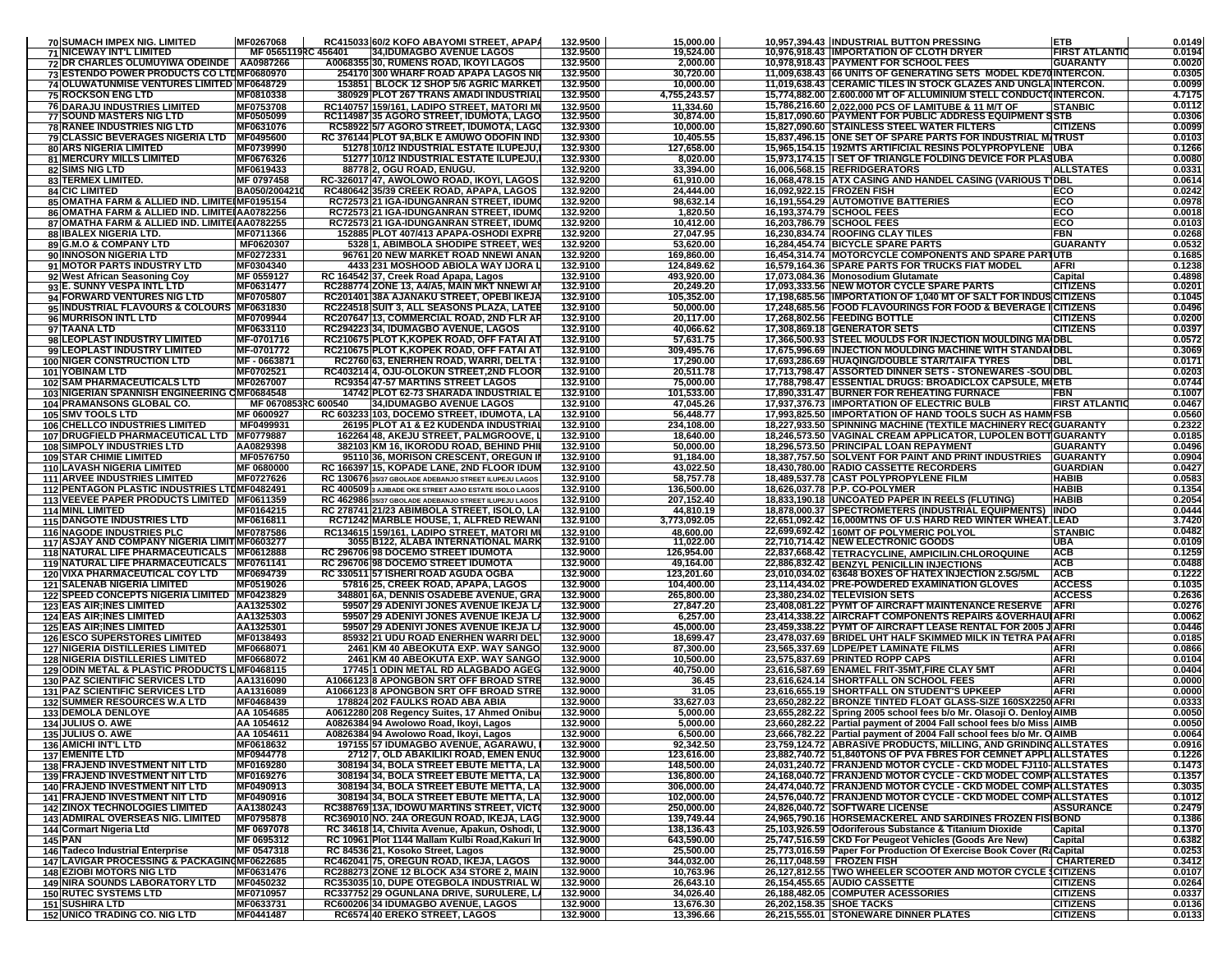| | | | | | | | | | |
|---|---|---|---|---|---|---|---|---|---|
| 70 | SUMACH IMPEX NIG. LIMITED | MF0267068 | RC415033 60/2 KOFO ABAYOMI STREET, APAPA | 132.9500 | 15,000.00 | 10,957,394.43 | INDUSTRIAL BUTTON PRESSING | ETB | 0.0149 |
| 71 | NICEWAY INT'L LIMITED | MF 0565119 | RC 456401 34,IDUMAGBO AVENUE LAGOS | 132.9500 | 19,524.00 | 10,976,918.43 | IMPORTATION OF CLOTH DRYER | FIRST ATLANTIC | 0.0194 |
| 72 | DR CHARLES OLUMUYIWA ODEINDE | AA0987266 | A0068355 30, RUMENS ROAD, IKOYI LAGOS | 132.9500 | 2,000.00 | 10,978,918.43 | PAYMENT FOR SCHOOL FEES | GUARANTY | 0.0020 |
| 73 | ESTENDO POWER PRODUCTS CO LTD | MF0680970 | 254170 300 WHARF ROAD APAPA LAGOS NIG | 132.9500 | 30,720.00 | 11,009,638.43 | 66 UNITS OF GENERATING SETS MODEL KDE70 | INTERCON. | 0.0305 |
| 74 | OLUWATUNMISE VENTURES LIMITED | MF0648729 | 153851 BLOCK 12 SHOP 5/6 AGRIC MARKET | 132.9500 | 10,000.00 | 11,019,638.43 | CERAMIC TILES IN STOCK GLAZES AND UNGLA | INTERCON. | 0.0099 |
| 75 | ROCKSON ENG LTD | MF0810338 | 380929 PLOT 267 TRANS AMADI INDUSTRIAL | 132.9500 | 4,755,243.57 | 15,774,882.00 | 2.600.000 MT OF ALLUMINIUM STELL CONDUCT | INTERCON. | 4.7175 |
| 76 | DARAJU INDUSTRIES LIMITED | MF0753708 | RC140757 159/161, LADIPO STREET, MATORI MU | 132.9500 | 11,334.60 | 15,786,216.60 | 2,022,000 PCS OF LAMITUBE & 11 M/T OF | STANBIC | 0.0112 |
| 77 | SOUND MASTERS NIG LTD | MF0505099 | RC114987 35 AGORO STREET, IDUMOTA, LAGO | 132.9500 | 30,874.00 | 15,817,090.60 | PAYMENT FOR PUBLIC ADDRESS EQUIPMENT S | STB | 0.0306 |
| 78 | RANEE INDUSTRIES NIG LTD | MF0631076 | RC58922 5/7 AGORO STREET, IDUMOTA, LAGO | 132.9300 | 10,000.00 | 15,827,090.60 | STAINLESS STEEL WATER FILTERS | CITIZENS | 0.0099 |
| 79 | CLASSIC BEVERAGES NIGERIA LTD | MF0495600 | RC 376144 PLOT 9A,BLK E AMUWO ODOFIN IND | 132.9300 | 10,405.55 | 15,837,496.15 | ONE SET OF SPARE PARTS FOR INDUSTRIAL M | TRUST | 0.0103 |
| 80 | ARS NIGERIA LIMITED | MF0739990 | 51278 10/12 INDUSTRIAL ESTATE ILUPEJU,I | 132.9300 | 127,658.00 | 15,965,154.15 | 192MTS ARTIFICIAL RESINS POLYPROPYLENE | UBA | 0.1266 |
| 81 | MERCURY MILLS LIMITED | MF0676326 | 51277 10/12 INDUSTRIAL ESTATE ILUPEJU,I | 132.9300 | 8,020.00 | 15,973,174.15 | I SET OF TRIANGLE FOLDING DEVICE FOR PLAS | UBA | 0.0080 |
| 82 | SIMS NIG LTD | MF0619433 | 88778 2, OGU ROAD, ENUGU. | 132.9200 | 33,394.00 | 16,006,568.15 | REFRIDGERATORS | ALLSTATES | 0.0331 |
| 83 | TERMEX LIMITED. | MF 0797458 | RC-326017 47, AWOLOWO ROAD, IKOYI, LAGOS | 132.9200 | 61,910.00 | 16,068,478.15 | ATX CASING AND HANDEL CASING (VARIOUS T | DBL | 0.0614 |
| 84 | CIC LIMITED | BA050/2004210 | RC480642 35/39 CREEK ROAD, APAPA, LAGOS | 132.9200 | 24,444.00 | 16,092,922.15 | FROZEN FISH | ECO | 0.0242 |
| 85 | OMATHA FARM & ALLIED IND. LIMITED | MF0195154 | RC72573 21 IGA-IDUNGANRAN STREET, IDUMO | 132.9200 | 98,632.14 | 16,191,554.29 | AUTOMOTIVE BATTERIES | ECO | 0.0978 |
| 86 | OMATHA FARM & ALLIED IND. LIMITED | AA0782256 | RC72573 21 IGA-IDUNGANRAN STREET, IDUMO | 132.9200 | 1,820.50 | 16,193,374.79 | SCHOOL FEES | ECO | 0.0018 |
| 87 | OMATHA FARM & ALLIED IND. LIMITED | AA0782255 | RC72573 21 IGA-IDUNGANRAN STREET, IDUMO | 132.9200 | 10,412.00 | 16,203,786.79 | SCHOOL FEES | ECO | 0.0103 |
| 88 | IBALEX NIGERIA LTD. | MF0711366 | 152885 PLOT 407/413 APAPA-OSHODI EXPRE | 132.9200 | 27,047.95 | 16,230,834.74 | ROOFING CLAY TILES | FBN | 0.0268 |
| 89 | G.M.O & COMPANY LTD | MF0620307 | 5328 1, ABIMBOLA SHODIPE STREET, WES | 132.9200 | 53,620.00 | 16,284,454.74 | BICYCLE SPARE PARTS | GUARANTY | 0.0532 |
| 90 | INNOSON NIGERIA LTD | MF0272331 | 96761 20 NEW MARKET ROAD NNEWI ANAN | 132.9200 | 169,860.00 | 16,454,314.74 | MOTORCYCLE COMPONENTS AND SPARE PART | UTB | 0.1685 |
| 91 | MOTOR PARTS INDUSTRY LTD | MF0304340 | 4433 231 MOSHOOD ABIOLA WAY IJORA L | 132.9100 | 124,849.62 | 16,579,164.36 | SPARE PARTS FOR TRUCKS FIAT MODEL | AFRI | 0.1238 |
| 92 | West African Seasoning Coy | MF 0559127 | RC 164542 37, Creek Road Apapa, Lagos | 132.9100 | 493,920.00 | 17,073,084.36 | Monosodium Glutamate | Capital | 0.4898 |
| 93 | E. SUNNY VESPA INTL LTD | MF0631477 | RC288774 ZONE 13, A4/A5, MAIN MKT NNEWI AN | 132.9100 | 20,249.20 | 17,093,333.56 | NEW MOTOR CYCLE SPARE PARTS | CITIZENS | 0.0201 |
| 94 | FORWARD VENTURES NIG LTD | MF0705807 | RC201401 38A AJANAKU STREET, OPEBI IKEJA | 132.9100 | 105,352.00 | 17,198,685.56 | IMPORTATION OF 1,040 MT OF SALT FOR INDUS | CITIZENS | 0.1045 |
| 95 | INDUSTRIAL FLAVOURS & COLOURS | MF0631830 | RC224518 SUIT 3, ALL SEASONS PLAZA, LATEE | 132.9100 | 50,000.00 | 17,248,685.56 | FOOD FLAVOURINGS FOR FOOD & BEVERAGE I | CITIZENS | 0.0496 |
| 96 | MURRISON INTL LTD | MF0709944 | RC207647 13, COMMERCIAL ROAD, 2ND FLR AP | 132.9100 | 20,117.00 | 17,268,802.56 | FEEDING BOTTLE | CITIZENS | 0.0200 |
| 97 | TAANA LTD | MF0633110 | RC294223 34, IDUMAGBO AVENUE, LAGOS | 132.9100 | 40,066.62 | 17,308,869.18 | GENERATOR SETS | CITIZENS | 0.0397 |
| 98 | LEOPLAST INDUSTRY LIMITED | MF-0701716 | RC210675 PLOT K,KOPEK ROAD, OFF FATAI AT | 132.9100 | 57,631.75 | 17,366,500.93 | STEEL MOULDS FOR INJECTION MOULDING MA | DBL | 0.0572 |
| 99 | LEOPLAST INDUSTRY LIMITED | MF-0701772 | RC210675 PLOT K,KOPEK ROAD, OFF FATAI AT | 132.9100 | 309,495.76 | 17,675,996.69 | INJECTION MOULDING MACHINE WITH STANDA | DBL | 0.3069 |
| 100 | NIGER CONSTRUCTION LTD | MF - 0663871 | RC2760 63, ENERHEN ROAD, WARRI, DELTA | 132.9100 | 17,290.00 | 17,693,286.69 | HUAQING/DOUBLE STAR/TAIFA TYRES | DBL | 0.0171 |
| 101 | YOBINAM LTD | MF0702521 | RC403214 4, OJU-OLOKUN STREET,2ND FLOOR | 132.9100 | 20,511.78 | 17,713,798.47 | ASSORTED DINNER SETS - STONEWARES -SOU | DBL | 0.0203 |
| 102 | SAM PHARMACEUTICALS LTD | MF0267007 | RC9354 47-57 MARTINS STREET LAGOS | 132.9100 | 75,000.00 | 17,788,798.47 | ESSENTIAL DRUGS: BROADICLOX CAPSULE, M | ETB | 0.0744 |
| 103 | NIGERIAN SPANNISH ENGINEERING C | MF0684548 | 14742 PLOT 62-73 SHARADA INDUSTRIAL E | 132.9100 | 101,533.00 | 17,890,331.47 | BURNER FOR REHEATING FURNACE | FBN | 0.1007 |
| 104 | PRAMANSONS GLOBAL CO. | MF 0670853 | RC 600540 34,IDUMAGBO AVENUE LAGOS | 132.9100 | 47,045.26 | 17,937,376.73 | IMPORTATION OF ELECTRIC BULB | FIRST ATLANTIC | 0.0467 |
| 105 | SMV TOOLS LTD | MF 0600927 | RC 603233 103, DOCEMO STREET, IDUMOTA, LA | 132.9100 | 56,448.77 | 17,993,825.50 | IMPORTATION OF HAND TOOLS SUCH AS HAMM | FSB | 0.0560 |
| 106 | SHELLCO INDUSTRIES LIMITED | MF0499931 | 26195 PLOT A1 & E2 KUDENDA INDUSTRIAL | 132.9100 | 234,108.00 | 18,227,933.50 | SPINNING MACHINE (TEXTILE MACHINERY REC | GUARANTY | 0.2322 |
| 107 | DRUGFIELD PHARMACEUTICAL LTD | MF0779887 | 162264 48, AKEJU STREET, PALMGROOVE, L | 132.9100 | 18,640.00 | 18,246,573.50 | VAGINAL CREAM APPLICATOR, LUPOLEN BOTT | GUARANTY | 0.0185 |
| 108 | SIMPOLY INDUSTRIES LTD | AA0829398 | 382103 KM 16, IKORODU ROAD, BEHIND PHI | 132.9100 | 50,000.00 | 18,296,573.50 | PRINCIPAL LOAN REPAYMENT | GUARANTY | 0.0496 |
| 109 | STAR CHIMIE LIMITED | MF0576750 | 95110 36, MORISON CRESCENT, OREGUN I | 132.9100 | 91,184.00 | 18,387,757.50 | SOLVENT FOR PAINT AND PRINT INDUSTRIES | GUARANTY | 0.0904 |
| 110 | LAVASH NIGERIA LIMITED | MF 0680000 | RC 166397 15, KOPADE LANE, 2ND FLOOR IDUM | 132.9100 | 43,022.50 | 18,430,780.00 | RADIO CASSETTE RECORDERS | GUARDIAN | 0.0427 |
| 111 | ARVEE INDUSTRIES LIMITED | MF0727626 | RC 130676 35/37 GBOLADE ADEBANJO STREET ILUPEJU LAGOS | 132.9100 | 58,757.78 | 18,489,537.78 | CAST POLYPROPYLENE FILM | HABIB | 0.0583 |
| 112 | PENTAGON PLASTIC INDUSTRIES LTD | MF0482491 | RC 400509 3 AJIBADE OKE STREET AJAO ESTATE ISOLO LAGOS | 132.9100 | 136,500.00 | 18,626,037.78 | P.P. CO-POLYMER | HABIB | 0.1354 |
| 113 | VEEVEE PAPER PRODUCTS LIMITED | MF0611359 | RC 462986 35/37 GBOLADE ADEBANJO STREET ILUPEJU LAGOS | 132.9100 | 207,152.40 | 18,833,190.18 | UNCOATED PAPER IN REELS (FLUTING) | HABIB | 0.2054 |
| 114 | MINL LIMITED | MF0164215 | RC 278741 21/23 ABIMBOLA STREET, ISOLO, LA | 132.9100 | 44,810.19 | 18,878,000.37 | SPECTROMETERS (INDUSTRIAL EQUIPMENTS) | INDO | 0.0444 |
| 115 | DANGOTE INDUSTRIES LTD | MF0616811 | RC71242 MARBLE HOUSE, 1, ALFRED REWANI | 132.9100 | 3,773,092.05 | 22,651,092.42 | 16,000MTNS OF U.S HARD RED WINTER WHEAT. | LEAD | 3.7420 |
| 116 | NAGODE INDUSTRIES PLC | MF0787586 | RC134615 159/161, LADIPO STREET, MATORI MU | 132.9100 | 48,600.00 | 22,699,692.42 | 160MT OF POLYMERIC POLYOL | STANBIC | 0.0482 |
| 117 | ASJAY AND COMPANY NIGERIA LIMIT | MF0603277 | 3055 B122, ALABA INTERNATIONAL MARK | 132.9100 | 11,022.00 | 22,710,714.42 | NEW ELECTRONIC GOODS | UBA | 0.0109 |
| 118 | NATURAL LIFE PHARMACEUTICALS | MF0612888 | RC 296706 98 DOCEMO STREET IDUMOTA | 132.9000 | 126,954.00 | 22,837,668.42 | TETRACYCLINE, AMPICILIN.CHLOROQUINE | ACB | 0.1259 |
| 119 | NATURAL LIFE PHARMACEUTICALS | MF0761141 | RC 296706 98 DOCEMO STREET IDUMOTA | 132.9000 | 49,164.00 | 22,886,832.42 | BENZYL PENICILLIN INJECTIONS | ACB | 0.0488 |
| 120 | VIXA PHARMACEUTICAL COY LTD | MF0694739 | RC 330511 57 ISHERI ROAD AGUDA OGBA | 132.9000 | 123,201.60 | 23,010,034.02 | 63648 BOXES OF HATEX INJECTION 2.5G/5ML | ACB | 0.1222 |
| 121 | SALENAB NIGERIA LIMITED | MF0519026 | 57816 25, CREEK ROAD, APAPA, LAGOS | 132.9000 | 104,400.00 | 23,114,434.02 | PRE-POWDERED EXAMINATION GLOVES | ACCESS | 0.1035 |
| 122 | SPEED CONCEPTS NIGERIA LIMITED | MF0423829 | 348801 6A, DENNIS OSADEBE AVENUE, GRA | 132.9000 | 265,800.00 | 23,380,234.02 | TELEVISION SETS | ACCESS | 0.2636 |
| 123 | EAS AIR;INES LIMITED | AA1325302 | 59507 29 ADENIYI JONES AVENUE IKEJA LA | 132.9000 | 27,847.20 | 23,408,081.22 | PYMT OF AIRCRAFT MAINTENANCE RESERVE | AFRI | 0.0276 |
| 124 | EAS AIR;INES LIMITED | AA1325303 | 59507 29 ADENIYI JONES AVENUE IKEJA LA | 132.9000 | 6,257.00 | 23,414,338.22 | AIRCRAFT COMPONENTS REPAIRS &OVERHAUL | AFRI | 0.0062 |
| 125 | EAS AIR;INES LIMITED | AA1325301 | 59507 29 ADENIYI JONES AVENUE IKEJA LA | 132.9000 | 45,000.00 | 23,459,338.22 | PYMT OF AIRCRAFT LEASE RENTAL FOR 2005 J | AFRI | 0.0446 |
| 126 | ESCO SUPERSTORES LIMITED | MF0138493 | 85932 21 UDU ROAD ENERHEN WARRI DEL | 132.9000 | 18,699.47 | 23,478,037.69 | BRIDEL UHT HALF SKIMMED MILK IN TETRA PA | AFRI | 0.0185 |
| 127 | NIGERIA DISTILLERIES LIMITED | MF0668071 | 2461 KM 40 ABEOKUTA EXP. WAY SANGO | 132.9000 | 87,300.00 | 23,565,337.69 | LDPE/PET LAMINATE FILMS | AFRI | 0.0866 |
| 128 | NIGERIA DISTILLERIES LIMITED | MF0668072 | 2461 KM 40 ABEOKUTA EXP. WAY SANGO | 132.9000 | 10,500.00 | 23,575,837.69 | PRINTED ROPP CAPS | AFRI | 0.0104 |
| 129 | ODIN METAL & PLASTIC PRODUCTS L | MF0468115 | 17745 1 ODIN METAL RD ALAGBADO AGEG | 132.9000 | 40,750.00 | 23,616,587.69 | ENAMEL FRIT-35MT,FIRE CLAY 5MT | AFRI | 0.0404 |
| 130 | PAZ SCIENTIFIC SERVICES LTD | AA1316090 | A1066123 8 APONGBON SRT OFF BROAD STRE | 132.9000 | 36.45 | 23,616,624.14 | SHORTFALL ON SCHOOL FEES | AFRI | 0.0000 |
| 131 | PAZ SCIENTIFIC SERVICES LTD | AA1316089 | A1066123 8 APONGBON SRT OFF BROAD STRE | 132.9000 | 31.05 | 23,616,655.19 | SHORTFALL ON STUDENT'S UPKEEP | AFRI | 0.0000 |
| 132 | SUMMER RESOURCES W.A LTD | MF0468439 | 178824 202 FAULKS ROAD ABA ABIA | 132.9000 | 33,627.03 | 23,650,282.22 | BRONZE TINTED FLOAT GLASS-SIZE 160SX2250 | AFRI | 0.0333 |
| 133 | DEMOLA DENLOYE | AA 1054685 | A0612280 208 Regency Suites, 17 Ahmed Onibu | 132.9000 | 5,000.00 | 23,655,282.22 | Spring 2005 school fees b/o Mr. Olasoji O. Denloy | AIMB | 0.0050 |
| 134 | JULIUS O. AWE | AA 1054612 | A0826384 94 Awolowo Road, Ikoyi, Lagos | 132.9000 | 5,000.00 | 23,660,282.22 | Partial payment of 2004 Fall school fees b/o Miss | AIMB | 0.0050 |
| 135 | JULIUS O. AWE | AA 1054611 | A0826384 94 Awolowo Road, Ikoyi, Lagos | 132.9000 | 6,500.00 | 23,666,782.22 | Partial payment of 2004 Fall school fees b/o Mr. O | AIMB | 0.0064 |
| 136 | AMICHI INT'L LTD | MF0618632 | 197155 57 IDUMAGBO AVENUE, AGARAWU, | 132.9000 | 92,342.50 | 23,759,124.72 | ABRASIVE PRODUCTS, MILLING, AND GRINDING | ALLSTATES | 0.0916 |
| 137 | EMENITE LTD | MF0944778 | 2712 7, OLD ABAKILIKI ROAD, EMEN ENUG | 132.9000 | 123,616.00 | 23,882,740.72 | 51,840TONS OF PVA FBRES FOR CEMNET APPLI | ALLSTATES | 0.1226 |
| 138 | FRAJEND INVESTMENT NIT LTD | MF0169280 | 308194 34, BOLA STREET EBUTE METTA, LA | 132.9000 | 148,500.00 | 24,031,240.72 | FRANJEND MOTOR CYCLE - CKD MODEL FJ110- | ALLSTATES | 0.1473 |
| 139 | FRAJEND INVESTMENT NIT LTD | MF0169276 | 308194 34, BOLA STREET EBUTE METTA, LA | 132.9000 | 136,800.00 | 24,168,040.72 | FRANJEND MOTOR CYCLE - CKD MODEL COMP | ALLSTATES | 0.1357 |
| 140 | FRAJEND INVESTMENT NIT LTD | MF0490913 | 308194 34, BOLA STREET EBUTE METTA, LA | 132.9000 | 306,000.00 | 24,474,040.72 | FRANJEND MOTOR CYCLE - CKD MODEL COMP | ALLSTATES | 0.3035 |
| 141 | FRAJEND INVESTMENT NIT LTD | MF0490916 | 308194 34, BOLA STREET EBUTE METTA, LA | 132.9000 | 102,000.00 | 24,576,040.72 | FRANJEND MOTOR CYCLE - CKD MODEL COMP | ALLSTATES | 0.1012 |
| 142 | ZINOX TECHNOLOGIES LIMITED | AA1380243 | RC388769 13A, IDOWU MARTINS STREET, VICT | 132.9000 | 250,000.00 | 24,826,040.72 | SOFTWARE LICENSE | ASSURANCE | 0.2479 |
| 143 | ADMIRAL OVERSEAS NIG. LIMITED | MF0795878 | RC369010 NO. 24A OREGUN ROAD, IKEJA, LAG | 132.9000 | 139,749.44 | 24,965,790.16 | HORSEMACKEREL AND SARDINES FROZEN FIS | BOND | 0.1386 |
| 144 | Cormart Nigeria Ltd | MF 0697078 | RC 34618 14, Chivita Avenue, Apakun, Oshodi, L | 132.9000 | 138,136.43 | 25,103,926.59 | Odoriferous Substance & Titanium Dioxide | Capital | 0.1370 |
| 145 | PAN | MF 0695312 | RC 10961 Plot 1144 Mallam Kulbi Road,Kakuri In | 132.9000 | 643,590.00 | 25,747,516.59 | CKD For Peugeot Vehicles (Goods Are New) | Capital | 0.6382 |
| 146 | Tadeco Industrial Enterprise | MF 0547318 | RC 84536 21, Kosoko Street, Lagos | 132.9000 | 25,500.00 | 25,773,016.59 | Paper For Production Of Exercise Book Cover (Re | Capital | 0.0253 |
| 147 | LAVIGAR PROCESSING & PACKAGING | MF0622685 | RC462041 75, OREGUN ROAD, IKEJA, LAGOS | 132.9000 | 344,032.00 | 26,117,048.59 | FROZEN FISH | CHARTERED | 0.3412 |
| 148 | EZIOBI MOTORS NIG LTD | MF0631476 | RC288273 ZONE 12 BLOCK A34 STORE 2, MAIN | 132.9000 | 10,763.96 | 26,127,812.55 | TWO WHEELER SCOOTER AND MOTOR CYCLE S | CITIZENS | 0.0107 |
| 149 | NIRA SOUNDS LABORATORY LTD | MF0450232 | RC353035 10, DUPE OTEGBOLA INDUSTRIAL W | 132.9000 | 26,643.10 | 26,154,455.65 | AUDIO CASSETTE | CITIZENS | 0.0264 |
| 150 | RUTEC SYSTEMS LTD | MF0710957 | RC337752 29 OGUNLANA DRIVE, SURULERE, LA | 132.9000 | 34,026.40 | 26,188,482.05 | COMPUTER ACESSORIES | CITIZENS | 0.0337 |
| 151 | SUSHIRA LTD | MF0633731 | RC600206 34 IDUMAGBO AVENUE, LAGOS | 132.9000 | 13,676.30 | 26,202,158.35 | SHOE TACKS | CITIZENS | 0.0136 |
| 152 | UNICO TRADING CO. NIG LTD | MF0441487 | RC6574 40 EREKO STREET, LAGOS | 132.9000 | 13,396.66 | 26,215,555.01 | STONEWARE DINNER PLATES | CITIZENS | 0.0133 |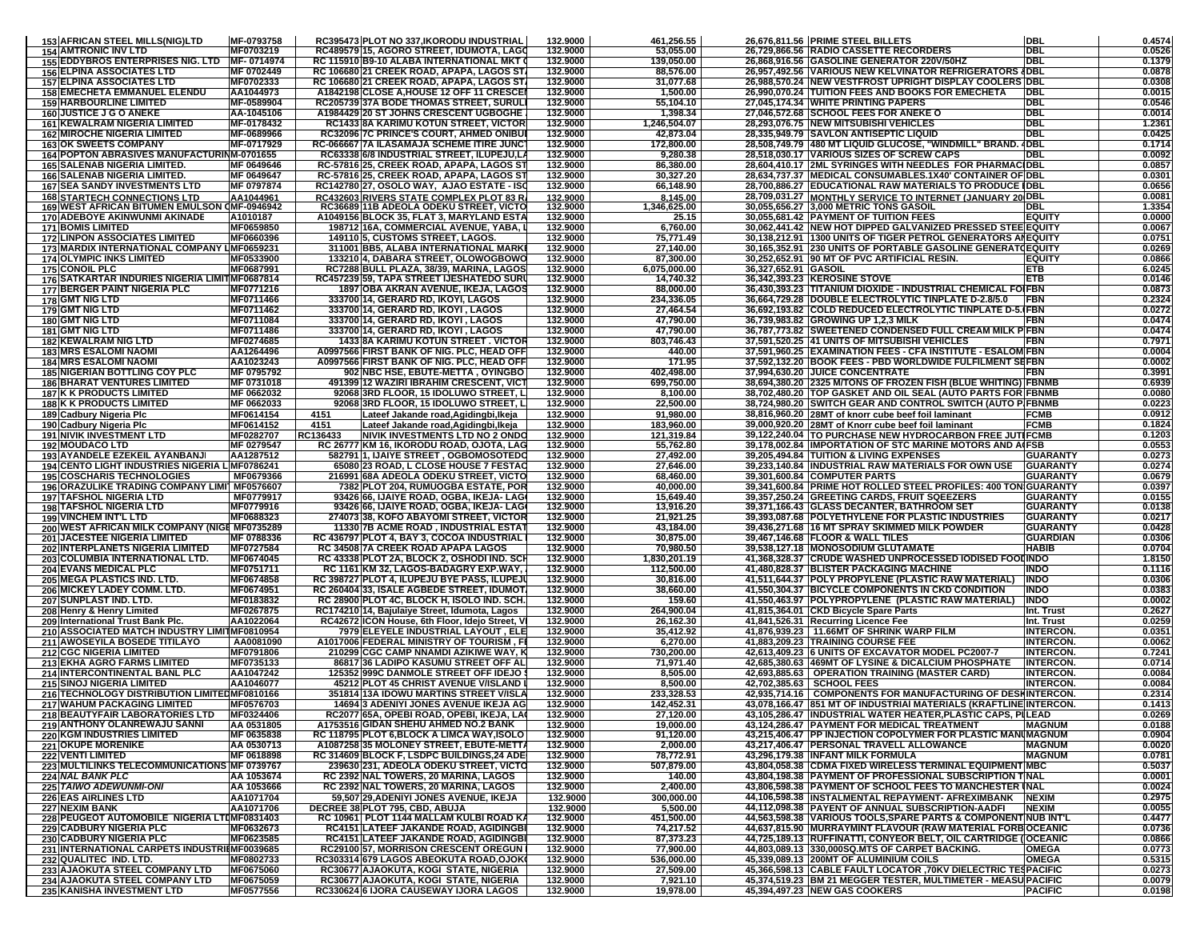| | | | | | | | | | |
|---|---|---|---|---|---|---|---|---|---|
| 153 | AFRICAN STEEL MILLS(NIG)LTD | MF-0793758 | RC395473 PLOT NO 337,IKORODU INDUSTRIAL | 132.9000 | 461,256.55 | 26,676,811.56 | PRIME STEEL BILLETS | DBL | 0.4574 |
| 154 | AMTRONIC INV LTD | MF0703219 | RC489579 15, AGORO STREET, IDUMOTA, LAGO | 132.9000 | 53,055.00 | 26,729,866.56 | RADIO CASSETTE RECORDERS | DBL | 0.0526 |
| 155 | EDDYBROS ENTERPRISES NIG. LTD | MF- 0714974 | RC 115910 B9-10 ALABA INTERNATIONAL MKT | 132.9000 | 139,050.00 | 26,868,916.56 | GASOLINE GENERATOR 220V/50HZ | DBL | 0.1379 |
| 156 | ELPINA ASSOCIATES LTD | MF 0702449 | RC 106680 21 CREEK ROAD, APAPA, LAGOS ST | 132.9000 | 88,576.00 | 26,957,492.56 | VARIOUS NEW KELVINATOR REFRIGERATORS | DBL | 0.0878 |
| 157 | ELPINA ASSOCIATES LTD | MF0702333 | RC 106680 21 CREEK ROAD, APAPA, LAGOS ST | 132.9000 | 31,077.68 | 26,988,570.24 | NEW VESTFROST UPRIGHT DISPLAY COOLERS | DBL | 0.0308 |
| 158 | EMECHETA EMMANUEL ELENDU | AA1044973 | A1842198 CLOSE A,HOUSE 12 OFF 11 CRESCE | 132.9000 | 1,500.00 | 26,990,070.24 | TUITION FEES AND BOOKS FOR EMECHETA | DBL | 0.0015 |
| 159 | HARBOURLINE LIMITED | MF-0589904 | RC205739 37A BODE THOMAS STREET, SURUL | 132.9000 | 55,104.10 | 27,045,174.34 | WHITE PRINTING PAPERS | DBL | 0.0546 |
| 160 | JUSTICE J G O ANEKE | AA-1045106 | A1984429 20 ST JOHNS CRESCENT UGBOGHE | 132.9000 | 1,398.34 | 27,046,572.68 | SCHOOL FEES FOR ANEKE O | DBL | 0.0014 |
| 161 | KEWALRAM NIGERIA LIMITED | MF-0178432 | RC1433 8A KARIMU KOTUN STREET, VICTOR | 132.9000 | 1,246,504.07 | 28,293,076.75 | NEW MITSUBISHI VEHICLES | DBL | 1.2361 |
| 162 | MIROCHE NIGERIA LIMITED | MF-0689966 | RC32096 7C PRINCE'S COURT, AHMED ONIBU | 132.9000 | 42,873.04 | 28,335,949.79 | SAVLON ANTISEPTIC LIQUID | DBL | 0.0425 |
| 163 | OK SWEETS COMPANY | MF-0717929 | RC-066667 7A ILASAMAJA SCHEME ITIRE JUNC | 132.9000 | 172,800.00 | 28,508,749.79 | 480 MT LIQUID GLUCOSE, "WINDMILL" BRAND. | DBL | 0.1714 |
| 164 | POPTON ABRASIVES MANUFACTURIN | M-0701655 | RC63338 6/8 INDUSTRIAL STREET, ILUPEJU,L | 132.9000 | 9,280.38 | 28,518,030.17 | VARIOUS SIZES OF SCREW CAPS | DBL | 0.0092 |
| 165 | SALENAB NIGERIA LIMITED. | MF 0649646 | RC-57816 25, CREEK ROAD, APAPA, LAGOS S | 132.9000 | 86,380.00 | 28,604,410.17 | 2ML SYRINGES WITH NEEDLES FOR PHARMAC | DBL | 0.0857 |
| 166 | SALENAB NIGERIA LIMITED. | MF 0649647 | RC-57816 25, CREEK ROAD, APAPA, LAGOS S | 132.9000 | 30,327.20 | 28,634,737.37 | MEDICAL CONSUMABLES.1X40' CONTAINER OF | DBL | 0.0301 |
| 167 | SEA SANDY INVESTMENTS LTD | MF 0797874 | RC142780 27, OSOLO WAY, AJAO ESTATE - IS | 132.9000 | 66,148.90 | 28,700,886.27 | EDUCATIONAL RAW MATERIALS TO PRODUCE | DBL | 0.0656 |
| 168 | STARTECH CONNECTIONS LTD | AA1044961 | RC432603 RIVERS STATE COMPLEX PLOT 83 R | 132.9000 | 8,145.00 | 28,709,031.27 | MONTHLY SERVICE TO INTERNET (JANUARY 20 | DBL | 0.0081 |
| 169 | WEST AFRICAN BITUMEN EMULSON C | MF-0946942 | RC36689 11B ADEOLA ODEKU STREET, VICTO | 132.9000 | 1,346,625.00 | 30,055,656.27 | 3,000 METRIC TONS GASOIL | DBL | 1.3354 |
| 170 | ADEBOYE AKINWUNMI AKINADE | A1010187 | A1049156 BLOCK 35, FLAT 3, MARYLAND ESTA | 132.9000 | 25.15 | 30,055,681.42 | PAYMENT OF TUITION FEES | EQUITY | 0.0000 |
| 171 | BOMIS LIMITED | MF0659850 | 198712 16A, COMMERCIAL AVENUE, YABA, | 132.9000 | 6,760.00 | 30,062,441.42 | NEW HOT DIPPED GALVANIZED PRESSED STEE | EQUITY | 0.0067 |
| 172 | LINPON ASSOCIATES LIMITED | MF0660396 | 149110 5, CUSTOMS STREET, LAGOS. | 132.9000 | 75,771.49 | 30,138,212.91 | 1300 UNITS OF TIGER PETROL GENERATORS A | EQUITY | 0.0751 |
| 173 | MARDIX INTERNATIONAL COMPANY L | MF0659231 | 311001 BB5, ALABA INTERNATIONAL MARK | 132.9000 | 27,140.00 | 30,165,352.91 | 230 UNITS OF PORTABLE GASOLINE GENERAT | EQUITY | 0.0269 |
| 174 | OLYMPIC INKS LIMITED | MF0533900 | 133210 4, DABARA STREET, OLOWOGBOWO | 132.9000 | 87,300.00 | 30,252,652.91 | 90 MT OF PVC ARTIFICIAL RESIN. | EQUITY | 0.0866 |
| 175 | CONOIL PLC | MF0687991 | RC7288 BULL PLAZA, 38/39, MARINA, LAGOS | 132.9000 | 6,075,000.00 | 36,327,652.91 | GASOIL | ETB | 6.0245 |
| 176 | SATKARTAR INDURIES NIGERIA LIMIT | MF0687814 | RC457239 59, TAPA STREET IJESHATEDO SUR | 132.9000 | 14,740.32 | 36,342,393.23 | KEROSINE STOVE | ETB | 0.0146 |
| 177 | BERGER PAINT NIGERIA PLC | MF0771216 | 1897 OBA AKRAN AVENUE, IKEJA, LAGOS | 132.9000 | 88,000.00 | 36,430,393.23 | TITANIUM DIOXIDE - INDUSTRIAL CHEMICAL FO | FBN | 0.0873 |
| 178 | GMT NIG LTD | MF0711466 | 333700 14, GERARD RD, IKOYI, LAGOS | 132.9000 | 234,336.05 | 36,664,729.28 | DOUBLE ELECTROLYTIC TINPLATE D-2.8/5.0 | FBN | 0.2324 |
| 179 | GMT NIG LTD | MF0711462 | 333700 14, GERARD RD, IKOYI , LAGOS | 132.9000 | 27,464.54 | 36,692,193.82 | COLD REDUCED ELECTROLYTIC TINPLATE D-5. | FBN | 0.0272 |
| 180 | GMT NIG LTD | MF0711084 | 333700 14, GERARD RD, IKOYI , LAGOS | 132.9000 | 47,790.00 | 36,739,983.82 | GROWING UP 1,2,3 MILK | FBN | 0.0474 |
| 181 | GMT NIG LTD | MF0711486 | 333700 14, GERARD RD, IKOYI , LAGOS | 132.9000 | 47,790.00 | 36,787,773.82 | SWEETENED CONDENSED FULL CREAM MILK P | FBN | 0.0474 |
| 182 | KEWALRAM NIG LTD | MF0274685 | 1433 8A KARIMU KOTUN STREET . VICTOR | 132.9000 | 803,746.43 | 37,591,520.25 | 41 UNITS OF MITSUBISHI VEHICLES | FBN | 0.7971 |
| 183 | MRS ESALOMI NAOMI | AA1264496 | A0997566 FIRST BANK OF NIG. PLC, HEAD OFF | 132.9000 | 440.00 | 37,591,960.25 | EXAMINATION FEES - CFA INSTITUTE - ESALOM | FBN | 0.0004 |
| 184 | MRS ESALOMI NAOMI | AA1023243 | A0997566 FIRST BANK OF NIG. PLC, HEAD OFF | 132.9000 | 171.95 | 37,592,132.20 | BOOK FEES - PBD WORLDWIDE FULFILMENT SE | FBN | 0.0002 |
| 185 | NIGERIAN BOTTLING COY PLC | MF 0795792 | 902 NBC HSE, EBUTE-METTA , OYINGBO | 132.9000 | 402,498.00 | 37,994,630.20 | JUICE CONCENTRATE | FBN | 0.3991 |
| 186 | BHARAT VENTURES LIMITED | MF 0731018 | 491399 12 WAZIRI IBRAHIM CRESCENT, VIC | 132.9000 | 699,750.00 | 38,694,380.20 | 2325 M/TONS OF FROZEN FISH (BLUE WHITING) | FBNMB | 0.6939 |
| 187 | K K PRODUCTS LIMITED | MF 0662032 | 92068 3RD FLOOR, 15 IDOLUWO STREET, L | 132.9000 | 8,100.00 | 38,702,480.20 | TOP GASKET AND OIL SEAL (AUTO PARTS FOR | FBNMB | 0.0080 |
| 188 | K K PRODUCTS LIMITED | MF 0662033 | 92068 3RD FLOOR, 15 IDOLUWO STREET, L | 132.9000 | 22,500.00 | 38,724,980.20 | SWITCH GEAR AND CONTROL SWITCH (AUTO P | FBNMB | 0.0223 |
| 189 | Cadbury Nigeria Plc | MF0614154 | 4151 Lateef Jakande road,Agidingbi,Ikeja | 132.9000 | 91,980.00 | 38,816,960.20 | 28MT of knorr cube beef foil laminant | FCMB | 0.0912 |
| 190 | Cadbury Nigeria Plc | MF0614152 | 4151 Lateef Jakande road,Agidingbi,Ikeja | 132.9000 | 183,960.00 | 39,000,920.20 | 28MT of Knorr cube beef foil laminant | FCMB | 0.1824 |
| 191 | NIVIK INVESTMENT LTD | MF0282707 | RC136433 NIVIK INVESTMENTS LTD NO 2 ONDO | 132.9000 | 121,319.84 | 39,122,240.04 | TO PURCHASE NEW HYDROCARBON FREE JUT | FCMB | 0.1203 |
| 192 | MOUDACO LTD | MF 0279547 | RC 26777 KM 16, IKORODU ROAD, OJOTA, LAG | 132.9000 | 55,762.80 | 39,178,002.84 | IMPORTATION OF STC MARINE MOTORS AND A | FSB | 0.0553 |
| 193 | AYANDELE EZEKEIL AYANBANJI | AA1287512 | 582791 1, IJAIYE STREET , OGBOMOSOTEDO | 132.9000 | 27,492.00 | 39,205,494.84 | TUITION & LIVING EXPENSES | GUARANTY | 0.0273 |
| 194 | CENTO LIGHT INDUSTRIES NIGERIA L | MF0786241 | 65080 23 ROAD, L CLOSE HOUSE 7 FESTAC | 132.9000 | 27,646.00 | 39,233,140.84 | INDUSTRIAL RAW MATERIALS FOR OWN USE | GUARANTY | 0.0274 |
| 195 | COSCHARIS TECHNOLOGIES | MF0679366 | 216991 68A ADEOLA ODEKU STREET, VICTO | 132.9000 | 68,460.00 | 39,301,600.84 | COMPUTER PARTS | GUARANTY | 0.0679 |
| 196 | ORAZULIKE TRADING COMPANY LIMI | MF0576607 | 7382 PLOT 204, RUMUOGBA ESTATE, POR | 132.9000 | 40,000.00 | 39,341,600.84 | PRIME HOT ROLLED STEEL PROFILES: 400 TON | GUARANTY | 0.0397 |
| 197 | TAFSHOL NIGERIA LTD | MF0779917 | 93426 66, IJAIYE ROAD, OGBA, IKEJA- LAG | 132.9000 | 15,649.40 | 39,357,250.24 | GREETING CARDS, FRUIT SQEEZERS | GUARANTY | 0.0155 |
| 198 | TAFSHOL NIGERIA LTD | MF0779916 | 93426 66, IJAIYE ROAD, OGBA, IKEJA- LAG | 132.9000 | 13,916.20 | 39,371,166.43 | GLASS DECANTER, BATHROOM SET | GUARANTY | 0.0138 |
| 199 | VINCHEM INT'L LTD | MF0688323 | 274073 38, KOFO ABAYOMI STREET, VICTOR | 132.9000 | 21,921.25 | 39,393,087.68 | POLYETHYLENE FOR PLASTIC INDUSTRIES | GUARANTY | 0.0217 |
| 200 | WEST AFRICAN MILK COMPANY (NIGE | MF0735289 | 11330 7B ACME ROAD , INDUSTRIAL ESTAT | 132.9000 | 43,184.00 | 39,436,271.68 | 16 MT SPRAY SKIMMED MILK POWDER | GUARANTY | 0.0428 |
| 201 | JACESTEE NIGERIA LIMITED | MF 0788336 | RC 436797 PLOT 4, BAY 3, COCOA INDUSTRIAL | 132.9000 | 30,875.00 | 39,467,146.68 | FLOOR & WALL TILES | GUARDIAN | 0.0306 |
| 202 | INTERPLANETS NIGERIA LIMITED | MF0727584 | RC 34508 7A CREEK ROAD APAPA LAGOS | 132.9000 | 70,980.50 | 39,538,127.18 | MONOSODIUM GLUTAMATE | HABIB | 0.0704 |
| 203 | COLUMBIA INTERNATIONAL LTD. | MF0674045 | RC 43338 PLOT 2A, BLOCK 2, OSHODI IND. SCH | 132.9000 | 1,830,201.19 | 41,368,328.37 | CRUDE WASHED UNPROCESSED IODISED FOO | INDO | 1.8150 |
| 204 | EVANS MEDICAL PLC | MF0751711 | RC 1161 KM 32, LAGOS-BADAGRY EXP.WAY, | 132.9000 | 112,500.00 | 41,480,828.37 | BLISTER PACKAGING MACHINE | INDO | 0.1116 |
| 205 | MEGA PLASTICS IND. LTD. | MF0674858 | RC 398727 PLOT 4, ILUPEJU BYE PASS, ILUPEJ | 132.9000 | 30,816.00 | 41,511,644.37 | POLY PROPYLENE (PLASTIC RAW MATERIAL) | INDO | 0.0306 |
| 206 | MICKEY LADEY COMM. LTD. | MF0674951 | RC 260404 33, ISALE AGBEDE STREET, IDUMOT | 132.9000 | 38,660.00 | 41,550,304.37 | BICYCLE COMPONENTS IN CKD CONDITION | INDO | 0.0383 |
| 207 | SUNPLAST IND. LTD. | MF0183832 | RC 28900 PLOT 4C, BLOCK H, ISOLO IND. SCH. | 132.9000 | 159.60 | 41,550,463.97 | POLYPROPYLENE (PLASTIC RAW MATERIAL) | INDO | 0.0002 |
| 208 | Henry & Henry Limited | MF0267875 | RC174210 14, Bajulaiye Street, Idumota, Lagos | 132.9000 | 264,900.04 | 41,815,364.01 | CKD Bicycle Spare Parts | Int. Trust | 0.2627 |
| 209 | International Trust Bank Plc. | AA1022064 | RC42672 ICON House, 6th Floor, Idejo Street, V | 132.9000 | 26,162.30 | 41,841,526.31 | Recurring Licence Fee | Int. Trust | 0.0259 |
| 210 | ASSOCIATED MATCH INDUSTRY LIMIT | MF0810954 | 7979 ELEYELE INDUSTRIAL LAYOUT , ELE | 132.9000 | 35,412.92 | 41,876,939.23 | 11.66MT OF SHRINK WARP FILM | INTERCON. | 0.0351 |
| 211 | AWOSEYILA BOSEDE TITILAYO | AA0081090 | A1017006 FEDERAL MINISTRY OF TOURISM , F | 132.9000 | 6,270.00 | 41,883,209.23 | TRAINING COURSE FEE | INTERCON. | 0.0062 |
| 212 | CGC NIGERIA LIMITED | MF0791806 | 210299 CGC CAMP NNAMDI AZIKIWE WAY, K | 132.9000 | 730,200.00 | 42,613,409.23 | 6 UNITS OF EXCAVATOR MODEL PC2007-7 | INTERCON. | 0.7241 |
| 213 | EKHA AGRO FARMS LIMITED | MF0735133 | 86817 36 LADIPO KASUMU STREET OFF AL | 132.9000 | 71,971.40 | 42,685,380.63 | 469MT OF LYSINE & DICALCIUM PHOSPHATE | INTERCON. | 0.0714 |
| 214 | INTERCONTINENTAL BANL PLC | AA1047242 | 125352 999C DANMOLE STREET OFF IDEJO | 132.9000 | 8,505.00 | 42,693,885.63 | OPERATION TRAINING (MASTER CARD) | INTERCON. | 0.0084 |
| 215 | SINOJ NIGERIA LIMITED | AA1046077 | 45212 PLOT 45 CHRIST AVENUE V/ISLAND | 132.9000 | 8,500.00 | 42,702,385.63 | SCHOOL FEES | INTERCON. | 0.0084 |
| 216 | TECHNOLOGY DISTRIBUTION LIMITED | MF0810166 | 351814 13A IDOWU MARTINS STREET V/ISLA | 132.9000 | 233,328.53 | 42,935,714.16 | COMPONENTS FOR MANUFACTURING OF DESI | INTERCON. | 0.2314 |
| 217 | WAHUM PACKAGING LIMITED | MF0576703 | 14694 3 ADENIYI JONES AVENUE IKEJA AG | 132.9000 | 142,452.31 | 43,078,166.47 | 851 MT OF INDUSTRIAL MATERIALS (KRAFTLINE | INTERCON. | 0.1413 |
| 218 | BEAUTYFAIR LABORATORIES LTD | MF0324406 | RC2077 65A, OPEBI ROAD, OPEBI, IKEJA, LA | 132.9000 | 27,120.00 | 43,105,286.47 | INDUSTRIAL WATER HEATER,PLASTIC CAPS, PI | LEAD | 0.0269 |
| 219 | ANTHONY OLANREWAJU SANNI | AA 0531805 | A1753516 GIDAN SHEHU AHMED NO.2 BANK | 132.9000 | 19,000.00 | 43,124,286.47 | PAYMENT FOR MEDICAL TREATMENT | MAGNUM | 0.0188 |
| 220 | KGM INDUSTRIES LIMITED | MF 0635838 | RC 118795 PLOT 6,BLOCK A LIMCA WAY,ISOLO | 132.9000 | 91,120.00 | 43,215,406.47 | PP INJECTION COPOLYMER FOR PLASTIC MAN | MAGNUM | 0.0904 |
| 221 | OKUPE MORENIKE | AA 0530713 | A1087258 35 MOLONEY STREET, EBUTE-METT | 132.9000 | 2,000.00 | 43,217,406.47 | PERSONAL TRAVELL ALLOWANCE | MAGNUM | 0.0020 |
| 222 | VENTI LIMITED | MF 0618898 | RC 314609 BLOCK F, LSDPC BUILDINGS,24 ADE | 132.9000 | 78,772.91 | 43,296,179.38 | INFANT MILK FORMULA | MAGNUM | 0.0781 |
| 223 | MULTILINKS TELECOMMUNICATIONS | MF 0739767 | 239630 231, ADEOLA ODEKU STREET, VICTO | 132.9000 | 507,879.00 | 43,804,058.38 | CDMA FIXED WIRELESS TERMINAL EQUIPMENT | MBC | 0.5037 |
| 224 | *NAL BANK PLC* | AA 1053674 | RC 2392 NAL TOWERS, 20 MARINA, LAGOS | 132.9000 | 140.00 | 43,804,198.38 | PAYMENT OF PROFESSIONAL SUBSCRIPTION T | NAL | 0.0001 |
| 225 | *TAIWO ADEWUNMI-ONI* | AA 1053666 | RC 2392 NAL TOWERS, 20 MARINA, LAGOS | 132.9000 | 2,400.00 | 43,806,598.38 | PAYMENT OF SCHOOL FEES TO MANCHESTER | NAL | 0.0024 |
| 226 | EAS AIRLINES LTD | AA1071704 | 59,507 29,ADENIYI JONES AVENUE, IKEJA | 132.9000 | 300,000.00 | 44,106,598.38 | INSTALMENTAL REPAYMENT- AFREXIMBANK | NEXIM | 0.2975 |
| 227 | NEXIM BANK | AA1071706 | DECREE 38 PLOT 795, CBD, ABUJA | 132.9000 | 5,500.00 | 44,112,098.38 | PAYENT OF ANNUAL SUBSCRIPTION-AADFI | NEXIM | 0.0055 |
| 228 | PEUGEOT AUTOMOBILE NIGERIA LTD | MF0831403 | RC 10961 PLOT 1144 MALLAM KULBI ROAD KA | 132.9000 | 451,500.00 | 44,563,598.38 | VARIOUS TOOLS,SPARE PARTS & COMPONENT | NUB INT'L | 0.4477 |
| 229 | CADBURY NIGERIA PLC | MF0632673 | RC4151 LATEEF JAKANDE ROAD, AGIDINGB | 132.9000 | 74,217.52 | 44,637,815.90 | MURRAYMINT FLAVOUR (RAW MATERIAL FOR | OCEANIC | 0.0736 |
| 230 | CADBURY NIGERIA PLC | MF0623585 | RC4151 LATEEF JAKANDE ROAD, AGIDINGB | 132.9000 | 87,373.23 | 44,725,189.13 | RUFFINATTI, CONYEOR BELT, OIL CARTRIDGE | OCEANIC | 0.0866 |
| 231 | INTERNATIONAL CARPETS INDUSTRIE | MF0039685 | RC29100 57, MORRISON CRESCENT OREGUN | 132.9000 | 77,900.00 | 44,803,089.13 | 330,000SQ.MTS OF CARPET BACKING. | OMEGA | 0.0773 |
| 232 | QUALITEC IND. LTD. | MF0802733 | RC303314 679 LAGOS ABEOKUTA ROAD,OJOK | 132.9000 | 536,000.00 | 45,339,089.13 | 200MT OF ALUMINIUM COILS | OMEGA | 0.5315 |
| 233 | AJAOKUTA STEEL COMPANY LTD | MF0675060 | RC30677 AJAOKUTA, KOGI STATE, NIGERIA | 132.9000 | 27,509.00 | 45,366,598.13 | CABLE FAULT LOCATOR ,70KV DIELECTRIC TES | PACIFIC | 0.0273 |
| 234 | AJAOKUTA STEEL COMPANY LTD | MF0675059 | RC30677 AJAOKUTA, KOGI STATE, NIGERIA | 132.9000 | 7,921.10 | 45,374,519.23 | BM 21 MEGGER TESTER, MULTIMETER - MEASU | PACIFIC | 0.0079 |
| 235 | KANISHA INVESTMENT LTD | MF0577556 | RC330624 6 IJORA CAUSEWAY IJORA LAGOS | 132.9000 | 19,978.00 | 45,394,497.23 | NEW GAS COOKERS | PACIFIC | 0.0198 |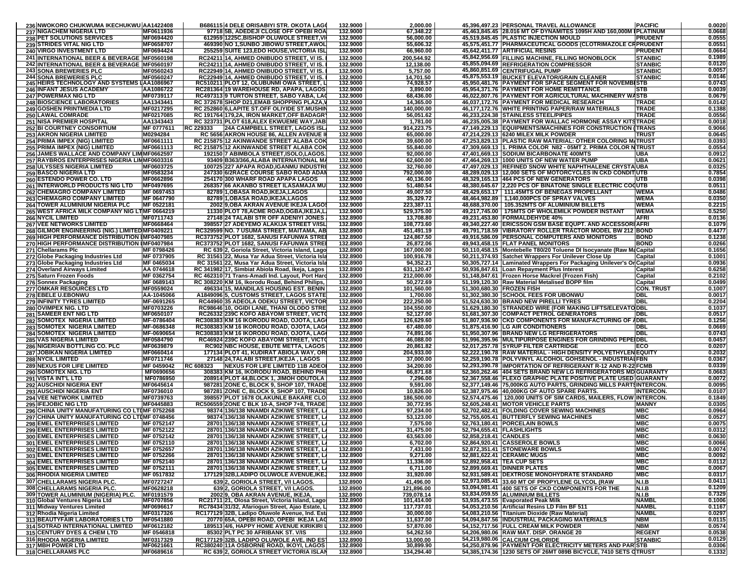| | | | | | | | | | |
|---|---|---|---|---|---|---|---|---|---|
| 236 | NWOKORO CHUKWUMA IKECHUKWU | AA1422408 | B686115 | 4 DELE ORISABIYI STR. OKOTA LAG | 132.9000 | 2,000.00 | 45,396,497.23 | PERSONAL TRAVEL ALLOWANCE | PACIFIC | 0.0020 |
| 237 | NIGACHEM NIGERIA LTD | MF0611936 | 97718 | 5B, ADEDEJI CLOSE OFF OPEBI ROA | 132.9000 | 67,348.22 | 45,463,845.45 | 28.016 MT OF DYNAMITES 1095H AND 160,000M | PLATINUM | 0.0668 |
| 238 | PET SOLUTIONS SERVICES | MF0694420 | 612959 | 1225C,BISHOP OLUWOLE STREET,VI | 132.9000 | 56,000.00 | 45,519,845.45 | PLASTIC INJECTION MOULD | PRUDENT | 0.0555 |
| 239 | STRIDES VITAL NIG LTD | MF0658707 | 469390 | NO 1,SUNBO JIBOWU STREET,AWOL | 132.9000 | 55,606.32 | 45,575,451.77 | PHARMACEUTICAL GOODS (CLOTRIMAZOLE CR | PRUDENT | 0.0551 |
| 240 | VIRGO INVESTMENT LTD | MF0694424 | 255259 | SUITE 123,EDO HOUSE,VICTORIA ISL | 132.9000 | 66,960.00 | 45,642,411.77 | ARTIFICIAL RESINS | PRUDENT | 0.0664 |
| 241 | INTERNATIONAL BEER & BEVERAGE | MF0560198 | RC24211 | 14, AHMED ONIBUDO STREET, V/ IS. | 132.9000 | 200,544.92 | 45,842,956.69 | FILLING MACHINE, FILLING MONOBLOCK | STANBIC | 0.1989 |
| 242 | INTERNATIONAL BEER & BEVERAGE | MF0560197 | RC24211 | 14, AHMED ONIBUDO STREET, V/ IS. | 132.9000 | 12,138.00 | 45,855,094.69 | REFRIGERATION COMPRESSOR | STANBIC | 0.0120 |
| 243 | SONA BREWERIES PLC | MF0560243 | RC22949 | 14, AHMED ONIBUDO STREET, V/ IS. | 132.9000 | 5,757.00 | 45,860,851.69 | CENTRIFUGAL PUMP | STANBIC | 0.0057 |
| 244 | SONA BREWERIES PLC | MF0560247 | RC22949 | 14, AHMED ONIBUDO STREET, V/ IS. | 132.9000 | 14,701.50 | 45,875,553.19 | BUCKET ELEVATOR/GRAIN CLEANER | STANBIC | 0.0146 |
| 245 | HEIRS TECHNOLOGY AND SYSTEMS L | AA1088967 | RC510211 | PLOT 12, OLUBUNMI OWA STREET, L | 132.9000 | 74,928.57 | 45,950,481.76 | PAYMENT FOR SPACE SEGMENT FOR NOVEMB | STB | 0.0743 |
| 246 | INFANT JESUS ACADEMY | AA1086722 | RC281364 | 19 WAREHOUSE RD, APAPA, LAGOS | 132.9000 | 3,890.00 | 45,954,371.76 | PAYMENT FOR HOME REMITTANCE | STB | 0.0039 |
| 247 | POWERMAX NIG LTD | MF0739117 | RC497313 | 9 TURTON STREET, SABO YABA, LAG | 132.9000 | 68,436.00 | 46,022,807.76 | PAYMENT FOR AGRICULTURAL MACHINERY WA | STB | 0.0679 |
| 248 | BIOSCIENCE LABORATORIES | AA1343441 | RC 372678 | SHOP D21,EMAB SHOPPING PLAZA,V | 132.9000 | 14,365.00 | 46,037,172.76 | PAYMENT FOR MEDICAL RESEARCH | TRADE | 0.0142 |
| 249 | GOSHEN PRINTMEDIA LTD | MF0217295 | RC 252860 | 6,LAPITE ST.OFF OLIYIDE ST.MUSHIN | 132.9000 | 140,000.00 | 46,177,172.76 | WHITE PRINTING PAPER/RAW MATERIALS | TRADE | 0.1388 |
| 250 | LAWAL COMRADE | MF0217085 | RC 191764 | 179,2A, IRON MARKET,OFF BADAGR | 132.9000 | 56,051.62 | 46,233,224.38 | STAINLESS STEEL/PIPES | TRADE | 0.0556 |
| 251 | NISA PREMIER HOSPITAL | AA1343443 | RC 323731 | PLOT 618,ALEX EKWUEME WAY,JAB | 132.9000 | 1,781.00 | 46,235,005.38 | PAYMENT FOR WALLAC HORMONE ASSAY KITS | TRADE | 0.0018 |
| 252 | BI COURTNEY CONSORTIUM | MF 0777611 | RC 229333 | 24A CAMPBELL STREET, LAGOS ISL | 132.9000 | 914,223.75 | 47,149,229.13 | EQUIPMENTS/MACHINES FOR CONSTRUCTION ( | TRANS | 0.9066 |
| 253 | AKRON NIGERIA LIMITED | M0294284 | RC 5656 | AKRON HOUSE 86, ALLEN AVENUE I | 132.9000 | 65,000.00 | 47,214,229.13 | 6240 MILEX MILK POWDER | TRUST | 0.0645 |
| 254 | PRIMA IMPEX (NIG) LIMITED | MF0661111 | RC 215875 | 12 AKINWANDE STREET ALABA COK | 132.9000 | 39,600.00 | 47,253,829.13 | PLASTIC RAW MATERIAL: OTHER COLORING M | TRUST | 0.0393 |
| 255 | PRIMA IMPEX (NIG) LIMITED | MF0661113 | RC 215875 | 12 AKINWANDE STREET ALABA COK | 132.9000 | 55,840.00 | 47,309,669.13 | 1. PRIMA COLOR N82 - 05MT 2. PRIMA COLOR N | TRUST | 0.0554 |
| 256 | JAMES WALLACE AND COMPANY LIM | MF0662597 | 192150 | 7 ABIMBOLA STREET,ISOLO,LAGOS. | 132.9000 | 92,000.00 | 47,401,669.13 | SODIUM BICARBONATE 400MTS | UBA | 0.0912 |
| 257 | RAYBROS ENTERPRISES NIGERIA LIM | MF0603316 | 93409 | B363/366,ALABA INTERNATIONAL MA | 132.9000 | 62,600.00 | 47,464,269.13 | 1000 UNITS OF NEW WATER PUMP | UBA | 0.0621 |
| 258 | ULYSSES NIGERIA LIMITED | MF0603725 | 100725 | 227 APAPA ROAD,IGANMU INDUSTRI | 132.9000 | 32,760.00 | 47,497,029.13 | REFINED SNOW WHITE NAPHTHALENE CRYSTA | UBA | 0.0325 |
| 259 | BASCO NIGERIA LTD | MF0583234 | 247330 | 6/2RACE COURSE GABO ROAD ADAN | 132.9000 | 792,000.00 | 48,289,029.13 | 12,000 SETS OF MOTORCYCLES IN CKD CONDIT | UTB | 0.7854 |
| 260 | ESTENDO POWER CO. LTD | MF0662896 | 254170 | 300 WHARF ROAD APAPA LAGOS | 132.9000 | 40,136.00 | 48,329,165.13 | 464 PCS OF NEW GENERATORS | UTB | 0.0398 |
| 261 | INTERWORLD PRODUCTS NIG LTD | MF0497695 | 268357 | 66 AKANBO STREET ILASAMAJA MU | 132.9000 | 51,480.54 | 48,380,645.67 | 2,220 PCS OF BINATONE SINGLE ELECTRIC COO | UTB | 0.0511 |
| 262 | CHEMAGRO COMPANY LIMITED | MF 0697453 | 82789 | 1,OBASA ROAD,IKEJA,LAGOS | 132.9000 | 49,007.50 | 48,429,653.17 | 111.45MTS OF BENEGAS PROPELLANT | WEMA | 0.0486 |
| 263 | CHEMAGRO COMPANY LIMITED | MF 0647790 | 82789 | 1,OBASA ROAD,IKEJA,LAGOS | 132.9000 | 35,329.72 | 48,464,982.89 | 1,140,000PCS OF SPRAY VALVES | WEMA | 0.0350 |
| 264 | TOWER ALUMINIUM NIGERIA PLC | MF 0522181 | 2002 | 9,OBA AKRAN AVENUE IKEJA LAGOS | 132.9000 | 223,387.11 | 48,688,370.00 | 105.352MTS OF ALUMINIUM BILLETS | WEMA | 0.2215 |
| 265 | WEST AFRICA MILK COMPANY NIG LT | MF 0664219 | 11330 | PLOT 78,ACME ROAD,OGBA,IKEJA,L | 132.9000 | 529,375.00 | 49,217,745.00 | 175MTS OF WHOLEMILK POWDER INSTANT | WEMA | 0.5250 |
| 266 | NYCIL LIMITED | MF0711743 | 27148 | 24 TALABI STR OFF ADENIYI JONES | 132.8900 | 13,708.80 | 49,231,453.80 | FORMALDEHYDE 40% | AFRI | 0.0136 |
| 267 | VEE NETWORKS LIMITED | MF0668464 | 398557 | 27 ADEYEMO ALAKIJA STREET V/ISL | 132.8900 | 108,773.60 | 49,340,227.40 | ERICSSON GSM BASE EQUPT. AND ACCESSORI | AFRI | 0.1079 |
| 268 | GILMOR ENGINEERING (NIG.) LIMITED | MF0409221 | RC329599 | NO. 7 USUMA STREET, MAITAMA, AB | 132.8900 | 451,491.19 | 49,791,718.59 | VIBRATORY ROLLER TRACTOR MODEL BW 212 | BOND | 0.4477 |
| 269 | HIGH PERFORMANCE DISTRIBUTION L | MF0407985 | RC373752 | PLOT 1682, SANUSI FAFUNWA STRE | 132.8900 | 124,867.50 | 49,916,586.09 | PERSONAL COMPUTERS AND MONITORS | BOND | 0.1238 |
| 270 | HIGH PERFORMANCE DISTRIBUTION L | MF0407984 | RC373752 | PLOT 1682, SANUSI FAFUNWA STRE | 132.8900 | 26,872.06 | 49,943,458.15 | FLAT PANEL MONITORS | BOND | 0.0266 |
| 271 | Chellarams Plc | MF 0798426 | RC 639 | 2, Goriola Street, Victoria Island, Lago | 132.8900 | 167,000.00 | 50,110,458.15 | Montebelle T80/20 Toluene DI Isocyanate (Raw Ma | Capital | 0.1656 |
| 272 | Globe Packaging Industries Ltd | MF 0737905 | RC 31561 | 22, Musa Yar Adua Street, Victoria Isla | 132.8900 | 100,916.78 | 50,211,374.93 | Satchet Wrappers For Unilever Close Up | Capital | 0.1001 |
| 273 | Globe Packaging Industries Ltd | MF 0465034 | RC 31561 | 22, Musa Yar Adua Street, Victoria Isla | 132.8900 | 94,352.21 | 50,305,727.14 | Laminated Wrappers For Packaging Unilever's Or | Capital | 0.0936 |
| 274 | Overland Airways Limited | AA 0744618 | RC 341982 | 17, Simbiat Abiola Road, Ikeja, Lagos | 132.8900 | 631,120.47 | 50,936,847.61 | Loan Repayment Plus Interest | Capital | 0.6258 |
| 275 | Saturn Frozen Foods | MF 0362754 | RC 462310 | 71 Trans-Amadi Ind. Layout, Port Harc | 132.8900 | 212,000.00 | 51,148,847.61 | Frozen Horse Mackrel (Frozen Fish) | Capital | 0.2102 |
| 276 | Sonnex Packaging | MF 0689143 | RC 308220 | KM 16, Ikorodu Road, Behind Philips, | 132.8900 | 50,272.69 | 51,199,120.30 | Raw Material Metalised BOPP film | Capital | 0.0499 |
| 277 | OMKAR RESOURCES LTD | MF0559024 | 496334 | 15, MANDILAS HOUSING EST. BENIN | 132.8900 | 101,560.00 | 51,300,680.30 | FROZEN FISH | CON. TRUST | 0.1007 |
| 278 | EBELE U.EBONWU | AA-1045066 | A1849096 | 5, CUSTOMS STREET, LAGOS STATE | 132.8900 | 1,700.00 | 51,302,380.30 | SCHOOL FEES FOR UBONWU | DBL | 0.0017 |
| 279 | INFINITY TYRES LIMITED | MF-0691265 | RC44960 | 35 ADEOLA ODEKU STREET, VICTOR | 132.8900 | 222,250.00 | 51,524,630.30 | BRAND NEW PIRELLI TYRES | DBL | 0.2204 |
| 280 | OVIMPEX NIG. LTD | MF0703226 | RC98646 | 10, OGIDI LANE, THANI OLODO STRE | 132.8900 | 104,550.00 | 51,629,180.30 | STRANDED WIRE (FOR MAKING LIFTS/ELEVATO | DBL | 0.1037 |
| 281 | SAMEER ENT NIG LTD | MF0650107 | RC26332 | 239C KOFO ABAYOMI STREET, VICTO | 132.8900 | 52,127.00 | 51,681,307.30 | COMPACT PETROL GENERATORS | DBL | 0.0517 |
| 282 | SOMOTEX NIGERIA LIMITED | MF-0786404 | RC308383 | KM 16 IKORODU ROAD, OJOTA, LAG | 132.8900 | 126,629.60 | 51,807,936.90 | CKD COMPONENTS FOR MANUFACTURING OF A | DBL | 0.1256 |
| 283 | SOMOTEX NIGERIA LIMITED | MF-0686348 | RC308383 | KM 16 IKORODU ROAD, OJOTA, LAG | 132.8900 | 67,480.00 | 51,875,416.90 | LG AIR CONDITIONERS | DBL | 0.0669 |
| 284 | SOMOTEX NIGERIA LIMITED | MF-0690654 | RC308383 | KM 16 IKORODU ROAD, OJOTA, LAG | 132.8900 | 74,891.06 | 51,950,307.96 | BRAND NEW LG REFRIGERATORS | DBL | 0.0743 |
| 285 | VAS NIGERIA LIMITED | MF0584790 | RC46924 | 239C KOFO ABAYOMI STREET, VICTO | 132.8900 | 46,088.00 | 51,996,395.96 | MULTIPURPOSE ENGINES FOR GRINDING PEPE | DBL | 0.0457 |
| 286 | NIGERIAN BOTTLING CO. PLC | MF0639879 | RC902 | NBC HOUSE, EBUTE METTA, LAGOS | 132.8900 | 20,861.82 | 52,017,257.78 | SYRUP FILTER CARTRIDGE | ECO | 0.0207 |
| 287 | JOBIKAN NIGERIA LIMITED | MF0660414 | 177134 | PLOT 41, KUDIRAT ABIOLA WAY, OR | 132.8900 | 204,933.00 | 52,222,190.78 | RAW MATERIAL - HIGH DENSITY POLYETHYLEN | EQUITY | 0.2032 |
| 288 | NYCIL LIMITED | MF0711746 | 27148 | 24,TALABI STREET,IKEJA , LAGOS | 132.8900 | 37,000.00 | 52,259,190.78 | POLYVINYL ALCOHOL GOHSENOL - INDUSTRIAL | FBN | 0.0367 |
| 289 | NEXUS FOR LIFE LIMITED | MF 0459042 | RC 608323 | NEXUS FOR LIFE LIMITED 11B ADEO | 132.8900 | 34,200.00 | 52,293,390.78 | IMPORTATION OF REFRIGERANT R-12 AND R-22 | FCMB | 0.0339 |
| 290 | SOMOTEX NIG. LTD | MF0690656 | 308383 | KM 16, IKORODU ROAD, BEHIND PHI | 132.8900 | 66,871.68 | 52,360,262.46 | 404 SETS BRAND NEW LG REFRIGERATORS MD | GUARANTY | 0.0663 |
| 291 | VISTA INT'L LTD | MF0786950 | 208914 | PLOT 44,BLOCK 1, JIMOH ODUTOLA | 132.8900 | 7,296.00 | 52,367,558.46 | FLEXO GRAPHIC PLATE POSITIVE PLATE USED | GUARANTY | 0.0072 |
| 292 | AUSCHIDI NIGERIA ENT | MF0645614 | 987281 | ZONE C, BLOCK 9, SHOP 107, TRADE | 132.8900 | 9,591.00 | 52,377,149.46 | 75,000KG AUTO PARTS, GRINDING MILLS PARTS | INTERCON. | 0.0095 |
| 293 | AUSCHIDI NIGERIA ENT | MF0736010 | 987281 | ZONE C, BLOCK 9, SHOP 107, TRADE | 132.8900 | 10,826.00 | 52,387,975.46 | 40,000KG OF AUTO SPARE PARTS. | INTERCON. | 0.0107 |
| 294 | VEE NETWORK LIMITED | MF0739763 | 398557 | PLOT 1678 OLAKUNLE BAKARE CLO | 132.8900 | 186,500.00 | 52,574,475.46 | 120,000 UNITS OF SIM CARDS, MAILERS, FLOW | INTERCON. | 0.1849 |
| 295 | IFEJOBIC NIG LTD | MF0445883 | RC506559 | ZONE C BLK 10-A, SHOP 7+8, TRADE | 132.8900 | 30,772.95 | 52,605,248.41 | MOTOR VEHICLE PARTS | MANNY | 0.0305 |
| 296 | CHINA UNITY MANUFATURING CO LTD | MF 0752268 | 98374 | 136/138 NNAMDI AZIKIWE STREET, L | 132.8900 | 97,234.00 | 52,702,482.41 | FOLDING COVER SEWING MACHINES | MBC | 0.0964 |
| 297 | CHINA UNITY MANUFATURING CO LTD | MF 0748456 | 98374 | 136/138 NNAMDI AZIKIWE STREET, L | 132.8900 | 53,123.00 | 52,755,605.41 | BUTTERFLY SEWING MACHINES | MBC | 0.0527 |
| 298 | EMEL ENTERPRISES LIMITED | MF 0752147 | 28701 | 136/138 NNAMDI AZIKIWE STREET, L | 132.8900 | 7,575.00 | 52,763,180.41 | PORCELAIN BOWLS | MBC | 0.0075 |
| 299 | EMEL ENTERPRISES LIMITED | MF 0752122 | 28701 | 136/138 NNAMDI AZIKIWE STREET, L | 132.8900 | 31,475.00 | 52,794,655.41 | FLASHLIGHTS | MBC | 0.0312 |
| 300 | EMEL ENTERPRISES LIMITED | MF 0752142 | 28701 | 136/138 NNAMDI AZIKIWE STREET, L | 132.8900 | 63,563.00 | 52,858,218.41 | CANDLES | MBC | 0.0630 |
| 301 | EMEL ENTERPRISES LIMITED | MF 0752110 | 28701 | 136/138 NNAMDI AZIKIWE STREET, L | 132.8900 | 6,702.00 | 52,864,920.41 | CASSEROLE BOWLS | MBC | 0.0066 |
| 302 | EMEL ENTERPRISES LIMITED | MF 0752657 | 28701 | 136/138 NNAMDI AZIKIWE STREET, L | 132.8900 | 7,431.00 | 52,872,351.41 | STONEWARE BOWLS | MBC | 0.0074 |
| 303 | EMEL ENTERPRISES LIMITED | MF 0752266 | 28701 | 136/138 NNAMDI AZIKIWE STREET, L | 132.8900 | 9,271.00 | 52,881,622.41 | CERAMIC MUGS | MBC | 0.0092 |
| 304 | EMEL ENTERPRISES LIMITED | MF 0752140 | 28701 | 136/138 NNAMDI AZIKIWE STREET, L | 132.8900 | 11,336.00 | 52,892,958.41 | TEA CUP SETS | MBC | 0.0112 |
| 305 | EMEL ENTERPRISES LIMITED | MF 0752111 | 28701 | 136/138 NNAMDI AZIKIWE STREET, L | 132.8900 | 6,711.00 | 52,899,669.41 | DINNER PLATES | MBC | 0.0067 |
| 306 | RHODIA NIGERIA LIMITED | MF 0517832 | 177129 | 32B,LADIPO OLUWOLE AVENUE,IKE | 132.8900 | 31,920.00 | 52,931,589.41 | DEXTROSE MONOHYDRATE STANDARD | MBC | 0.0317 |
| 307 | CHELLARAMS NIGERIA PLC. | MF0727247 | 639 | 2, GORIOLA STREET, V/I LAGOS. | 132.8900 | 41,496.00 | 52,973,085.41 | 33.60 MT OF PROPYLENE GLYCOL (RAW | N.I.B | 0.0411 |
| 308 | CHELLARAMS NIGERIA PLC. | MF0628218 | 639 | 2, GORIOLA STREET, V/I LAGOS. | 132.8900 | 121,896.00 | 53,094,981.41 | 400 SETS OF CKD COMPONENTS FOR THE | N.I.B | 0.1209 |
| 309 | TOWER ALUMINIUM (NIGERIA) PLC. | MF0191579 | 2002 | 9, OBA AKRAN AVENUE, IKEJA, | 132.8900 | 739,078.14 | 53,834,059.55 | ALUMINIUM BILLETS | N.I.B | 0.7329 |
| 310 | Global Ventures Nigeria Ltd | MF0707856 | RC21711 | 21, Olosa Street, Victoria Island, Lago | 132.8900 | 101,414.00 | 53,935,473.55 | Evaporated Peak Milk | NAMBL | 0.1006 |
| 311 | Midway Ventures Limited | MF0696617 | RC78434 | 31/32, Afariogun Street, Ajao Estate, L | 132.8900 | 117,737.01 | 54,053,210.56 | Artificial Resins LD Film BF 511 | NAMBL | 0.1167 |
| 312 | Rhodia Nigeria Limited | MF0317326 | RC177129 | 32B, Ladipo Oluwole Avenue, Ind. Est | 132.8900 | 30,000.00 | 54,083,210.56 | Titanium Dioxide (Raw Material) | NAMBL | 0.0297 |
| 313 | BEAUTYFAIR LABORATORIES LTD | MF0541880 | 20770 | 65A, OPEBI ROAD, OPEBI IKEJA LAG | 132.8900 | 11,637.00 | 54,094,847.56 | INDUSTRIAL PACKAGING MATERIALS | NBM | 0.0115 |
| 314 | SOTRAD INTERNATIONAL LIMITED | MF0612182 | 189513 | 4/6, HAPPY HOME AVENUE KIRIKIRI L | 132.8900 | 57,870.00 | 54,152,717.56 | FULL CREAM MILK POWDER | NBM | 0.0574 |
| 315 | CENTURY DYES & CHEM LTD | MF 0546818 | 85302 | PLT PC 30 AFRIBANK ST. V/IS | 132.8900 | 54,262.50 | 54,206,980.06 | RAW MAT. DISP. ORANGE 20 | REGENT | 0.0538 |
| 316 | RHODIA NIGERIA LIMITED | MF0317329 | RC177129 | 32B, LADIPO OLUWOLE AVE, IND EST | 132.8900 | 13,000.00 | 54,219,980.06 | CALCIUM CHLORIDE | STANBIC | 0.0129 |
| 317 | MBH POWER LTD | MF0621661 | RC380240 | 11A OSBORNE ROAD, IKOYI, LAGOS | 132.8900 | 30,899.90 | 54,250,879.96 | PAYMENT FOR ELECTRICITY METERS AND PAR | STB | 0.0306 |
| 318 | CHELLARAMS PLC | MF0689616 | RC 639 | 2, GORIOLA STREET VICTORIA ISLAN | 132.8900 | 134,294.40 | 54,385,174.36 | 1230 SETS OF 26MT 089B BICYCLE, 7410 SETS O | TRUST | 0.1332 |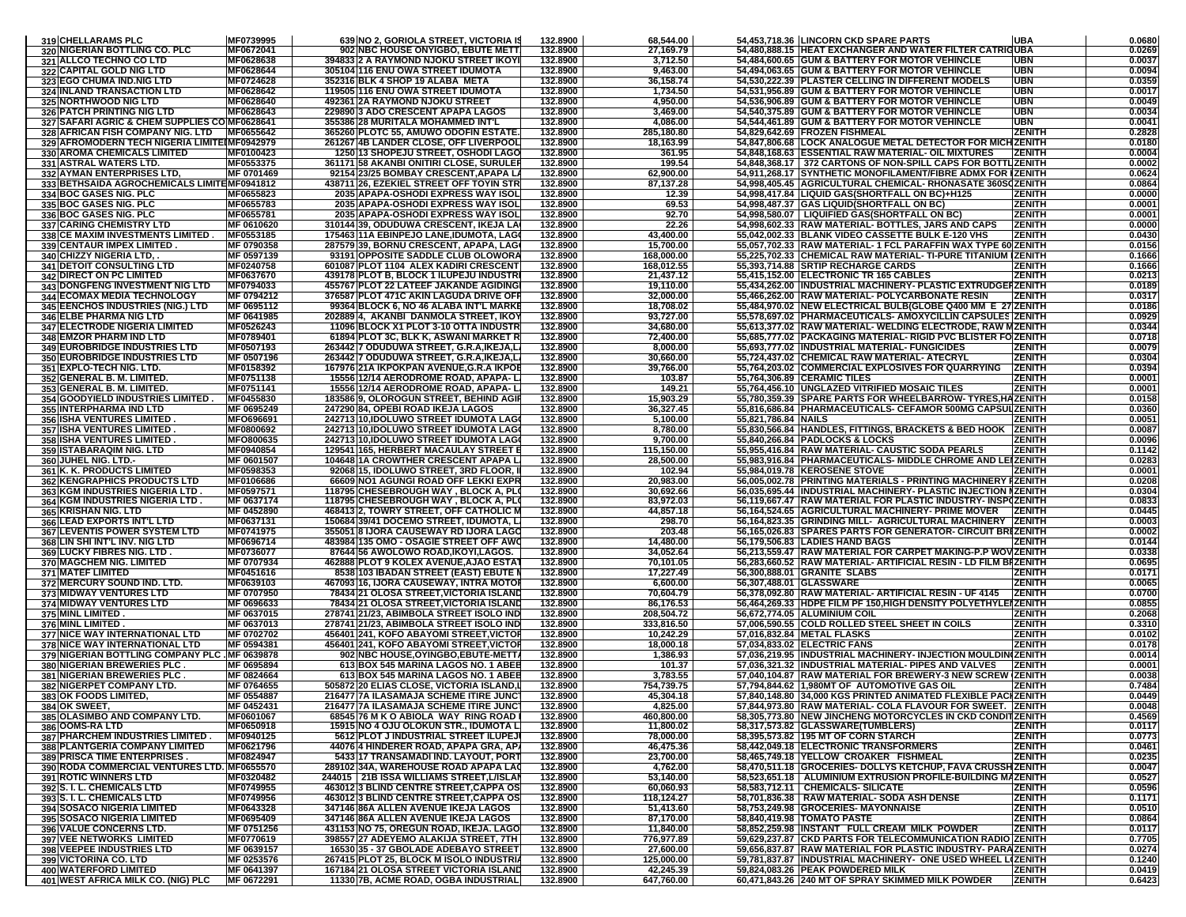| 319 | CHELLARAMS PLC | MF0739995 | 639 | NO 2, GORIOLA STREET, VICTORIA IS | 132.8900 | 68,544.00 | 54,453,718.36 | LINCORN CKD SPARE PARTS | UBA | 0.0680 |
|---|---|---|---|---|---|---|---|---|---|---|
| 320 | NIGERIAN BOTTLING CO. PLC | MF0672041 | 902 | NBC HOUSE ONYIGBO, EBUTE METT | 132.8900 | 27,169.79 | 54,480,888.15 | HEAT EXCHANGER AND WATER FILTER CATRIG | UBA | 0.0269 |
| 321 | ALLCO TECHNO CO LTD | MF0628638 | 394833 | 2 A RAYMOND NJOKU STREET IKOYI | 132.8900 | 3,712.50 | 54,484,600.65 | GUM & BATTERY FOR MOTOR VEHINCLE | UBN | 0.0037 |
| 322 | CAPITAL GOLD NIG LTD | MF0628644 | 305104 | 116 ENU OWA STREET IDUMOTA | 132.8900 | 9,463.00 | 54,494,063.65 | GUM & BATTERY FOR MOTOR VEHINCLE | UBN | 0.0094 |
| 323 | EGO CHUMA IND.NIG LTD | MF0724628 | 352316 | BLK 4 SHOP 19 ALABA META | 132.8900 | 36,158.74 | 54,530,222.39 | PLASTER CELLING IN DIFFERENT MODELS | UBN | 0.0359 |
| 324 | INLAND TRANSACTION LTD | MF0628642 | 119505 | 116 ENU OWA STREET IDUMOTA | 132.8900 | 1,734.50 | 54,531,956.89 | GUM & BATTERY FOR MOTOR VEHINCLE | UBN | 0.0017 |
| 325 | NORTHWOOD NIG LTD | MF0628640 | 492361 | 2A RAYMOND NJOKU STREET | 132.8900 | 4,950.00 | 54,536,906.89 | GUM & BATTERY FOR MOTOR VEHINCLE | UBN | 0.0049 |
| 326 | PATCH PRINTING NIG LTD | MF0628643 | 229890 | 3 ADO CRESCENT APAPA LAGOS | 132.8900 | 3,469.00 | 54,540,375.89 | GUM & BATTERY FOR MOTOR VEHINCLE | UBN | 0.0034 |
| 327 | SAFARI AGRIC & CHEM SUPPLIES CO | MF0628641 | 355386 | 28 MURITALA MOHAMMED INT'L | 132.8900 | 4,086.00 | 54,544,461.89 | GUM & BATTERY FOR MOTOR VEHINCLE | UBN | 0.0041 |
| 328 | AFRICAN FISH COMPANY NIG. LTD | MF0655642 | 365260 | PLOTC 55, AMUWO ODOFIN ESTATE. | 132.8900 | 285,180.80 | 54,829,642.69 | FROZEN FISHMEAL | ZENITH | 0.2828 |
| 329 | AFROMODERN TECH NIGERIA LIMITED | MF0942979 | 261267 | 4B LANDER CLOSE, OFF LIVERPOOL | 132.8900 | 18,163.99 | 54,847,806.68 | LOCK ANALOGUE METAL DETECTOR FOR MICH | ZENITH | 0.0180 |
| 330 | AROMA CHEMICALS LIMITED | MF0100423 | 1250 | 13 SHOPEJU STREET, OSHODI LAGO | 132.8900 | 361.95 | 54,848,168.63 | ESSENTIAL RAW MATERIAL- OIL MIXTURES | ZENITH | 0.0004 |
| 331 | ASTRAL WATERS LTD. | MF0553375 | 361171 | 58 AKANBI ONITIRI CLOSE, SURULEF | 132.8900 | 199.54 | 54,848,368.17 | 372 CARTONS OF NON-SPILL CAPS FOR BOTTL | ZENITH | 0.0002 |
| 332 | AYMAN ENTERPRISES LTD, | MF 0701469 | 92154 | 23/25 BOMBAY CRESCENT,APAPA L | 132.8900 | 62,900.00 | 54,911,268.17 | SYNTHETIC MONOFILAMENT/FIBRE ADMX FOR I | ZENITH | 0.0624 |
| 333 | BETHSAIDA AGROCHEMICALS LIMITE | MF0941812 | 438711 | 26, EZEKIEL STREET OFF TOYIN STR | 132.8900 | 87,137.28 | 54,998,405.45 | AGRICULTURAL CHEMICAL- RHONASATE 360S | ZENITH | 0.0864 |
| 334 | BOC GASES NIG. PLC | MF0655823 | 2035 | APAPA-OSHODI EXPRESS WAY ISOL | 132.8900 | 12.39 | 54,998,417.84 | LIQUID GAS(SHORTFALL ON BC)+H125 | ZENITH | 0.0000 |
| 335 | BOC GASES NIG. PLC | MF0655783 | 2035 | APAPA-OSHODI EXPRESS WAY ISOL | 132.8900 | 69.53 | 54,998,487.37 | GAS LIQUID(SHORTFALL ON BC) | ZENITH | 0.0001 |
| 336 | BOC GASES NIG. PLC | MF0655781 | 2035 | APAPA-OSHODI EXPRESS WAY ISOL | 132.8900 | 92.70 | 54,998,580.07 | LIQUIFIED GAS(SHORTFALL ON BC) | ZENITH | 0.0001 |
| 337 | CARING CHEMISTRY LTD | MF 0610620 | 310144 | 39, ODUDUWA CRESCENT, IKEJA LA | 132.8900 | 22.26 | 54,998,602.33 | RAW MATERIAL- BOTTLES, JARS AND CAPS | ZENITH | 0.0000 |
| 338 | CE MAXIM INVESTMENTS LIMITED . | MF0553185 | 175463 | 11A EBINPEJO LANE,IDUMOTA, LAG | 132.8900 | 43,400.00 | 55,042,002.33 | BLANK VIDEO CASSETTE BULK E-120 VHS | ZENITH | 0.0430 |
| 339 | CENTAUR IMPEX LIMITED . | MF 0790358 | 287579 | 39, BORNU CRESCENT, APAPA, LAG | 132.8900 | 15,700.00 | 55,057,702.33 | RAW MATERIAL- 1 FCL PARAFFIN WAX TYPE 60 | ZENITH | 0.0156 |
| 340 | CHIZZY NIGERIA LTD, . | MF 0597139 | 93191 | OPPOSITE SADDLE CLUB OLOWORA | 132.8900 | 168,000.00 | 55,225,702.33 | CHEMICAL RAW MATERIAL- TI-PURE TITANIUM I | ZENITH | 0.1666 |
| 341 | DETOIT CONSULTING LTD | MF0240758 | 601087 | PLOT 1104 ALEX KADIRI CRESCENT | 132.8900 | 168,012.55 | 55,393,714.88 | SRTIP RECHARGE CARDS | ZENITH | 0.1666 |
| 342 | DIRECT ON PC LIMITED | MF0637670 | 439178 | PLOT B, BLOCK 1 ILUPEJU INDUSTRI | 132.8900 | 21,437.12 | 55,415,152.00 | ELECTRONIC TR 165 CABLES | ZENITH | 0.0213 |
| 343 | DONGFENG INVESTMENT NIG LTD | MF0794033 | 455767 | PLOT 22 LATEEF JAKANDE AGIDING | 132.8900 | 19,110.00 | 55,434,262.00 | INDUSTRIAL MACHINERY- PLASTIC EXTRUDGEF | ZENITH | 0.0189 |
| 344 | ECOMAX MEDIA TECHNOLOGY | MF 0794212 | 376587 | PLOT 471C AKIN LAGUDA DRIVE OFF | 132.8900 | 32,000.00 | 55,466,262.00 | RAW MATERIAL- POLYCARBONATE RESIN | ZENITH | 0.0317 |
| 345 | EENCHOS INDUSTRIES (NIG.) LTD | MF 0695112 | 99364 | BLOCK 6, NO 46 ALABA INT'L MARKE | 132.8900 | 18,708.02 | 55,484,970.02 | NEW ELECTRICAL BULB(GLOBE Q400 MM E 27 | ZENITH | 0.0186 |
| 346 | ELBE PHARMA NIG LTD | MF 0641985 | 202889 | 4, AKANBI DANMOLA STREET, IKOY | 132.8900 | 93,727.00 | 55,578,697.02 | PHARMACEUTICALS- AMOXYCILLIN CAPSULES | ZENITH | 0.0929 |
| 347 | ELECTRODE NIGERIA LIMITED | MF0526243 | 11096 | BLOCK X1 PLOT 3-10 OTTA INDUSTR | 132.8900 | 34,680.00 | 55,613,377.02 | RAW MATERIAL- WELDING ELECTRODE, RAW M | ZENITH | 0.0344 |
| 348 | EMZOR PHARM IND LTD | MF0789401 | 61894 | PLOT 3C, BLK K, ASWANI MARKET R | 132.8900 | 72,400.00 | 55,685,777.02 | PACKAGING MATERIAL- RIGID PVC BLISTER FO | ZENITH | 0.0718 |
| 349 | EUROBRIDGE INDUSTRIES LTD | MF0507193 | 263442 | 7 ODUDUWA STREET, G.R.A,IKEJA,L | 132.8900 | 8,000.00 | 55,693,777.02 | INDUSTRIAL MATERIAL- FUNGICIDES | ZENITH | 0.0079 |
| 350 | EUROBRIDGE INDUSTRIES LTD | MF 0507196 | 263442 | 7 ODUDUWA STREET, G.R.A,IKEJA,L | 132.8900 | 30,660.00 | 55,724,437.02 | CHEMICAL RAW MATERIAL- ATECRYL | ZENITH | 0.0304 |
| 351 | EXPLO-TECH NIG. LTD. | MF0158392 | 167976 | 21A IKPOKPAN AVENUE,G.R.A IKPOE | 132.8900 | 39,766.00 | 55,764,203.02 | COMMERCIAL EXPLOSIVES FOR QUARRYING | ZENITH | 0.0394 |
| 352 | GENERAL B. M. LIMITED. | MF0751138 | 15556 | 12/14 AERODROME ROAD, APAPA- L | 132.8900 | 103.87 | 55,764,306.89 | CERAMIC TILES | ZENITH | 0.0001 |
| 353 | GENERAL B. M. LIMITED. | MF0751141 | 15556 | 12/14 AERODROME ROAD, APAPA- L | 132.8900 | 149.21 | 55,764,456.10 | UNGLAZED VITRIFIED MOSAIC TILES | ZENITH | 0.0001 |
| 354 | GOODYIELD INDUSTRIES LIMITED . | MF0455830 | 183586 | 9, OLOROGUN STREET, IGEHIND AGIF | 132.8900 | 15,903.29 | 55,780,359.39 | SPARE PARTS FOR WHEELBARROW- TYRES,HA | ZENITH | 0.0158 |
| 355 | INTERPHARMA IND LTD | MF 0695249 | 247290 | 84, OPEBI ROAD IKEJA LAGOS | 132.8900 | 36,327.45 | 55,816,686.84 | PHARMACEUTICALS- CEFAMOR 500MG CAPSUL | ZENITH | 0.0360 |
| 356 | ISHA VENTURES LIMITED . | MFO696691 | 242713 | 10,IDOLUWO STREET IDUMOTA LAG | 132.8900 | 5,100.00 | 55,821,786.84 | NAILS | ZENITH | 0.0051 |
| 357 | ISHA VENTURES LIMITED . | MF0800692 | 242713 | 10,IDOLUWO STREET IDUMOTA LAG | 132.8900 | 8,780.00 | 55,830,566.84 | HANDLES, FITTINGS, BRACKETS & BED HOOK | ZENITH | 0.0087 |
| 358 | ISHA VENTURES LIMITED . | MFO800635 | 242713 | 10,IDOLUWO STREET IDUMOTA LAG | 132.8900 | 9,700.00 | 55,840,266.84 | PADLOCKS & LOCKS | ZENITH | 0.0096 |
| 359 | ISTABARAQIM NIG. LTD | MF0940854 | 129541 | 165, HERBERT MACAULAY STREET E | 132.8900 | 115,150.00 | 55,955,416.84 | RAW MATERIAL- CAUSTIC SODA PEARLS | ZENITH | 0.1142 |
| 360 | JUHEL NIG. LTD.- | MF 0601507 | 104648 | 1A CROWTHER CRESCENT APAPA L | 132.8900 | 28,500.00 | 55,983,916.84 | PHARMACEUTICALS- MIDDLE CHROME AND LEI | ZENITH | 0.0283 |
| 361 | K. K. PRODUCTS LIMITED | MF0598353 | 92068 | 15, IDOLUWO STREET, 3RD FLOOR, I | 132.8900 | 102.94 | 55,984,019.78 | KEROSENE STOVE | ZENITH | 0.0001 |
| 362 | KENGRAPHICS PRODUCTS LTD | MF0106686 | 66609 | NO1 AGUNGI ROAD OFF LEKKI EXPR | 132.8900 | 20,983.00 | 56,005,002.78 | PRINTING MATERIALS - PRINTING MACHINERY F | ZENITH | 0.0208 |
| 363 | KGM INDUSTRIES NIGERIA LTD . | MF0597571 | 118795 | CHESEBROUGH WAY , BLOCK A, PL | 132.8900 | 30,692.66 | 56,035,695.44 | INDUSTRIAL MACHINERY- PLASTIC INJECTION M | ZENITH | 0.0304 |
| 364 | KGM INDUSTRIES NIGERIA LTD . | MF 0637174 | 118795 | CHESEBROUGH WAY , BLOCK A, PL | 132.8900 | 83,972.03 | 56,119,667.47 | RAW MATERIAL FOR PLASTIC INDUSTRY- INSP | ZENITH | 0.0833 |
| 365 | KRISHAN NIG. LTD | MF 0452890 | 468413 | 2, TOWRY STREET, OFF CATHOLIC M | 132.8900 | 44,857.18 | 56,164,524.65 | AGRICULTURAL MACHINERY- PRIME MOVER | ZENITH | 0.0445 |
| 366 | LEAD EXPORTS INT'L LTD | MF0637131 | 150684 | 39/41 DOCEMO STREET, IDUMOTA, L | 132.8900 | 298.70 | 56,164,823.35 | GRINDING MILL- AGRICULTURAL MACHINERY | ZENITH | 0.0003 |
| 367 | LEVENTIS POWER SYSTEM LTD | MF0741975 | 355051 | 8 IJORA CAUSEWAY RD IJORA LAGO | 132.8900 | 203.48 | 56,165,026.83 | SPARES PARTS FOR GENERATOR- CIRCUIT BRE | ZENITH | 0.0002 |
| 368 | LIN SHI INT'L INV. NIG LTD | MF0696714 | 483984 | 135 OMO - OSAGIE STREET OFF AWO | 132.8900 | 14,480.00 | 56,179,506.83 | LADIES HAND BAGS | ZENITH | 0.0144 |
| 369 | LUCKY FIBRES NIG. LTD . | MF0736077 | 87644 | 56 AWOLOWO ROAD,IKOYI,LAGOS. | 132.8900 | 34,052.64 | 56,213,559.47 | RAW MATERIAL FOR CARPET MAKING-P.P WOV | ZENITH | 0.0338 |
| 370 | MAGCHEM NIG. LIMITED | MF 0707934 | 462888 | PLOT 9 KOLEX AVENUE,AJAO ESTAT | 132.8900 | 70,101.05 | 56,283,660.52 | RAW MATERIAL- ARTIFICIAL RESIN - LD FILM BF | ZENITH | 0.0695 |
| 371 | MATEF LIMITED | MF0451616 | 8538 | 103 IBADAN STREET (EAST) EBUTE M | 132.8900 | 17,227.49 | 56,300,888.01 | GRANITE SLABS | ZENITH | 0.0171 |
| 372 | MERCURY SOUND IND. LTD. | MF0639103 | 467093 | 16, IJORA CAUSEWAY, INTRA MOTOF | 132.8900 | 6,600.00 | 56,307,488.01 | GLASSWARE | ZENITH | 0.0065 |
| 373 | MIDWAY VENTURES LTD | MF 0707950 | 78434 | 21 OLOSA STREET,VICTORIA ISLAND | 132.8900 | 70,604.79 | 56,378,092.80 | RAW MATERIAL- ARTIFICIAL RESIN - UF 4145 | ZENITH | 0.0700 |
| 374 | MIDWAY VENTURES LTD | MF 0696633 | 78434 | 21 OLOSA STREET,VICTORIA ISLAND | 132.8900 | 86,176.53 | 56,464,269.33 | HDPE FILM PF 150,HIGH DENSITY POLYETHYLEN | ZENITH | 0.0855 |
| 375 | MINL LIMITED . | MF 0637015 | 278741 | 21/23, ABIMBOLA STREET ISOLO IND | 132.8900 | 208,504.72 | 56,672,774.05 | ALUMINIUM COIL | ZENITH | 0.2068 |
| 376 | MINL LIMITED . | MF 0637013 | 278741 | 21/23, ABIMBOLA STREET ISOLO IND | 132.8900 | 333,816.50 | 57,006,590.55 | COLD ROLLED STEEL SHEET IN COILS | ZENITH | 0.3310 |
| 377 | NICE WAY INTERNATIONAL LTD | MF 0702702 | 456401 | 241, KOFO ABAYOMI STREET,VICTOF | 132.8900 | 10,242.29 | 57,016,832.84 | METAL FLASKS | ZENITH | 0.0102 |
| 378 | NICE WAY INTERNATIONAL LTD | MF 0594381 | 456401 | 241, KOFO ABAYOMI STREET,VICTOF | 132.8900 | 18,000.18 | 57,034,833.02 | ELECTRIC FANS | ZENITH | 0.0178 |
| 379 | NIGERIAN BOTTLING COMPANY PLC . | MF 0639878 | 902 | NBC HOUSE,OYINGBO,EBUTE-METT | 132.8900 | 1,386.93 | 57,036,219.95 | INDUSTRIAL MACHINERY- INJECTION MOULDIN | ZENITH | 0.0014 |
| 380 | NIGERIAN BREWERIES PLC . | MF 0695894 | 613 | BOX 545 MARINA LAGOS NO. 1 ABEE | 132.8900 | 101.37 | 57,036,321.32 | INDUSTRIAL MATERIAL- PIPES AND VALVES | ZENITH | 0.0001 |
| 381 | NIGERIAN BREWERIES PLC . | MF 0824664 | 613 | BOX 545 MARINA LAGOS NO. 1 ABEE | 132.8900 | 3,783.55 | 57,040,104.87 | RAW MATERIAL FOR BREWERY-3 NEW SCREW | ZENITH | 0.0038 |
| 382 | NIGERPET COMPANY LTD. | MF 0764655 | 505872 | 20 ELIAS CLOSE, VICTORIA ISLAND,I | 132.8900 | 754,739.75 | 57,794,844.62 | 1,980MT OF AUTOMOTIVE GAS OIL | ZENITH | 0.7484 |
| 383 | OK FOODS LIMITED, | MF 0554887 | 216477 | 7A ILASAMAJA SCHEME ITIRE JUNC | 132.8900 | 45,304.18 | 57,840,148.80 | 34,000 KGS PRINTED ANIMATED FLEXIBLE PAC | ZENITH | 0.0449 |
| 384 | OK SWEET, | MF 0452431 | 216477 | 7A ILASAMAJA SCHEME ITIRE JUNC | 132.8900 | 4,825.00 | 57,844,973.80 | RAW MATERIAL- COLA FLAVOUR FOR SWEET. | ZENITH | 0.0048 |
| 385 | OLASIMBO AND COMPANY LTD. | MF0601067 | 68545 | 76 M K O ABIOLA WAY RING ROAD | 132.8900 | 460,800.00 | 58,305,773.80 | NEW JINCHENG MOTORCYCLES IN CKD CONDIT | ZENITH | 0.4569 |
| 386 | OOMS-RA LTD | MF0650918 | 15915 | NO 4 OJU OLOKUN STR., IDUMOTA L | 132.8900 | 11,800.02 | 58,317,573.82 | GLASSWARE(TUMBLERS) | ZENITH | 0.0117 |
| 387 | PHARCHEM INDUSTRIES LIMITED . | MF0940125 | 5612 | PLOT J INDUSTRIAL STREET ILUPEJ | 132.8900 | 78,000.00 | 58,395,573.82 | 195 MT OF CORN STARCH | ZENITH | 0.0773 |
| 388 | PLANTGERIA COMPANY LIMITED | MF0621796 | 44076 | 4 HINDERER ROAD, APAPA GRA, AP | 132.8900 | 46,475.36 | 58,442,049.18 | ELECTRONIC TRANSFORMERS | ZENITH | 0.0461 |
| 389 | PRISCA TIME ENTERPRISES . | MF0824947 | 5433 | 17 TRANSAMADI IND. LAYOUT, PORT | 132.8900 | 23,700.00 | 58,465,749.18 | YELLOW CROAKER FISHMEAL | ZENITH | 0.0235 |
| 390 | RODA COMMERCIAL VENTURES LTD. | MF0655570 | 289102 | 34A, WAREHOUSE ROAD APAPA LAG | 132.8900 | 4,762.00 | 58,470,511.18 | GROCERIES- DOLLYS KETCHUP, FAVA CRUSSH | ZENITH | 0.0047 |
| 391 | ROTIC WINNERS LTD | MF0320482 | 244015 | 21B ISSA WILLIAMS STREET,L/ISLAN | 132.8900 | 53,140.00 | 58,523,651.18 | ALUMINIUM EXTRUSION PROFILE-BUILDING MA | ZENITH | 0.0527 |
| 392 | S. I. L. CHEMICALS LTD | MF0749955 | 463012 | 3 BLIND CENTRE STREET,CAPPA OS | 132.8900 | 60,060.93 | 58,583,712.11 | CHEMICALS- SILICATE | ZENITH | 0.0596 |
| 393 | S. I. L. CHEMICALS LTD | MF0749956 | 463012 | 3 BLIND CENTRE STREET,CAPPA OS | 132.8900 | 118,124.27 | 58,701,836.38 | RAW MATERIAL- SODA ASH DENSE | ZENITH | 0.1171 |
| 394 | SOSACO NIGERIA LIMITED | MF0643328 | 347146 | 86A ALLEN AVENUE IKEJA LAGOS | 132.8900 | 51,413.60 | 58,753,249.98 | GROCERIES- MAYONNAISE | ZENITH | 0.0510 |
| 395 | SOSACO NIGERIA LIMITED | MF0695409 | 347146 | 86A ALLEN AVENUE IKEJA LAGOS | 132.8900 | 87,170.00 | 58,840,419.98 | TOMATO PASTE | ZENITH | 0.0864 |
| 396 | VALUE CONCERNS LTD. | MF 0751256 | 431153 | NO 75, OREGUN ROAD, IKEJA. LAGO | 132.8900 | 11,840.00 | 58,852,259.98 | INSTANT FULL CREAM MILK POWDER | ZENITH | 0.0117 |
| 397 | VEE NETWORKS LIMITED | MF0770619 | 398557 | 27 ADEYEMO ALAKIJA STREET, 7TH | 132.8900 | 776,977.89 | 59,629,237.87 | CKD PARTS FOR TELECOMMUNICATION RADIO | ZENITH | 0.7705 |
| 398 | VEEPEE INDUSTRIES LTD | MF 0639157 | 16530 | 35 - 37 GBOLADE ADEBAYO STREET | 132.8900 | 27,600.00 | 59,656,837.87 | RAW MATERIAL FOR PLASTIC INDUSTRY- PARA | ZENITH | 0.0274 |
| 399 | VICTORINA CO. LTD | MF 0253576 | 267415 | PLOT 25, BLOCK M ISOLO INDUSTRI | 132.8900 | 125,000.00 | 59,781,837.87 | INDUSTRIAL MACHINERY- ONE USED WHEEL L | ZENITH | 0.1240 |
| 400 | WATERFORD LIMITED | MF 0641397 | 167184 | 21 OLOSA STREET VICTORIA ISLAND | 132.8900 | 42,245.39 | 59,824,083.26 | PEAK POWDERED MILK | ZENITH | 0.0419 |
| 401 | WEST AFRICA MILK CO. (NIG) PLC | MF 0672291 | 11330 | 7B, ACME ROAD, OGBA INDUSTRIAL | 132.8900 | 647,760.00 | 60,471,843.26 | 240 MT OF SPRAY SKIMMED MILK POWDER | ZENITH | 0.6423 |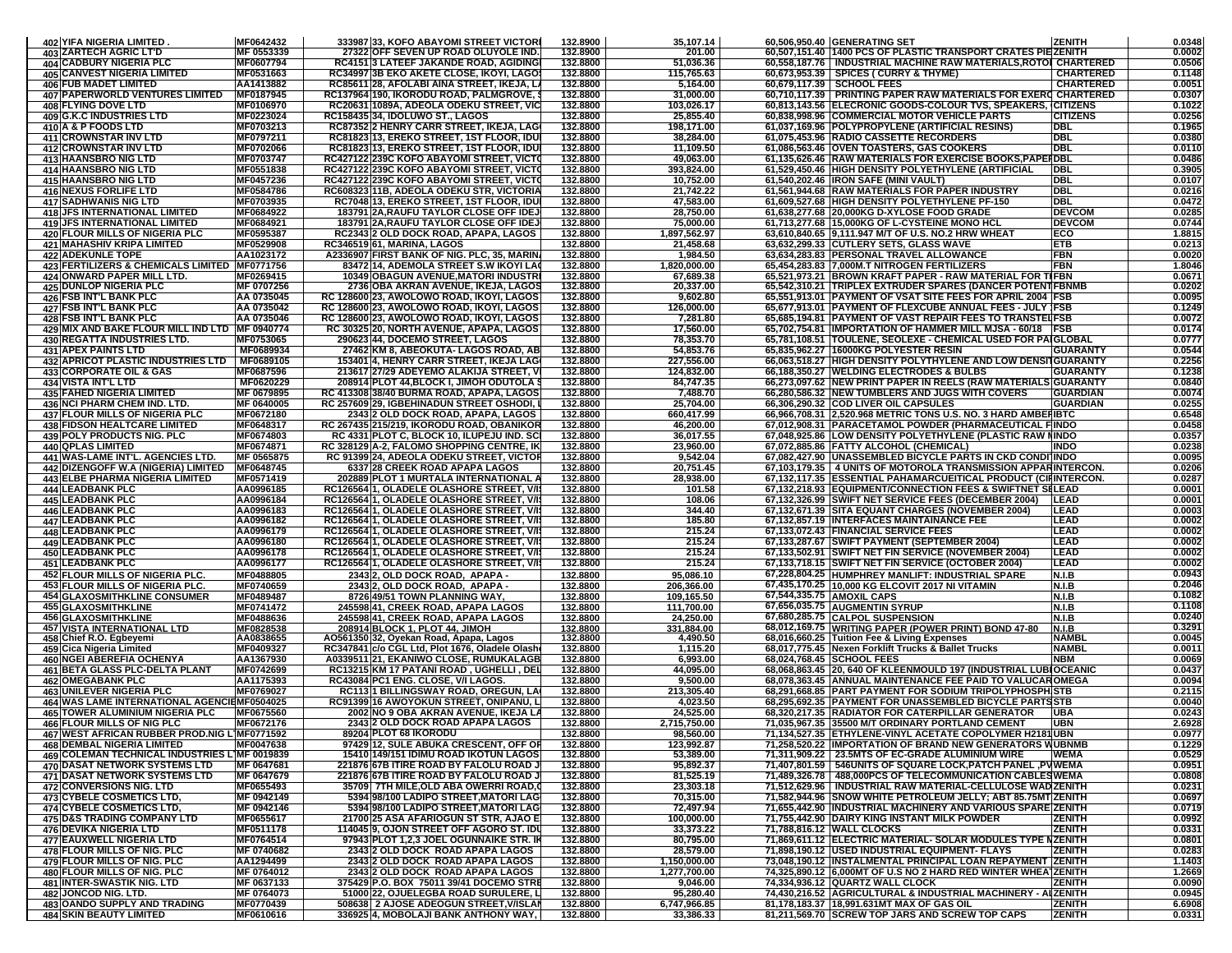| | | | | | | | | | |
|---|---|---|---|---|---|---|---|---|---|
| 402 | YIFA NIGERIA LIMITED . | MF0642432 | 333987 | 33, KOFO ABAYOMI STREET VICTORI | 132.8900 | 35,107.14 | 60,506,950.40 | GENERATING SET | ZENITH | 0.0348 |
| 403 | ZARTECH AGRIC LT'D | MF 0553339 | 27322 | OFF SEVEN UP ROAD OLUYOLE IND. | 132.8900 | 201.00 | 60,507,151.40 | 1400 PCS OF PLASTIC TRANSPORT CRATES PIE | ZENITH | 0.0002 |
| 404 | CADBURY NIGERIA PLC | MF0607794 | RC4151 | 3 LATEEF JAKANDE ROAD, AGIDINGI | 132.8800 | 51,036.36 | 60,558,187.76 | INDUSTRIAL MACHINE RAW MATERIALS,ROTO | CHARTERED | 0.0506 |
| 405 | CANVEST NIGERIA LIMITED | MF0531663 | RC34997 | 3B EKO AKETE CLOSE, IKOYI, LAGOS | 132.8800 | 115,765.63 | 60,673,953.39 | SPICES ( CURRY & THYME) | CHARTERED | 0.1148 |
| 406 | FUB MADET LIMITED | AA1413882 | RC85611 | 28, AFOLABI AINA STREET, IKEJA, L | 132.8800 | 5,164.00 | 60,679,117.39 | SCHOOL FEES | CHARTERED | 0.0051 |
| 407 | PAPERWORLD VENTURES LIMITED | MF0187945 | RC137964 | 190, IKORODU ROAD, PALMGROVE, | 132.8800 | 31,000.00 | 60,710,117.39 | PRINTING PAPER RAW MATERIALS FOR EXERC | CHARTERED | 0.0307 |
| 408 | FLYING DOVE LTD | MF0106970 | RC20631 | 1089A, ADEOLA ODEKU STREET, VIC | 132.8800 | 103,026.17 | 60,813,143.56 | ELECRONIC GOODS-COLOUR TVS, SPEAKERS, | CITIZENS | 0.1022 |
| 409 | G.K.C INDUSTRIES LTD | MF0223024 | RC158435 | 34, IDOLUWO ST., LAGOS | 132.8800 | 25,855.40 | 60,838,998.96 | COMMERCIAL MOTOR VEHICLE PARTS | CITIZENS | 0.0256 |
| 410 | A & P FOODS LTD | MF0703213 | RC87352 | 2 HENRY CARR STREET, IKEJA, LAG | 132.8800 | 198,171.00 | 61,037,169.96 | POLYPROPYLENE (ARTIFICIAL RESINS) | DBL | 0.1965 |
| 411 | CROWNSTAR INV LTD | MF0797211 | RC81823 | 13, EREKO STREET, 1ST FLOOR, IDU | 132.8800 | 38,284.00 | 61,075,453.96 | RADIO CASSETTE RECORDERS | DBL | 0.0380 |
| 412 | CROWNSTAR INV LTD | MF0702066 | RC81823 | 13, EREKO STREET, 1ST FLOOR, IDU | 132.8800 | 11,109.50 | 61,086,563.46 | OVEN TOASTERS, GAS COOKERS | DBL | 0.0110 |
| 413 | HAANSBRO NIG LTD | MF0703747 | RC427122 | 239C KOFO ABAYOMI STREET, VICTO | 132.8800 | 49,063.00 | 61,135,626.46 | RAW MATERIALS FOR EXERCISE BOOKS,PAPER | DBL | 0.0486 |
| 414 | HAANSBRO NIG LTD | MF0551838 | RC427122 | 239C KOFO ABAYOMI STREET, VICTO | 132.8800 | 393,824.00 | 61,529,450.46 | HIGH DENSITY POLYETHYLENE (ARTIFICIAL | DBL | 0.3905 |
| 415 | HAANSBRO NIG LTD | MF0457236 | RC427122 | 239C KOFO ABAYOMI STREET, VICTO | 132.8800 | 10,752.00 | 61,540,202.46 | IRON SAFE (MINI VAULT) | DBL | 0.0107 |
| 416 | NEXUS FORLIFE LTD | MF0584786 | RC608323 | 11B, ADEOLA ODEKU STR, VICTORIA | 132.8800 | 21,742.22 | 61,561,944.68 | RAW MATERIALS FOR PAPER INDUSTRY | DBL | 0.0216 |
| 417 | SADHWANIS NIG LTD | MF0703935 | RC7048 | 13, EREKO STREET, 1ST FLOOR, IDU | 132.8800 | 47,583.00 | 61,609,527.68 | HIGH DENSITY POLYETHYLENE PF-150 | DBL | 0.0472 |
| 418 | JFS INTERNATIONAL LIMITED | MF0684922 | 183791 | 2A,RAUFU TAYLOR CLOSE OFF IDEJ | 132.8800 | 28,750.00 | 61,638,277.68 | 20,000KG D-XYLOSE FOOD GRADE | DEVCOM | 0.0285 |
| 419 | JFS INTERNATIONAL LIMITED | MF0684921 | 183791 | 2A,RAUFU TAYLOR CLOSE OFF IDEJ | 132.8800 | 75,000.00 | 61,713,277.68 | 15,000KG OF L-CYSTEINE MONO HCL | DEVCOM | 0.0744 |
| 420 | FLOUR MILLS OF NIGERIA PLC | MF0595387 | RC2343 | 2 OLD DOCK ROAD, APAPA, LAGOS | 132.8800 | 1,897,562.97 | 63,610,840.65 | 9,111.947 M/T OF U.S. NO.2 HRW WHEAT | ECO | 1.8815 |
| 421 | MAHASHIV KRIPA LIMITED | MF0529908 | RC346519 | 61, MARINA, LAGOS | 132.8800 | 21,458.68 | 63,632,299.33 | CUTLERY SETS, GLASS WAVE | ETB | 0.0213 |
| 422 | ADEKUNLE TOPE | AA1023172 | A2336907 | FIRST BANK OF NIG. PLC, 35, MARIN | 132.8800 | 1,984.50 | 63,634,283.83 | PERSONAL TRAVEL ALLOWANCE | FBN | 0.0020 |
| 423 | FERTILIZERS & CHEMICALS LIMITED | MF0771756 | 83472 | 14, ADEMOLA STREET S.W IKOYI LA | 132.8800 | 1,820,000.00 | 65,454,283.83 | 7,000M.T NITROGEN FERTILIZERS | FBN | 1.8046 |
| 424 | ONWARD PAPER MILL LTD. | MF0269415 | 10349 | OBAGUN AVENUE,MATORI INDUSTR | 132.8800 | 67,689.38 | 65,521,973.21 | BROWN KRAFT PAPER - RAW MATERIAL FOR T | FBN | 0.0671 |
| 425 | DUNLOP NIGERIA PLC | MF 0707256 | 2736 | OBA AKRAN AVENUE, IKEJA, LAGOS | 132.8800 | 20,337.00 | 65,542,310.21 | TRIPLEX EXTRUDER SPARES (DANCER POTENT | FBNMB | 0.0202 |
| 426 | FSB INT'L BANK PLC | AA 0735045 | RC 128600 | 23, AWOLOWO ROAD, IKOYI, LAGOS | 132.8800 | 9,602.80 | 65,551,913.01 | PAYMENT OF VSAT SITE FEES FOR APRIL 2004 | FSB | 0.0095 |
| 427 | FSB INT'L BANK PLC | AA 0735042 | RC 128600 | 23, AWOLOWO ROAD, IKOYI, LAGOS | 132.8800 | 126,000.00 | 65,677,913.01 | PAYMENT OF FLEXCUBE ANNUAL FEES - JULY | FSB | 0.1249 |
| 428 | FSB INT'L BANK PLC | AA 0735046 | RC 128600 | 23, AWOLOWO ROAD, IKOYI, LAGOS | 132.8800 | 7,281.80 | 65,685,194.81 | PAYMENT OF VAST REPAIR FEES TO TRANSTEL | FSB | 0.0072 |
| 429 | MIX AND BAKE FLOUR MILL IND LTD | MF 0940774 | RC 30325 | 20, NORTH AVENUE, APAPA, LAGOS | 132.8800 | 17,560.00 | 65,702,754.81 | IMPORTATION OF HAMMER MILL MJSA - 60/18 | FSB | 0.0174 |
| 430 | REGATTA INDUSTRIES LTD. | MF0753065 | 290623 | 44, DOCEMO STREET, LAGOS | 132.8800 | 78,353.70 | 65,781,108.51 | TOULENE, SEOLEXE - CHEMICAL USED FOR PA | GLOBAL | 0.0777 |
| 431 | APEX PAINTS LTD | MF0689934 | 27462 | KM 8, ABEOKUTA- LAGOS ROAD, AB | 132.8800 | 54,853.76 | 65,835,962.27 | 16000KG POLYESTER RESIN | GUARANTY | 0.0544 |
| 432 | APRICOT PLASTIC INDUSTRIES LTD | MF0689105 | 153401 | 4, HENRY CARR STREET, IKEJA LAG | 132.8800 | 227,556.00 | 66,063,518.27 | HIGH DENSITY POLYTHYLENE AND LOW DENSI | GUARANTY | 0.2256 |
| 433 | CORPORATE OIL & GAS | MF0687596 | 213617 | 27/29 ADEYEMO ALAKIJA STREET, V | 132.8800 | 124,832.00 | 66,188,350.27 | WELDING ELECTRODES & BULBS | GUARANTY | 0.1238 |
| 434 | VISTA INT'L LTD | MF0620229 | 208914 | PLOT 44,BLOCK I, JIMOH ODUTOLA | 132.8800 | 84,747.35 | 66,273,097.62 | NEW PRINT PAPER IN REELS (RAW MATERIALS | GUARANTY | 0.0840 |
| 435 | FAHED NIGERIA LIMITED | MF 0679895 | RC 413308 | 38/40 BURMA ROAD, APAPA, LAGOS | 132.8800 | 7,488.70 | 66,280,586.32 | NEW TUMBLERS AND JUGS WITH COVERS | GUARDIAN | 0.0074 |
| 436 | NCI PHARM CHEM IND. LTD. | MF 0640005 | RC 257609 | 29, IGBEHINADUN STREET OSHODI, | 132.8800 | 25,704.00 | 66,306,290.32 | COD LIVER OIL CAPSULES | GUARDIAN | 0.0255 |
| 437 | FLOUR MILLS OF NIGERIA PLC | MF0672180 | 2343 | 2 OLD DOCK ROAD, APAPA, LAGOS | 132.8800 | 660,417.99 | 66,966,708.31 | 2,520.968 METRIC TONS U.S. NO. 3 HARD AMBER | IBTC | 0.6548 |
| 438 | FIDSON HEALTCARE LIMITED | MF0648317 | RC 267435 | 215/219, IKORODU ROAD, OBANIKOR | 132.8800 | 46,200.00 | 67,012,908.31 | PARACETAMOL POWDER (PHARMACEUTICAL I | INDO | 0.0458 |
| 439 | POLY PRODUCTS NIG. PLC | MF0674803 | RC 4331 | PLOT C, BLOCK 10, ILUPEJU IND. SC | 132.8800 | 36,017.55 | 67,048,925.86 | LOW DENSITY POLYETHYLENE (PLASTIC RAW M | INDO | 0.0357 |
| 440 | QPLAS LIMITED | MF0674871 | RC 328129 | A-2, FALOMO SHOPPING CENTRE, IK | 132.8800 | 23,960.00 | 67,072,885.86 | FATTY ALCOHOL (CHEMICAL) | INDO | 0.0238 |
| 441 | WAS-LAME INT'L. AGENCIES LTD. | MF 0565875 | RC 91399 | 24, ADEOLA ODEKU STREET, VICTOR | 132.8800 | 9,542.04 | 67,082,427.90 | UNASSEMBLED BICYCLE PARTS IN CKD CONDI | INDO | 0.0095 |
| 442 | DIZENGOFF W.A (NIGERIA) LIMITED | MF0648745 | 6337 | 28 CREEK ROAD APAPA LAGOS | 132.8800 | 20,751.45 | 67,103,179.35 | 4 UNITS OF MOTOROLA TRANSMISSION APPAR | INTERCON. | 0.0206 |
| 443 | ELBE PHARMA NIGERIA LIMITED | MF0571419 | 202889 | PLOT 1 MURTALA INTERNATIONAL A | 132.8800 | 28,938.00 | 67,132,117.35 | ESSENTIAL PAHAMARCUEITICAL PRODUCT (CIF | INTERCON. | 0.0287 |
| 444 | LEADBANK PLC | AA0996185 | RC126564 | 1, OLADELE OLASHORE STREET, V/I | 132.8800 | 101.58 | 67,132,218.93 | EQUIPMENT/CONNECTION FEES & SWIFTNET SE | LEAD | 0.0001 |
| 445 | LEADBANK PLC | AA0996184 | RC126564 | 1, OLADELE OLASHORE STREET, V/I | 132.8800 | 108.06 | 67,132,326.99 | SWIFT NET SERVICE FEES (DECEMBER 2004) | LEAD | 0.0001 |
| 446 | LEADBANK PLC | AA0996183 | RC126564 | 1, OLADELE OLASHORE STREET, V/I | 132.8800 | 344.40 | 67,132,671.39 | SITA EQUANT CHARGES (NOVEMBER 2004) | LEAD | 0.0003 |
| 447 | LEADBANK PLC | AA0996182 | RC126564 | 1, OLADELE OLASHORE STREET, V/I | 132.8800 | 185.80 | 67,132,857.19 | INTERFACES MAINTAINANCE FEE | LEAD | 0.0002 |
| 448 | LEADBANK PLC | AA0996179 | RC126564 | 1, OLADELE OLASHORE STREET, V/I | 132.8800 | 215.24 | 67,133,072.43 | FINANCIAL SERVICE FEES | LEAD | 0.0002 |
| 449 | LEADBANK PLC | AA0996180 | RC126564 | 1, OLADELE OLASHORE STREET, V/I | 132.8800 | 215.24 | 67,133,287.67 | SWIFT PAYMENT (SEPTEMBER 2004) | LEAD | 0.0002 |
| 450 | LEADBANK PLC | AA0996178 | RC126564 | 1, OLADELE OLASHORE STREET, V/I | 132.8800 | 215.24 | 67,133,502.91 | SWIFT NET FIN SERVICE (NOVEMBER 2004) | LEAD | 0.0002 |
| 451 | LEADBANK PLC | AA0996177 | RC126564 | 1, OLADELE OLASHORE STREET, V/I | 132.8800 | 215.24 | 67,133,718.15 | SWIFT NET FIN SERVICE (OCTOBER 2004) | LEAD | 0.0002 |
| 452 | FLOUR MILLS OF NIGERIA PLC. | MF0488805 | 2343 | 2, OLD DOCK ROAD, APAPA - | 132.8800 | 95,086.10 | 67,228,804.25 | HUMPHREY MANLIFT: INDUSTRIAL SPARE | N.I.B | 0.0943 |
| 453 | FLOUR MILLS OF NIGERIA PLC. | MF0740659 | 2343 | 2, OLD DOCK ROAD, APAPA - | 132.8800 | 206,366.00 | 67,435,170.25 | 10,000 KG ELCOVIT 2017 NI VITAMIN | N.I.B | 0.2046 |
| 454 | GLAXOSMITHKLINE CONSUMER | MF0489487 | 8726 | 49/51 TOWN PLANNING WAY, | 132.8800 | 109,165.50 | 67,544,335.75 | AMOXIL CAPS | N.I.B | 0.1082 |
| 455 | GLAXOSMITHKLINE | MF0741472 | 245598 | 41, CREEK ROAD, APAPA LAGOS | 132.8800 | 111,700.00 | 67,656,035.75 | AUGMENTIN SYRUP | N.I.B | 0.1108 |
| 456 | GLAXOSMITHKLINE | MF0488636 | 245598 | 41, CREEK ROAD, APAPA LAGOS | 132.8800 | 24,250.00 | 67,680,285.75 | CALPOL SUSPENSION | N.I.B | 0.0240 |
| 457 | VISTA INTERNATIONAL LTD | MF0828538 | 208914 | BLOCK 1, PLOT 44, JIMOH | 132.8800 | 331,884.00 | 68,012,169.75 | WRITING PAPER (POWER PRINT) BOND 47-80 | N.I.B | 0.3291 |
| 458 | Chief R.O. Egbeyemi | AA0838655 | AO561350 | 32, Oyekan Road, Apapa, Lagos | 132.8800 | 4,490.50 | 68,016,660.25 | Tuition Fee & Living Expenses | NAMBL | 0.0045 |
| 459 | Cica Nigeria Limited | MF0409327 | RC347841 | c/o CGL Ltd, Plot 1676, Oladele Olash | 132.8800 | 1,115.20 | 68,017,775.45 | Nexen Forklift Trucks & Ballet Trucks | NAMBL | 0.0011 |
| 460 | NGEI ABEREBIA OCHENYA | AA1367930 | A0339511 | 21, EKANIWO CLOSE, RUMUKALAGB | 132.8800 | 6,993.00 | 68,024,768.45 | SCHOOL FEES | NBM | 0.0069 |
| 461 | BETA GLASS PLC-DELTA PLANT | MF0742699 | RC13215 | KM 17 PATANI ROAD , UGHELLI , DEL | 132.8800 | 44,095.00 | 68,068,863.45 | 20, 640 OF KLEENMOULD 197 (INDUSTRIAL LUB | OCEANIC | 0.0437 |
| 462 | OMEGABANK PLC | AA1175393 | RC43084 | PC1 ENG. CLOSE, V/I LAGOS. | 132.8800 | 9,500.00 | 68,078,363.45 | ANNUAL MAINTENANCE FEE PAID TO VALUCAR | OMEGA | 0.0094 |
| 463 | UNILEVER NIGERIA PLC | MF0769027 | RC113 | 1 BILLINGSWAY ROAD, OREGUN, LA | 132.8800 | 213,305.40 | 68,291,668.85 | PART PAYMENT FOR SODIUM TRIPOLYPHOSPH | STB | 0.2115 |
| 464 | WAS LAME INTERNATIONAL AGENCIE | MF0504025 | RC91399 | 16 AWOYOKUN STREET, ONIPANU, L | 132.8800 | 4,023.50 | 68,295,692.35 | PAYMENT FOR UNASSEMBLED BICYCLE PARTS | STB | 0.0040 |
| 465 | TOWER ALUMINIUM NIGERIA PLC | MF0675560 | 2002 | NO 9 OBA AKRAN AVENUE, IKEJA LA | 132.8800 | 24,525.00 | 68,320,217.35 | RADIATOR FOR CATERPILLAR GENERATOR | UBA | 0.0243 |
| 466 | FLOUR MILLS OF NIG PLC | MF0672176 | 2343 | 2 OLD DOCK ROAD APAPA LAGOS | 132.8800 | 2,715,750.00 | 71,035,967.35 | 35500 M/T ORDINARY PORTLAND CEMENT | UBN | 2.6928 |
| 467 | WEST AFRICAN RUBBER PROD.NIG L | MF0771592 | 89204 | PLOT 68 IKORODU | 132.8800 | 98,560.00 | 71,134,527.35 | ETHYLENE-VINYL ACETATE COPOLYMER H2181 | UBN | 0.0977 |
| 468 | DEMBAL NIGERIA LIMITED | MF0047638 | 97429 | 12, SULE ABUKA CRESCENT, OFF OF | 132.8800 | 123,992.87 | 71,258,520.22 | IMPORTATION OF BRAND NEW GENERATORS W | UBNMB | 0.1229 |
| 469 | COLEMAN TECHNICAL INDUSTRIES L | MF 0019839 | 15410 | 149/151 IDIMU ROAD IKOTUN LAGOS | 132.8800 | 53,389.00 | 71,311,909.22 | 23.5MTS OF EC-GRADE ALUMINIUM WIRE | WEMA | 0.0529 |
| 470 | DASAT NETWORK SYSTEMS LTD | MF 0647681 | 221876 | 67B ITIRE ROAD BY FALOLU ROAD J | 132.8800 | 95,892.37 | 71,407,801.59 | 546UNITS OF SQUARE LOCK,PATCH PANEL ,PV | WEMA | 0.0951 |
| 471 | DASAT NETWORK SYSTEMS LTD | MF 0647679 | 221876 | 67B ITIRE ROAD BY FALOLU ROAD J | 132.8800 | 81,525.19 | 71,489,326.78 | 488,000PCS OF TELECOMMUNICATION CABLES | WEMA | 0.0808 |
| 472 | CONVERSIONS NIG. LTD | MF0655493 | 35709 | 7TH MILE,OLD ABA OWERRI ROAD,O | 132.8800 | 23,303.18 | 71,512,629.96 | INDUSTRIAL RAW MATERIAL-CELLULOSE WAD | ZENITH | 0.0231 |
| 473 | CYBELE COSMETICS LTD, | MF 0942149 | 5394 | 98/100 LADIPO STREET,MATORI LAG | 132.8800 | 70,315.00 | 71,582,944.96 | SNOW WHITE PETROLEUM JELLY; ABT 85.75MT | ZENITH | 0.0697 |
| 474 | CYBELE COSMETICS LTD, | MF 0942146 | 5394 | 98/100 LADIPO STREET,MATORI LAG | 132.8800 | 72,497.94 | 71,655,442.90 | INDUSTRIAL MACHINERY AND VARIOUS SPARE | ZENITH | 0.0719 |
| 475 | D&S TRADING COMPANY LTD | MF0655617 | 21700 | 25 ASA AFARIOGUN ST STR, AJAO E | 132.8800 | 100,000.00 | 71,755,442.90 | DAIRY KING INSTANT MILK POWDER | ZENITH | 0.0992 |
| 476 | DEVIKA NIGERIA LTD | MF0511178 | 114045 | 9, OJON STREET OFF AGORO ST. ID | 132.8800 | 33,373.22 | 71,788,816.12 | WALL CLOCKS | ZENITH | 0.0331 |
| 477 | EAUXWELL NIGERIA LTD | MF0764514 | 97943 | PLOT 1,2,3 JOEL OGUNNAIKE STR. I | 132.8800 | 80,795.00 | 71,869,611.12 | ELECTRIC MATERIAL- SOLAR MODULES TYPE N | ZENITH | 0.0801 |
| 478 | FLOUR MILLS OF NIG. PLC | MF 0740682 | 2343 | 2 OLD DOCK ROAD APAPA LAGOS | 132.8800 | 28,579.00 | 71,898,190.12 | USED INDUSTRIAL EQUIPMENT- FLAYS | ZENITH | 0.0283 |
| 479 | FLOUR MILLS OF NIG. PLC | AA1294499 | 2343 | 2 OLD DOCK ROAD APAPA LAGOS | 132.8800 | 1,150,000.00 | 73,048,190.12 | INSTALMENTAL PRINCIPAL LOAN REPAYMENT | ZENITH | 1.1403 |
| 480 | FLOUR MILLS OF NIG. PLC | MF 0764012 | 2343 | 2 OLD DOCK ROAD APAPA LAGOS | 132.8800 | 1,277,700.00 | 74,325,890.12 | 6,000MT OF U.S NO 2 HARD RED WINTER WHEA | ZENITH | 1.2669 |
| 481 | INTER-SWASTIK NIG. LTD | MF 0637133 | 375429 | P.O. BOX 75011 39/41 DOCEMO STRE | 132.8800 | 9,046.00 | 74,334,936.12 | QUARTZ WALL CLOCK | ZENITH | 0.0090 |
| 482 | JONCOD NIG. LTD. | MF 0764073 | 51000 | 22, OJUELEGBA ROAD SURULERE, L | 132.8800 | 95,280.40 | 74,430,216.52 | AGRICULTURAL & INDUSTRIAL MACHINERY - A | ZENITH | 0.0945 |
| 483 | OANDO SUPPLY AND TRADING | MF0770439 | 508638 | 2 AJOSE ADEOGUN STREET,V/ISLA | 132.8800 | 6,747,966.85 | 81,178,183.37 | 18,991.631MT MAX OF GAS OIL | ZENITH | 6.6908 |
| 484 | SKIN BEAUTY LIMITED | MF0610616 | 336925 | 4, MOBOLAJI BANK ANTHONY WAY, | 132.8800 | 33,386.33 | 81,211,569.70 | SCREW TOP JARS AND SCREW TOP CAPS | ZENITH | 0.0331 |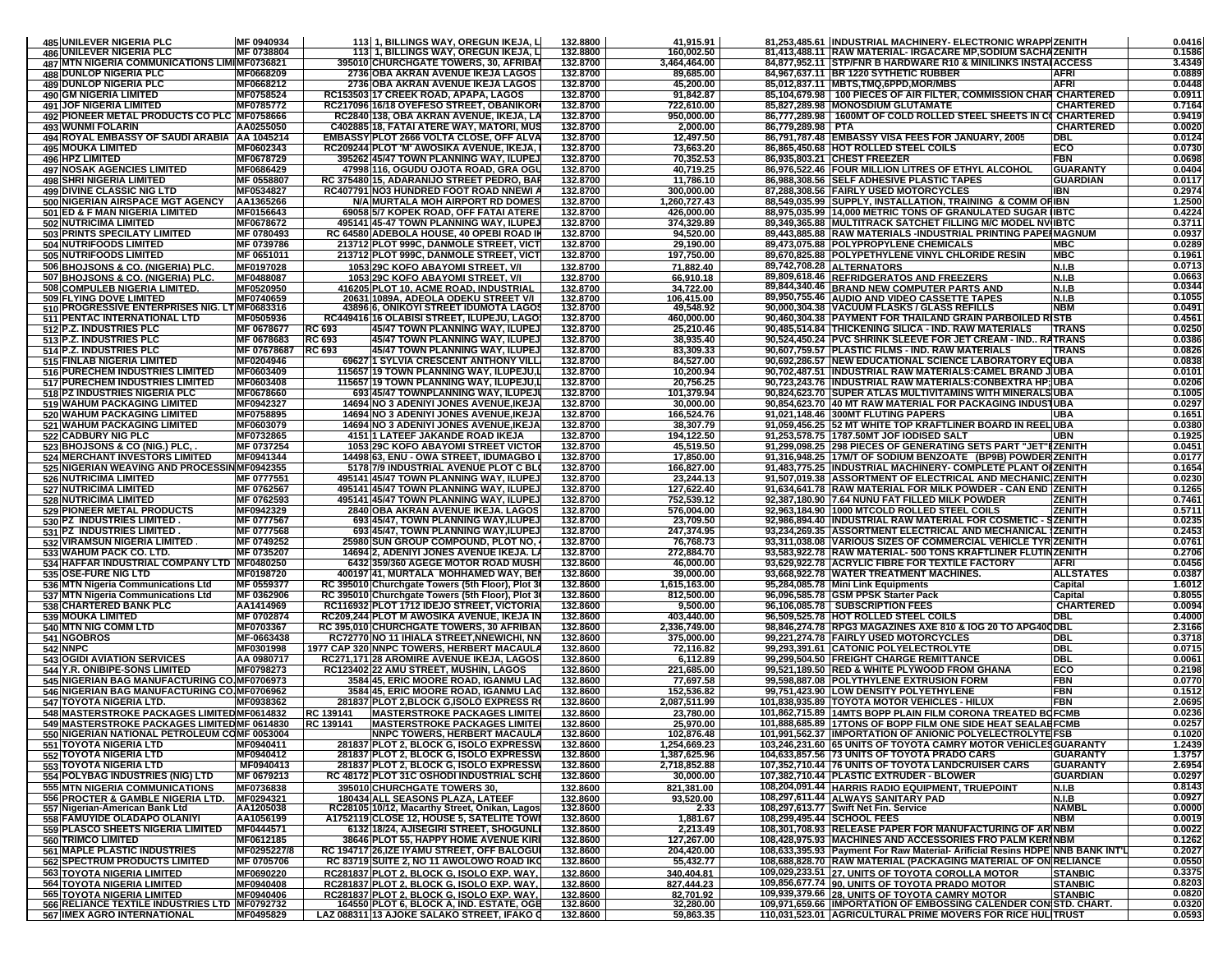| | | | | | | | | | | |
|---|---|---|---|---|---|---|---|---|---|---|
| 485 | UNILEVER NIGERIA PLC | MF 0940934 | 113 | 1, BILLINGS WAY, OREGUN IKEJA, L | 132.8800 | 41,915.91 | 81,253,485.61 | INDUSTRIAL MACHINERY- ELECTRONIC WRAPP | ZENITH | 0.0416 |
| 486 | UNILEVER NIGERIA PLC | MF 0738804 | 113 | 1, BILLINGS WAY, OREGUN IKEJA, L | 132.8800 | 160,002.50 | 81,413,488.11 | RAW MATERIAL- IRGACARE MP,SODIUM SACHA | ZENITH | 0.1586 |
| 487 | MTN NIGERIA COMMUNICATIONS LIMI | MF0736821 | 395010 | CHURCHGATE TOWERS, 30, AFRIBA | 132.8700 | 3,464,464.00 | 84,877,952.11 | STP/FNR B HARDWARE R10 & MINILINKS INSTA | ACCESS | 3.4349 |
| 488 | DUNLOP NIGERIA PLC | MF0668209 | 2736 | OBA AKRAN AVENUE IKEJA LAGOS | 132.8700 | 89,685.00 | 84,967,637.11 | BR 1220 SYTHETIC RUBBER | AFRI | 0.0889 |
| 489 | DUNLOP NIGERIA PLC | MF0668212 | 2736 | OBA AKRAN AVENUE IKEJA LAGOS | 132.8700 | 45,200.00 | 85,012,837.11 | MBTS,TMQ,6PPD,MOR/MBS | AFRI | 0.0448 |
| 490 | GM NIGERIA LIMITED | MF0758524 | RC153503 | 17 CREEK ROAD, APAPA, LAGOS | 132.8700 | 91,842.87 | 85,104,679.98 | 100 PIECES OF AIR FILTER, COMMISSION CHAR | CHARTERED | 0.0911 |
| 491 | JOF NIGERIA LIMITED | MF0785772 | RC217096 | 16/18 OYEFESO STREET, OBANIKOR | 132.8700 | 722,610.00 | 85,827,289.98 | MONOSDIUM GLUTAMATE | CHARTERED | 0.7164 |
| 492 | PIONEER METAL PRODUCTS CO PLC | MF0758666 | RC2840 | 138, OBA AKRAN AVENUE, IKEJA, LA | 132.8700 | 950,000.00 | 86,777,289.98 | 1600MT OF COLD ROLLED STEEL SHEETS IN C | CHARTERED | 0.9419 |
| 493 | WUNMI FOLARIN | AA0255050 | C402885 | 18, FATAI ATERE WAY, MATORI, MUS | 132.8700 | 2,000.00 | 86,779,289.98 | PTA | CHARTERED | 0.0020 |
| 494 | ROYAL EMBASSY OF SAUDI ARABIA | AA 1045214 | EMBASSY | PLOT 2666 VOLTA CLOSE, OFF ALVA | 132.8700 | 12,497.50 | 86,791,787.48 | EMBASSY VISA FEES FOR JANUARY, 2005 | DBL | 0.0124 |
| 495 | MOUKA LIMITED | MF0602343 | RC209244 | PLOT 'M' AWOSIKA AVENUE, IKEJA, | 132.8700 | 73,663.20 | 86,865,450.68 | HOT ROLLED STEEL COILS | ECO | 0.0730 |
| 496 | HPZ LIMITED | MF0678729 | 395262 | 45/47 TOWN PLANNING WAY, ILUPEJ | 132.8700 | 70,352.53 | 86,935,803.21 | CHEST FREEZER | FBN | 0.0698 |
| 497 | NOSAK AGENCIES LIMITED | MF0686429 | 47998 | 116, OGUDU OJOTA ROAD, GRA OGU | 132.8700 | 40,719.25 | 86,976,522.46 | FOUR MILLION LITRES OF ETHYL ALCOHOL | GUARANTY | 0.0404 |
| 498 | SHRI NIGERIA LIMITED | MF 0558807 | RC 375480 | 15, ADARANIJO STREET PEDRO, BAR | 132.8700 | 11,786.10 | 86,988,308.56 | SELF ADHESIVE PLASTIC TAPES | GUARDIAN | 0.0117 |
| 499 | DIVINE CLASSIC NIG LTD | MF0534827 | RC407791 | NO3 HUNDRED FOOT ROAD NNEWI A | 132.8700 | 300,000.00 | 87,288,308.56 | FAIRLY USED MOTORCYCLES | IBN | 0.2974 |
| 500 | NIGERIAN AIRSPACE MGT AGENCY | AA1365266 | N/A | MURTALA MOH AIRPORT RD DOMES | 132.8700 | 1,260,727.43 | 88,549,035.99 | SUPPLY, INSTALLATION, TRAINING & COMM OF | IBN | 1.2500 |
| 501 | ED & F MAN NIGERIA LIMITED | MF0156643 | 69058 | 5/7 KOPEK ROAD, OFF FATAI ATERE | 132.8700 | 426,000.00 | 88,975,035.99 | 14,000 METRIC TONS OF GRANULATED SUGAR | IBTC | 0.4224 |
| 502 | NUTRICIMA LIMITED | MF0678672 | 495141 | 45-47 TOWN PLANNING WAY, ILUPEJ | 132.8700 | 374,329.89 | 89,349,365.88 | MULTITRACK SATCHET FILLING M/C MODEL NV | IBTC | 0.3711 |
| 503 | PRINTS SPECILATY LIMITED | MF 0780493 | RC 64580 | ADEBOLA HOUSE, 40 OPEBI ROAD I | 132.8700 | 94,520.00 | 89,443,885.88 | RAW MATERIALS -INDUSTRIAL PRINTING PAPER | MAGNUM | 0.0937 |
| 504 | NUTRIFOODS LIMITED | MF 0739786 | 213712 | PLOT 999C, DANMOLE STREET, VICT | 132.8700 | 29,190.00 | 89,473,075.88 | POLYPROPYLENE CHEMICALS | MBC | 0.0289 |
| 505 | NUTRIFOODS LIMITED | MF 0651011 | 213712 | PLOT 999C, DANMOLE STREET, VICT | 132.8700 | 197,750.00 | 89,670,825.88 | POLYEPTHYLENE VINYL CHLORIDE RESIN | MBC | 0.1961 |
| 506 | BHOJSONS & CO. (NIGERIA) PLC. | MF0197028 | 1053 | 29C KOFO ABAYOMI STREET, V/I | 132.8700 | 71,882.40 | 89,742,708.28 | ALTERNATORS | N.I.B | 0.0713 |
| 507 | BHOJSONS & CO. (NIGERIA) PLC. | MF0488087 | 1053 | 29C KOFO ABAYOMI STREET, V/I | 132.8700 | 66,910.18 | 89,809,618.46 | REFRIDGERATOS AND FREEZERS | N.I.B | 0.0663 |
| 508 | COMPULEB NIGERIA LIMITED. | MF0520950 | 416205 | PLOT 10, ACME ROAD, INDUSTRIAL | 132.8700 | 34,722.00 | 89,844,340.46 | BRAND NEW COMPUTER PARTS AND | N.I.B | 0.0344 |
| 509 | FLYING DOVE LIMITED | MF0740659 | 20631 | 1089A, ADEOLA ODEKU STREET V/I | 132.8700 | 106,415.00 | 89,950,755.46 | AUDIO AND VIDEO CASSETTE TAPES | N.I.B | 0.1055 |
| 510 | PROGRESSIVE ENTERPRISES NIG. LT | MF0683316 | 43896 | 6, ONIKOYI STREET IDUMOTA LAGOS | 132.8700 | 49,548.92 | 90,000,304.38 | VACUUM FLASKS / GLASS REFILLS | NBM | 0.0491 |
| 511 | PENTAC INTERNATIONAL LTD | MF0505936 | RC449416 | 16 OLABISI STREET, ILUPEJU, LAGO | 132.8700 | 460,000.00 | 90,460,304.38 | PAYMENT FOR THAILAND GRAIN PARBOILED R | STB | 0.4561 |
| 512 | P.Z. INDUSTRIES PLC | MF 0678677 | RC 693 | 45/47 TOWN PLANNING WAY, ILUPEJ | 132.8700 | 25,210.46 | 90,485,514.84 | THICKENING SILICA - IND. RAW MATERIALS | TRANS | 0.0250 |
| 513 | P.Z. INDUSTRIES PLC | MF 0678683 | RC 693 | 45/47 TOWN PLANNING WAY, ILUPEJ | 132.8700 | 38,935.40 | 90,524,450.24 | PVC SHRINK SLEEVE FOR JET CREAM - IND.. RA | TRANS | 0.0386 |
| 514 | P.Z. INDUSTRIES PLC | MF 07678687 | RC 693 | 45/47 TOWN PLANNING WAY, ILUPEJ | 132.8700 | 83,309.33 | 90,607,759.57 | PLASTIC FILMS - IND. RAW MATERIALS | TRANS | 0.0826 |
| 515 | FINLAB NIGERIA LIMITED | MF0204946 | 69627 | 1 SYLVIA CRESCENT ANTHONY VILL | 132.8700 | 84,527.00 | 90,692,286.57 | NEW EDUCATIONAL SCIENCE LABORATORY EQ | UBA | 0.0838 |
| 516 | PURECHEM INDUSTRIES LIMITED | MF0603409 | 115657 | 19 TOWN PLANNING WAY, ILUPEJU,L | 132.8700 | 10,200.94 | 90,702,487.51 | INDUSTRIAL RAW MATERIALS:CAMEL BRAND J | UBA | 0.0101 |
| 517 | PURECHEM INDUSTRIES LIMITED | MF0603408 | 115657 | 19 TOWN PLANNING WAY, ILUPEJU,L | 132.8700 | 20,756.25 | 90,723,243.76 | INDUSTRIAL RAW MATERIALS:CONBEXTRA HP | UBA | 0.0206 |
| 518 | PZ INDUSTRIES NIGERIA PLC | MF0678660 | 693 | 45/47 TOWNPLANNING WAY, ILUPEJ | 132.8700 | 101,379.94 | 90,824,623.70 | SUPER ATLAS MULTIVITAMINS WITH MINERALS | UBA | 0.1005 |
| 519 | WAHUM PACKAGING LIMITED | MF0942327 | 14694 | NO 3 ADENIYI JONES AVENUE,IKEJA | 132.8700 | 30,000.00 | 90,854,623.70 | 40 MT RAW MATERIAL FOR PACKAGING INDUST | UBA | 0.0297 |
| 520 | WAHUM PACKAGING LIMITED | MF0758895 | 14694 | NO 3 ADENIYI JONES AVENUE,IKEJA | 132.8700 | 166,524.76 | 91,021,148.46 | 300MT FLUTING PAPERS | UBA | 0.1651 |
| 521 | WAHUM PACKAGING LIMITED | MF0603079 | 14694 | NO 3 ADENIYI JONES AVENUE,IKEJA | 132.8700 | 38,307.79 | 91,059,456.25 | 52 MT WHITE TOP KRAFTLINER BOARD IN REEL | UBA | 0.0380 |
| 522 | CADBURY NIG PLC | MF0732865 | 4151 | 1 LATEEF JAKANDE ROAD IKEJA | 132.8700 | 194,122.50 | 91,253,578.75 | 1787.50MT JOF IODISED SALT | UBN | 0.1925 |
| 523 | BHOJSONS & CO (NIG.) PLC, . | MF 0737254 | 1053 | 29C KOFO ABAYOMI STREET VICTOR | 132.8700 | 45,519.50 | 91,299,098.25 | 298 PIECES OF GENERATING SETS PART "JET"I | ZENITH | 0.0451 |
| 524 | MERCHANT INVESTORS LIMITED | MF0941344 | 14498 | 63, ENU - OWA STREET, IDUMAGBO | 132.8700 | 17,850.00 | 91,316,948.25 | 17M/T OF SODIUM BENZOATE (BP9B) POWDER | ZENITH | 0.0177 |
| 525 | NIGERIAN WEAVING AND PROCESSIN | MF0942355 | 5178 | 7/9 INDUSTRIAL AVENUE PLOT C BL | 132.8700 | 166,827.00 | 91,483,775.25 | INDUSTRIAL MACHINERY- COMPLETE PLANT O | ZENITH | 0.1654 |
| 526 | NUTRICIMA LIMITED | MF 0777551 | 495141 | 45/47 TOWN PLANNING WAY, ILUPEJ | 132.8700 | 23,244.13 | 91,507,019.38 | ASSORTMENT OF ELECTRICAL AND MECHANIC | ZENITH | 0.0230 |
| 527 | NUTRICIMA LIMITED | MF 0762567 | 495141 | 45/47 TOWN PLANNING WAY, ILUPEJ | 132.8700 | 127,622.40 | 91,634,641.78 | RAW MATERIAL FOR MILK POWDER - CAN END | ZENITH | 0.1265 |
| 528 | NUTRICIMA LIMITED | MF 0762593 | 495141 | 45/47 TOWN PLANNING WAY, ILUPEJ | 132.8700 | 752,539.12 | 92,387,180.90 | 7.64 NUNU FAT FILLED MILK POWDER | ZENITH | 0.7461 |
| 529 | PIONEER METAL PRODUCTS | MF0942329 | 2840 | OBA AKRAN AVENUE IKEJA. LAGOS | 132.8700 | 576,004.00 | 92,963,184.90 | 1000 MTCOLD ROLLED STEEL COILS | ZENITH | 0.5711 |
| 530 | PZ INDUSTRIES LIMITED . | MF 0777567 | 693 | 45/47, TOWN PLANNING WAY,ILUPEJ | 132.8700 | 23,709.50 | 92,986,894.40 | INDUSTRIAL RAW MATERIAL FOR COSMETIC - S | ZENITH | 0.0235 |
| 531 | PZ INDUSTRIES LIMITED . | MF 0777568 | 693 | 45/47, TOWN PLANNING WAY,ILUPEJ | 132.8700 | 247,374.95 | 93,234,269.35 | ASSORTMENT ELECTRICAL AND MECHANICAL | ZENITH | 0.2453 |
| 532 | VIRAMSUN NIGERIA LIMITED . | MF 0749252 | 25980 | SUN GROUP COMPOUND, PLOT NO, | 132.8700 | 76,768.73 | 93,311,038.08 | VARIOUS SIZES OF COMMERCIAL VEHICLE TYR | ZENITH | 0.0761 |
| 533 | WAHUM PACK CO. LTD. | MF 0735207 | 14694 | 2, ADENIYI JONES AVENUE IKEJA. L | 132.8700 | 272,884.70 | 93,583,922.78 | RAW MATERIAL- 500 TONS KRAFTLINER FLUTIN | ZENITH | 0.2706 |
| 534 | HAFFAR INDUSTRIAL COMPANY LTD | MF0480250 | 6432 | 359/360 AGEGE MOTOR ROAD MUSH | 132.8700 | 46,000.00 | 93,629,922.78 | ACRYLIC FIBRE FOR TEXTILE FACTORY | AFRI | 0.0456 |
| 535 | OSE-FURE NIG LTD | MF0198720 | 400197 | 41, MURTALA MOHHAMED WAY, BE | 132.8600 | 39,000.00 | 93,668,922.78 | WATER TREATMENT MACHINES. | ALLSTATES | 0.0387 |
| 536 | MTN Nigeria Communications Ltd | MF 0559377 | RC 395010 | Churchgate Towers (5th Floor), Plot 3 | 132.8600 | 1,615,163.00 | 95,284,085.78 | Mini Link Equipments | Capital | 1.6012 |
| 537 | MTN Nigeria Communications Ltd | MF 0362906 | RC 395010 | Churchgate Towers (5th Floor), Plot 3 | 132.8600 | 812,500.00 | 96,096,585.78 | GSM PPSK Starter Pack | Capital | 0.8055 |
| 538 | CHARTERED BANK PLC | AA1414969 | RC116932 | PLOT 1712 IDEJO STREET, VICTORIA | 132.8600 | 9,500.00 | 96,106,085.78 | SUBSCRIPTION FEES | CHARTERED | 0.0094 |
| 539 | MOUKA LIMITED | MF 0702874 | RC209,244 | PLOT M AWOSIKA AVENUE, IKEJA IN | 132.8600 | 403,440.00 | 96,509,525.78 | HOT ROLLED STEEL COILS | DBL | 0.4000 |
| 540 | MTN NIG COMM LTD | MF0703367 | RC 395,010 | CHURCHGATE TOWERS, 30 AFRIBAN | 132.8600 | 2,336,749.00 | 98,846,274.78 | RPG3 MAGAZINES AXE 810 & IOG 20 TO APG40 | DBL | 2.3166 |
| 541 | NGOBROS | MF-0663438 | RC72770 | NO 11 IHIALA STREET,NNEWICHI, NN | 132.8600 | 375,000.00 | 99,221,274.78 | FAIRLY USED MOTORCYCLES | DBL | 0.3718 |
| 542 | NNPC | MF0301998 | 1977 CAP 320 | NNPC TOWERS, HERBERT MACAULA | 132.8600 | 72,116.82 | 99,293,391.61 | CATONIC POLYELECTROLYTE | DBL | 0.0715 |
| 543 | OGIDI AVIATION SERVICES | AA 0980717 | RC271,171 | 28 AROMIRE AVENUE IKEJA, LAGOS | 132.8600 | 6,112.89 | 99,299,504.50 | FREIGHT CHARGE REMITTANCE | DBL | 0.0061 |
| 544 | Y.R. ONIBIPE-SONS LIMITED | MF0798273 | RC123402 | 22 AMU STREET, MUSHIN, LAGOS | 132.8600 | 221,685.00 | 99,521,189.50 | RED & WHITE PLYWOOD FROM GHANA | ECO | 0.2198 |
| 545 | NIGERIAN BAG MANUFACTURING CO | MF0706973 | 3584 | 45, ERIC MOORE ROAD, IGANMU LA | 132.8600 | 77,697.58 | 99,598,887.08 | POLYTHYLENE EXTRUSION FORM | FBN | 0.0770 |
| 546 | NIGERIAN BAG MANUFACTURING CO | MF0706962 | 3584 | 45, ERIC MOORE ROAD, IGANMU LA | 132.8600 | 152,536.82 | 99,751,423.90 | LOW DENSITY POLYETHYLENE | FBN | 0.1512 |
| 547 | TOYOTA NIGERIA LTD. | MF0938362 | 281837 | PLOT 2,BLOCK G,ISOLO EXPRESS R | 132.8600 | 2,087,511.99 | 101,838,935.89 | TOYOTA MOTOR VEHICLES - HILUX | FBN | 2.0695 |
| 548 | MASTERSTROKE PACKAGES LIMITED | MF0614832 | RC 139141 | MASTERSTROKE PACKAGES LIMITE | 132.8600 | 23,780.00 | 101,862,715.89 | 14MTS BOPP PLAIN FILM CORONA TREATED B | FCMB | 0.0236 |
| 549 | MASTERSTROKE PACKAGES LIMITED | MF 0614830 | RC 139141 | MASTERSTROKE PACKAGES LIMITE | 132.8600 | 25,970.00 | 101,888,685.89 | 17TONS OF BOPP FILM ONE SIDE HEAT SEALAB | FCMB | 0.0257 |
| 550 | NIGERIAN NATIONAL PETROLEUM CO | MF 0053004 | | NNPC TOWERS, HERBERT MACAULA | 132.8600 | 102,876.48 | 101,991,562.37 | IMPORTATION OF ANIONIC POLYELECTROLYTE | FSB | 0.1020 |
| 551 | TOYOTA NIGERIA LTD | MF0940411 | 281837 | PLOT 2, BLOCK G, ISOLO EXPRESSW | 132.8600 | 1,254,669.23 | 103,246,231.60 | 65 UNITS OF TOYOTA CAMRY MOTOR VEHICLES | GUARANTY | 1.2439 |
| 552 | TOYOTA NIGERIA LTD | MF0940412 | 281837 | PLOT 2, BLOCK G, ISOLO EXPRESSW | 132.8600 | 1,387,625.96 | 104,633,857.56 | 73 UNITS OF TOYOTA PRADO CARS | GUARANTY | 1.3757 |
| 553 | TOYOTA NIGERIA LTD | MF0940413 | 281837 | PLOT 2, BLOCK G, ISOLO EXPRESSW | 132.8600 | 2,718,852.88 | 107,352,710.44 | 76 UNITS OF TOYOTA LANDCRUISER CARS | GUARANTY | 2.6954 |
| 554 | POLYBAG INDUSTRIES (NIG) LTD | MF 0679213 | RC 48172 | PLOT 31C OSHODI INDUSTRIAL SCH | 132.8600 | 30,000.00 | 107,382,710.44 | PLASTIC EXTRUDER - BLOWER | GUARDIAN | 0.0297 |
| 555 | MTN NIGERIA COMMUNICATIONS | MF0736838 | 395010 | CHURCHGATE TOWERS 30, | 132.8600 | 821,381.00 | 108,204,091.44 | HARRIS RADIO EQUIPMENT, TRUEPOINT | N.I.B | 0.8143 |
| 556 | PROCTER & GAMBLE NIGERIA LTD. | MF0294321 | 180434 | ALL SEASONS PLAZA, LATEEF | 132.8600 | 93,520.00 | 108,297,611.44 | ALWAYS SANITARY PAD | N.I.B | 0.0927 |
| 557 | Nigerian-American Bank Ltd | AA1205038 | RC28105 | 10/12, Macarthy Street, Onikan, Lagos | 132.8600 | 2.33 | 108,297,613.77 | Swift Net Fin. Service | NAMBL | 0.0000 |
| 558 | FAMUYIDE OLADAPO OLANIYI | AA1056199 | A1752119 | CLOSE 12, HOUSE 5, SATELITE TOW | 132.8600 | 1,881.67 | 108,299,495.44 | SCHOOL FEES | NBM | 0.0019 |
| 559 | PLASCO SHEETS NIGERIA LIMITED | MF0444571 | 6132 | 18/24, AJISEGIRI STREET, SHOGUNL | 132.8600 | 2,213.49 | 108,301,708.93 | RELEASE PAPER FOR MANUFACTURING OF AR | NBM | 0.0022 |
| 560 | TRIMCO LIMITED | MF0612185 | 38646 | PLOT 55, HAPPY HOME AVENUE KIR | 132.8600 | 127,267.00 | 108,428,975.93 | MACHINES AND ACCESSORIES FRO PALM KER | NBM | 0.1262 |
| 561 | MAPLE PLASTIC INDUSTRIES | MF0295227/8 | RC 194717 | 26,IZE IYAMU STREET, OFF BALOGU | 132.8600 | 204,420.00 | 108,633,395.93 | Payment For Raw Material- Artificial Resins HDPE | NNB BANK INT'L | 0.2027 |
| 562 | SPECTRUM PRODUCTS LIMITED | MF 0705706 | RC 83719 | SUITE 2, NO 11 AWOLOWO ROAD IK | 132.8600 | 55,432.77 | 108,688,828.70 | RAW MATERIAL (PACKAGING MATERIAL OF ON | RELIANCE | 0.0550 |
| 563 | TOYOTA NIGERIA LIMITED | MF0690220 | RC281837 | PLOT 2, BLOCK G, ISOLO EXP. WAY | 132.8600 | 340,404.81 | 109,029,233.51 | 27, UNITS OF TOYOTA COROLLA MOTOR | STANBIC | 0.3375 |
| 564 | TOYOTA NIGERIA LIMITED | MF0940408 | RC281837 | PLOT 2, BLOCK G, ISOLO EXP. WAY | 132.8600 | 827,444.23 | 109,856,677.74 | 90, UNITS OF TOYOTA PRADO MOTOR | STANBIC | 0.8203 |
| 565 | TOYOTA NIGERIA LIMITED | MF0940406 | RC281837 | PLOT 2, BLOCK G, ISOLO EXP. WAY | 132.8600 | 82,701.92 | 109,939,379.66 | 28, UNITS OF TOYOTA CAMRY MOTOR | STANBIC | 0.0820 |
| 566 | RELIANCE TEXTILE INDUSTRIES LTD | MF0792732 | 164550 | PLOT 6, BLOCK A, IND. ESTATE, OGB | 132.8600 | 32,280.00 | 109,971,659.66 | IMPORTATION OF EMBOSSING CALENDER CON | STD. CHART. | 0.0320 |
| 567 | IMEX AGRO INTERNATIONAL | MF0495829 | LAZ 088311 | 13 AJOKE SALAKO STREET, IFAKO G | 132.8600 | 59,863.35 | 110,031,523.01 | AGRICULTURAL PRIME MOVERS FOR RICE HUL | TRUST | 0.0593 |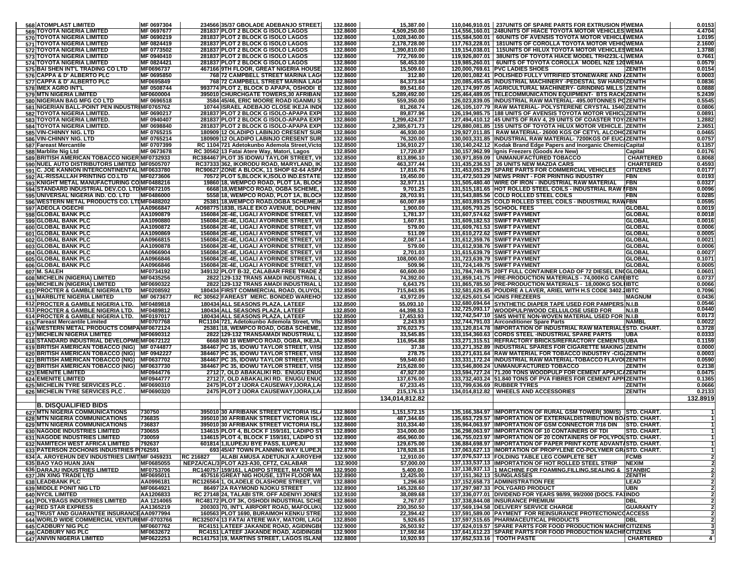| | | | | | | | | | |
|---|---|---|---|---|---|---|---|---|---|
| 568 | ATOMPLAST LIMITED | MF 0697304 | 234566 | 35/37 GBOLADE ADEBANJO STREET, | 132.8600 | 15,387.00 | 110,046,910.01 | 237UNITS OF SPARE PARTS FOR EXTRUSION P | WEMA | 0.0153 |
| 569 | TOYOTA NIGERIA LIMITED | MF 0697677 | 281837 | PLOT 2 BLOCK G ISOLO LAGOS | 132.8600 | 4,509,250.00 | 114,556,160.01 | 248UNITS OF HIACE TOYOTA MOTOR VEHICLES | WEMA | 4.4704 |
| 570 | TOYOTA NIGERIA LIMITED | MF 0690219 | 281837 | PLOT 2 BLOCK G ISOLO LAGOS | 132.8600 | 1,028,340.00 | 115,584,500.01 | 60UNITS OF AVENSIS TOYOTA MOTOR VEHICLE | WEMA | 1.0195 |
| 571 | TOYOTA NIGERIA LIMITED | MF 0824419 | 281837 | PLOT 2 BLOCK G ISOLO LAGOS | 132.8600 | 2,178,728.00 | 117,763,228.01 | 181UNITS OF COROLLA TOYOTA MOTOR VEHIC | WEMA | 2.1600 |
| 572 | TOYOTA NIGERIA LIMITED | MF 0773502 | 281837 | PLOT 2 BLOCK G ISOLO LAGOS | 132.8600 | 1,390,810.00 | 119,154,038.01 | 115UNITS OF HILUX TOYOTA MOTOR VEHICLES | WEMA | 1.3788 |
| 573 | TOYOTA NIGERIA LIMITED | MF 0940410 | 281837 | PLOT 2 BLOCK G ISOLO LAGOS | 132.8600 | 772,769.00 | 119,926,807.01 | 38UNITS OF TOYOTA HIACE MODEL TRH223L-L | WEMA | 0.7661 |
| 574 | TOYOTA NIGERIA LIMITED | MF 0824421 | 281837 | PLOT 2 BLOCK G ISOLO LAGOS | 132.8600 | 58,453.00 | 119,985,260.01 | 6UNITS OF TOYOTA COROLLA MODEL NZE 120 | WEMA | 0.0579 |
| 575 | BAI SHEN INT'L TRADING CO LTD | MF0696737 | 467166 | 9TH FLOOR, GREAT NIGERIA HOUSE | 132.8600 | 15,509.60 | 120,000,769.61 | PVC LADIES SHOES | ZENITH | 0.0154 |
| 576 | CAPPA & D' ALBERTO PLC | MF 0695850 | 768 | 72 CAMPBELL STREET MARINA LAG | 132.8600 | 312.80 | 120,001,082.41 | POLISHED FULLY VITRIFIED STONEWARE AND | ZENITH | 0.0003 |
| 577 | CAPPA & D' ALBERTO PLC | MF0695849 | 768 | 72 CAMPBELL STREET MARINA LAG | 132.8600 | 84,373.04 | 120,085,455.45 | INDUSTRIAL MACHINERY -PEDESTAL SW HARD | ZENITH | 0.0836 |
| 578 | IMEX AGRO INT'L | MF 0508744 | 993774 | PLOT 2, BLOCK D APAPA, OSHODI E | 132.8600 | 89,541.60 | 120,174,997.05 | AGRICULTURAL MACHINERY- GRINDING MILLS | ZENITH | 0.0888 |
| 579 | MTN NIGERIA LIMITED | MF0600004 | 395010 | CHURCHGATE TOWERS,30 AFRIBAN | 132.8600 | 5,289,492.00 | 125,464,489.05 | TELECOMMUNICATION EQUIPMENT- BTS RACK | ZENITH | 5.2439 |
| 580 | NIGERIAN BAG MFG CO LTD | MF 0696518 | 3584 | 45/46, ERIC MOORE ROAD IGANMU S | 132.8600 | 559,350.00 | 126,023,839.05 | INDUSTRIAL RAW MATERIAL- 495.00TONNES PO | ZENITH | 0.5545 |
| 581 | NIGERIAN BALL-POINT PEN INDUSTRI | MF0765762 | 10744 | ISRAEL ADEBAJO CLOSE IKEJA INDU | 132.8600 | 81,268.74 | 126,105,107.79 | RAW MATERIAL- POLYSTERENE CRYSTAL 1540 | ZENITH | 0.0806 |
| 582 | TOYOTA NIGERIA LIMITED. | MF 0690217 | 281837 | PLOT 2 BLOCK G ISOLO-APAPA EXP | 132.8600 | 89,877.96 | 126,194,985.75 | 188 UNITS OF AVENSIS TOYOTA MOTOR VEHICL | ZENITH | 0.0891 |
| 583 | TOYOTA NIGERIA LIMITED. | MF 0940407 | 281837 | PLOT 2 BLOCK G ISOLO-APAPA EXP | 132.8600 | 1,299,424.37 | 127,494,410.12 | 45 UNITS OF HAV 4, 29 UNITS OF COASTER TOY | ZENITH | 1.2882 |
| 584 | TOYOTA NIGERIA LIMITED. | MF 0698840 | 281837 | PLOT 2 BLOCK G ISOLO-APAPA EXP | 132.8600 | 2,385,671.73 | 129,880,081.85 | 155 UNITS OF TOYOTA HILUX MOTOR VEHICLE. | ZENITH | 2.3651 |
| 585 | VIN-CHINNY NIG. LTD | MF 0765215 | 180909 | 12 OLADIPO LABINJO CRESENT SUR | 132.8600 | 46,930.00 | 129,927,011.85 | RAW MATERIAL- 26000 KGS OF CETYL ALCOHO | ZENITH | 0.0465 |
| 586 | VIN-CHINNY NIG. LTD | MF 0765214 | 180909 | 12 OLADIPO LABINJO CRESENT SUR | 132.8600 | 76,320.00 | 130,003,331.85 | INDUSTRIAL RAW MATERIAL- 7200KGS OF EUC | ZENITH | 0.0757 |
| 587 | Fareast Mercantile | MF 0707399 | RC 1104 | 721 Adetokunbo Ademola Street,Victo | 132.8500 | 136,910.27 | 130,140,242.12 | Kodak Brand Edge Papers and Inorganic Chemica | Capital | 0.1357 |
| 588 | Marblite Nig Ltd | MF 0673678 | RC 30562 | 13 Fatai Atere Way, Matori, Lagos | 132.8500 | 17,720.87 | 130,157,962.99 | Ignis Freezers (Goods Are New) | Capital | 0.0176 |
| 589 | BRITISH AMERICAN TOBACCO NIGER | MF0732933 | RC384467 | PLOT 35 IDOWU TAYLOR STREET, VI | 132.8500 | 813,896.10 | 130,971,859.09 | UNMANUFACTURED TOBACCO | CHARTERED | 0.8068 |
| 590 | NUEL AUTO DISTRIBUTORS LIMITED | MF0505707 | RC37333 | 362, IKORODU ROAD, MARYLAND, IK | 132.8500 | 463,377.44 | 131,435,236.53 | 26 UNITS NEW MAZDA CARS | CHARTERED | 0.4593 |
| 591 | C. JOE KANNO INTERCONTINENTAL | MF0633780 | RC9062 | 7 ZONE A BLOCK, 11 SHOP 62-64 ASPA | 132.8500 | 17,816.76 | 131,453,053.29 | SPARE PARTS FOR COMMERCIAL VEHICLES | CITIZENS | 0.0177 |
| 592 | AL-RISSALLAH PRINTING CO.LTD | MF0273606 | 70572 | PLOT 5,BLOCK K,ISOLO IND.ESTATE | 132.8500 | 19,450.00 | 131,472,503.29 | NEWS PRINT - FOR PRINTING INDUSTRY | FBN | 0.0193 |
| 593 | KNIGHT METAL MANUFACTURING CO | MF0488216 | 19860 | 18, WEMPCO ROAD, PLOT 1A, BLOCK | 132.8500 | 32,977.11 | 131,505,480.40 | WIRE OF IRON - INDUSTRIAL RAW MATERIAL | FBN | 0.0327 |
| 594 | STANDARD INDUSTRIAL DEV.CO. LTD | MF0672105 | 6668 | 18,WEMPCO ROAD, OGBA SCHEME, | 132.8500 | 9,701.25 | 131,515,181.65 | HOT ROLLED STEEL COILS - INDUSTRIAL RAW M | FBN | 0.0096 |
| 595 | UNIVERSAL NIGERIA IND. CO. LTD | MF0486000 | 5558 | 18, WEMPCO ROAD, PLOT 1A, BLOCK | 132.8500 | 28,703.91 | 131,543,885.56 | COLD ROLLED STEEL COILS | FBN | 0.0285 |
| 596 | WESTERN METAL PRODUCTS CO. LTD | MF0488202 | 25381 | 18,WEMPCO ROAD,OGBA SCHEME,IK | 132.8500 | 60,007.69 | 131,603,893.25 | COLD ROLLED STEEL COILS - INDUSTRIAL RAW | FBN | 0.0595 |
| 597 | ADEOLA OGECHI | AA0966847 | AO98775 | 183B, ISALE EKO AVENUE, DOLPHIN | 132.8500 | 1,900.00 | 131,605,793.25 | SCHOOL FEES | GLOBAL | 0.0019 |
| 598 | GLOBAL BANK PLC | AA1090879 | 156084 | 2E-4E, LIGALI AYORINDE STREET, V/I | 132.8500 | 1,781.37 | 131,607,574.62 | SWIFT PAYMENT | GLOBAL | 0.0018 |
| 599 | GLOBAL BANK PLC | AA1090880 | 156084 | 2E-4E, LIGALI AYORINDE STREET, V/I | 132.8500 | 1,607.91 | 131,609,182.53 | SWIFT PAYMENT | GLOBAL | 0.0016 |
| 600 | GLOBAL BANK PLC | AA1090872 | 156084 | 2E-4E, LIGALI AYORINDE STREET, V/I | 132.8500 | 579.00 | 131,609,761.53 | SWIFT PAYMENT | GLOBAL | 0.0006 |
| 601 | GLOBAL BANK PLC | AA1090869 | 156084 | 2E-4E, LIGALI AYORINDE STREET, V/I | 132.8500 | 511.09 | 131,610,272.62 | SWIFT PAYMENT | GLOBAL | 0.0005 |
| 602 | GLOBAL BANK PLC | AA0966815 | 156084 | 2E-4E, LIGALI AYORINDE STREET, V/I | 132.8500 | 2,087.14 | 131,612,359.76 | SWIFT PAYMENT | GLOBAL | 0.0021 |
| 603 | GLOBAL BANK PLC | AA1090878 | 156084 | 2E-4E, LIGALI AYORINDE STREET, V/I | 132.8500 | 579.00 | 131,612,938.76 | SWIFT PAYMENT | GLOBAL | 0.0006 |
| 604 | GLOBAL BANK PLC | AA0966904 | 156084 | 2E-4E, LIGALI AYORINDE STREET, V/I | 132.8500 | 2,701.03 | 131,615,639.79 | SWIFT PAYMENT | GLOBAL | 0.0027 |
| 605 | GLOBAL BANK PLC | AA0966846 | 156084 | 2E-4E, LIGALI AYORINDE STREET, V/I | 132.8500 | 108,000.00 | 131,723,639.79 | SWIFT PAYMENT | GLOBAL | 0.1071 |
| 606 | GLOBAL BANK PLC | AA0966846 | 156084 | 2E-4E, LIGALI AYORINDE STREET, V/I | 132.8500 | 509.96 | 131,724,149.75 | SWIFT PAYMENT | GLOBAL | 0.0005 |
| 607 | M. SALEH | MF0734192 | 349132 | PLOT B-32, CALABAR FREE TRADE Z | 132.8500 | 60,600.00 | 131,784,749.75 | 20FT FULL CONTAINER LOAD OF 72 DIESEL ENG | GLOBAL | 0.0601 |
| 608 | MICHELIN (NIGERIA) LIMITED | MF0435256 | 2822 | 129-132 TRANS AMADI INDUSTRIAL L | 132.8500 | 74,392.00 | 131,859,141.75 | PRE-PRODUCTION MATERIALS - 74,000KG CARB | IBTC | 0.0737 |
| 609 | MICHELIN (NIGERIA) LIMITED | MF0690322 | 2822 | 129-132 TRANS AMADI INDUSTRIAL L | 132.8500 | 6,643.75 | 131,865,785.50 | PRE-PRODUCTION MATERIALS - 18,000KG SOL | IBTC | 0.0066 |
| 610 | PROCTER & GAMBLE NIGERIA LTD | MF0208592 | 180434 | FIRST COMMERCIAL ROAD, OLUYOL | 132.8500 | 715,843.95 | 132,581,629.45 | POUDRE A LAVER, ARIEL WITH H.S CODE 3402.2 | IBTC | 0.7096 |
| 611 | MARBLITE NIGERIA LIMITED | MF 0673677 | RC 30562 | FAREAST MERC. BONDED WAREHO | 132.8500 | 43,972.09 | 132,625,601.54 | IGNIS FREZEERS | MAGNUM | 0.0436 |
| 612 | PROCTER & GAMBLE NIGERIA LTD. | MF0489818 | 180434 | ALL SEASONS PLAZA, LATEEF | 132.8500 | 55,093.10 | 132,680,694.64 | SYNTHETIC DIAPER TAPE USED FOR PAMPERS | N.I.B | 0.0546 |
| 613 | PROCTER & GAMBLE NIGERIA LTD. | MF0489812 | 180434 | ALL SEASONS PLAZA, LATEEF | 132.8500 | 44,398.53 | 132,725,093.17 | WOODPULP/WOOD CELLULOSE USED FOR | N.I.B | 0.0440 |
| 614 | PROCTER & GAMBLE NIGERIA LTD. | MF0197017 | 180434 | ALL SEASONS PLAZA, LATEEF | 132.8500 | 17,453.93 | 132,742,547.10 | SMS WHITE NON-WOVEN MATERIAL USED FOR | N.I.B | 0.0173 |
| 615 | Fareast Mercantile Limited | MF0707768 | RC1104 | 721, Adetokunbo Ademola Street, V/Is | 132.8500 | 2,243.93 | 132,744,791.03 | Airconditioner Spare Parts | NAMBL | 0.0022 |
| 616 | WESTERN METAL PRODUCTS COMPA | MF0672124 | 25381 | 18, WEMPCO ROAD, OGBA SCHEME, | 132.8500 | 376,023.75 | 133,120,814.78 | IMPORTATION OF INDUSTRIAL RAW MATERIALS | STD. CHART. | 0.3728 |
| 617 | MICHELIN NIGERIA LIMITED | MF0690312 | 2822 | 129-132 TRANSAMADI INDUSTRIAL L | 132.8500 | 33,545.85 | 133,154,360.63 | CORDS STEEL -INDUSTRIAL SPARE PARTS | UBA | 0.0333 |
| 618 | STANDARD INDUSTRIAL DEVELOPME | MF0672122 | 6668 | N0 18 WEMPCO ROAD, OGBA, IKEJA | 132.8500 | 116,954.88 | 133,271,315.51 | REFRACTORY BRICKS/REFRACTORY CEMENTS | UBA | 0.1159 |
| 619 | BRITISH AMERICAN TOBACCO (NIG) | MF 0744877 | 384467 | PC 35, IDOWU TAYLOR STREET, V/IS | 132.8500 | 37.38 | 133,271,352.89 | INDUSTRIAL SPARES FOR CIGARETTE MAKING | ZENITH | 0.0000 |
| 620 | BRITISH AMERICAN TOBACCO (NIG) | MF 0942227 | 384467 | PC 35, IDOWU TAYLOR STREET, V/IS | 132.8500 | 278.75 | 133,271,631.64 | RAW MATERIAL FOR TOBACCO INDUSTRY -CIG | ZENITH | 0.0003 |
| 621 | BRITISH AMERICAN TOBACCO (NIG) | MF0637702 | 384467 | PC 35, IDOWU TAYLOR STREET, V/IS | 132.8500 | 59,540.60 | 133,331,172.24 | INDUSTRIAL RAW MATERIAL-TOBACCO FLAVO | ZENITH | 0.0590 |
| 622 | BRITISH AMERICAN TOBACCO (NIG) | MF0637730 | 384467 | PC 35, IDOWU TAYLOR STREET, V/IS | 132.8500 | 215,628.00 | 133,546,800.24 | UNMANUFACTURED TOBACCO | ZENITH | 0.2138 |
| 623 | EMENITE LIMITED | MF0944776 | 2712 | 7, OLD ABAKALIKI RD. ENUGU ENUG | 132.8500 | 47,927.00 | 133,594,727.24 | 71.200 TONS WOODPULP FOR CEMENT APPLICA | ZENITH | 0.0475 |
| 624 | EMENITE LIMITED | MF0944777 | 2712 | 7, OLD ABAKALIKI RD. ENUGU ENUG | 132.8500 | 137,676.00 | 133,732,403.24 | 51.840 TONS OF PVA FIBRES FOR CEMENT APP | ZENITH | 0.1365 |
| 625 | MICHELIN TYRE SERVICES PLC . | MF0690310 | 2475 | PLOT 2 IJORA CAUSEWAY,IJORA,LA | 132.8500 | 67,233.45 | 133,799,636.69 | RUBBER TYRES | ZENITH | 0.0666 |
| 626 | MICHELIN TYRE SERVICES PLC . | MF0690320 | 2475 | PLOT 2 IJORA CAUSEWAY,IJORA,LA | 132.8500 | 215,176.13 | 134,014,812.82 | WHEELS AND ACCESSORIES | ZENITH | 0.2133 |
| | | | | | | **134,014,812.82** | | | | **132.8919** |
| | **B. DISQUALIFIED BIDS** | | | | | | | | | |
| 627 | MTN NIGERIA COMMUNICATIONS | 730750 | 395010 | 30 AFRIBANK STREET VICTORIA ISL | 132.8600 | 1,151,572.15 | 135,166,384.97 | IMPORTATION OF RURAL GSM TOWER( 30M/S) | STD. CHART. | 1 |
| 628 | MTN NIGERIA COMMUNICATIONS | 736835 | 395010 | 30 AFRIBANK STREET VICTORIA ISL | 132.8600 | 487,344.60 | 135,653,729.57 | IMPORTATION OF EXTERNALDISTRIBUTION BO | STD. CHART. | 1 |
| 629 | MTN NIGERIA COMMUNICATIONS | 736837 | 395010 | 30 AFRIBANK STREET VICTORIA ISL | 132.8600 | 310,334.40 | 135,964,063.97 | IMPORTATION OF GSM CONNECTOR 7/16 DIN | STD. CHART. | 1 |
| 630 | NAGODE INDUSTRIES LIMITED | 730655 | 134615 | PLOT 4, BLOCK F 159/161, LADIPO ST | 132.8900 | 334,000.00 | 136,298,063.97 | IMPORTATION OF 10 CONTAINERS OF TDI | STD. CHART. | 1 |
| 631 | NAGODE INDUSTRIES LIMITED | 730059 | 134615 | PLOT 4, BLOCK F 159/161, LADIPO ST | 132.8900 | 456,960.00 | 136,755,023.97 | IMPORTATION OF 20 CONTAINERS OF POLYOL | STD. CHART. | 1 |
| 632 | NAMITECH WEST AFRICA LIMITED | 792637 | 601814 | 1,ILUPEJU BYE PASS, ILUPEJU | 132.9000 | 129,675.00 | 136,884,698.97 | IMPORTATION OF PAPER PRINT KOTE ADVANT | STD. CHART. | 1 |
| 633 | PATERSON ZOCHONIS INDUSTRIES P | 762591 | 693 | 45/47 TOWN PLANNING WAY ILUPEJU | 132.8700 | 178,928.16 | 137,063,627.13 | IMORTATION OF PROPYLENE CO-POLYMER GR | STD. CHART. | 1 |
| 634 | A. AROYEHUN DEV INDUSTRIES LIMIT | MF 0459231 | RC 216827 | ALABI AMUSA ADETUNJI A.AROYEH | 132.9000 | 12,910.00 | 137,076,537.13 | FOLDING TABLE LEG COMPLETE SET | FCMB | 2 |
| 635 | BAO YAO HUAN JIAN | MF0685055 | NEPZA/CAL/3 | PLOT A23-A30, CFTZ, CALABAR | 132.9000 | 57,000.00 | 137,133,537.13 | IMPORTATION OF HOT ROLLED STEEL STRIP | NEXIM | 2 |
| 636 | DARAJU INDUSTRIES LIMITED | MF0753706 | RC140757 | 159/161, LADIPO STREET, MATORI MU | 132.9500 | 5,400.00 | 137,138,937.13 | 1 MACHINE FOR FOAMING,FILLING,SEALING & | STANBIC | 2 |
| 637 | JIN XING TRADE LTD | MF0695011 | 457516 | GREAT NIG HOUSE, 13TH FLOOR MA | 132.8900 | 12,425.00 | 137,151,362.13 | SUNGLASSES | ZENITH | 2 |
| 638 | LEADBANK PLC | AA0996181 | RC126564 | 1, OLADELE OLASHORE STREET, V/I | 132.8800 | 1,296.60 | 137,152,658.73 | ADMINISTRATION FEE | LEAD | 2 |
| 639 | MIDDLE PONIT NIG LTD | MF0664921 | 86497 | 2A RAYMOND NJOKU STREET | 132.8900 | 145,328.60 | 137,297,987.33 | POLYGARD PRODUCT | UBN | 2 |
| 640 | NYCIL LIMITED | AA1206833 | RC 27148 | 24, TALABI STR. OFF ADENIYI JONES | 132.9100 | 38,089.68 | 137,336,077.01 | DIVIDEND FOR YEARS 98/99, 99/2000 (DOCS. FA | INDO | 2 |
| 641 | POLYBAGS INDUSTRIES LIMITED | AA 1214065 | RC48172 | PLOT 3K, OSHODI INDUSTRIAL SCHE | 132.8600 | 2,767.07 | 137,338,844.08 | INSURANCE PREMIUM | DBL | 2 |
| 642 | RED STAR EXPRESS | AA1365219 | 200303 | 70, INT'L AIRPORT ROAD, MAFOLUKU | 132.9000 | 230,350.50 | 137,569,194.58 | DELIVERY SERVICE CHARGE | GUARANTY | 2 |
| 643 | TRUST AND GUARANTEE INSURANCE | AA0977994 | 160563 | PLOT 1690, BURAIMOH KENKU STRE | 132.9000 | 22,394.42 | 137,591,589.00 | PAYMENT FOR REINSURANCE PROTECTION/CO | ACCESS | 2 |
| 644 | WORLD WIDE COMMERCIAL VENTURE | MF-0703766 | RC325074 | 13 FATAI ATERE WAY, MATORI, LAGO | 132.8500 | 5,926.65 | 137,597,515.65 | PHARMACEUTICAL PRODUCTS | DBL | 2 |
| 645 | CADBURY NIG PLC | MF0607762 | RC4151 | LATEEF JAKANDE ROAD, AGIDINGBI | 132.9000 | 26,503.92 | 137,624,019.57 | SPARE PARTS FOR FOOD PRODUCTION MACHIN | CITIZENS | 3 |
| 646 | CADBURY NIG PLC | MF0632672 | RC4151 | LATEEF JAKANDE ROAD, AGIDINGBI | 132.9000 | 17,592.66 | 137,641,612.23 | SPARE PARTS FOR FOOD PRODUCTION MACHIN | CITIZENS | 3 |
| 647 | ANIVIN NIGERIA LIMITED | MF0622253 | RC141753 | 19, MARTINS STREET, LAGOS ISLAN | 132.8800 | 10,920.93 | 137,652,533.16 | TOOTH PASTE | CHARTERED | 4 |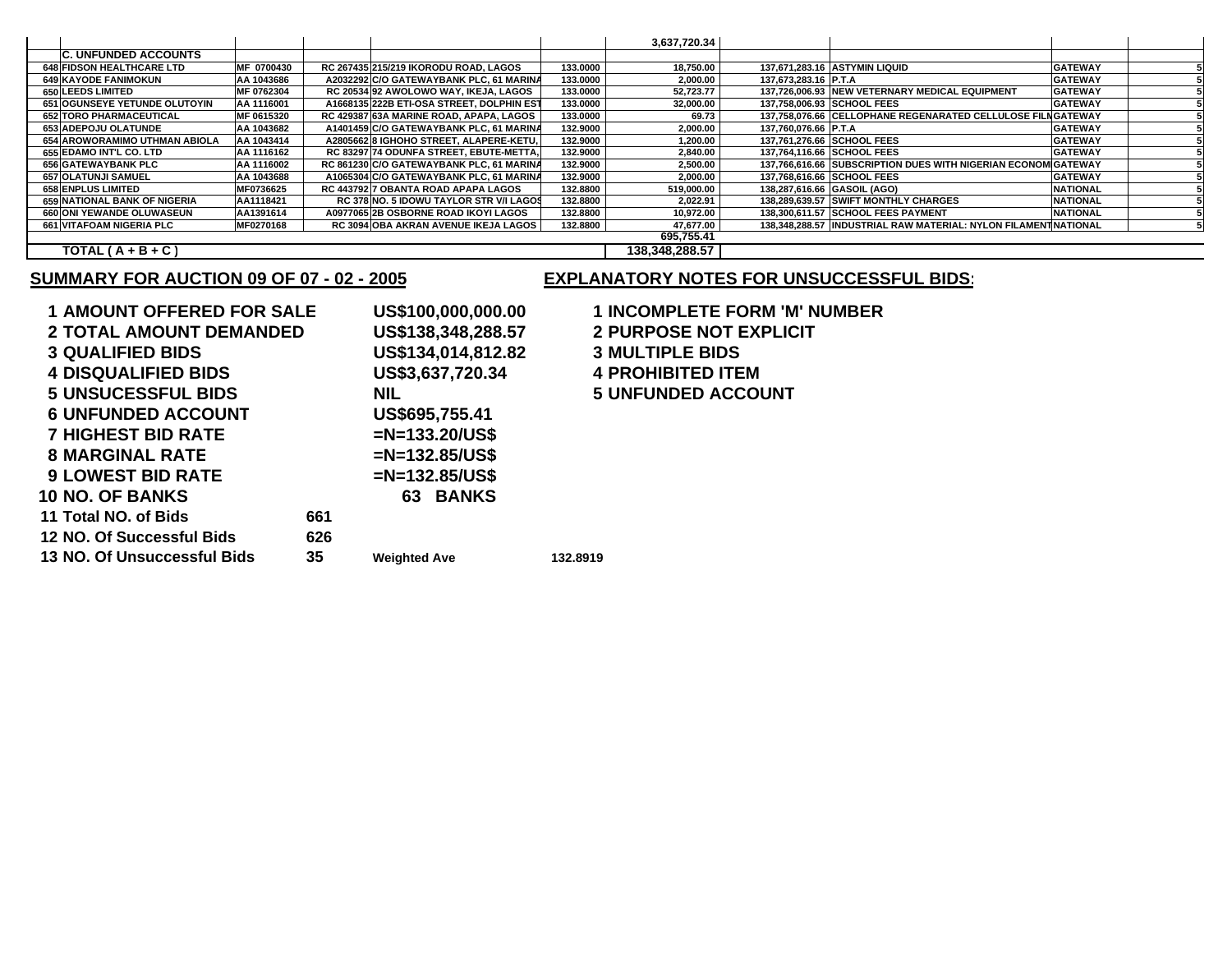| | | | | | | | | | | |
|---|---|---|---|---|---|---|---|---|---|---|
| | | | | | | 3,637,720.34 | | | | |
| | **C. UNFUNDED ACCOUNTS** | | | | | | | | | |
| 648 | FIDSON HEALTHCARE LTD | MF 0700430 | RC 267435 | 215/219 IKORODU ROAD, LAGOS | 133.0000 | 18,750.00 | 137,671,283.16 | ASTYMIN LIQUID | GATEWAY | 5 |
| 649 | KAYODE FANIMOKUN | AA 1043686 | A2032292 | C/O GATEWAYBANK PLC, 61 MARINA | 133.0000 | 2,000.00 | 137,673,283.16 | P.T.A | GATEWAY | 5 |
| 650 | LEEDS LIMITED | MF 0762304 | RC 20534 | 92 AWOLOWO WAY, IKEJA, LAGOS | 133.0000 | 52,723.77 | 137,726,006.93 | NEW VETERNARY MEDICAL EQUIPMENT | GATEWAY | 5 |
| 651 | OGUNSEYE YETUNDE OLUTOYIN | AA 1116001 | A1668135 | 222B ETI-OSA STREET, DOLPHIN EST | 133.0000 | 32,000.00 | 137,758,006.93 | SCHOOL FEES | GATEWAY | 5 |
| 652 | TORO PHARMACEUTICAL | MF 0615320 | RC 429387 | 63A MARINE ROAD, APAPA, LAGOS | 133.0000 | 69.73 | 137,758,076.66 | CELLOPHANE REGENARATED CELLULOSE FILM | GATEWAY | 5 |
| 653 | ADEPOJU OLATUNDE | AA 1043682 | A1401459 | C/O GATEWAYBANK PLC, 61 MARINA | 132.9000 | 2,000.00 | 137,760,076.66 | P.T.A | GATEWAY | 5 |
| 654 | AROWORAMIMO UTHMAN ABIOLA | AA 1043414 | A2805662 | 8 IGHOHO STREET, ALAPERE-KETU, | 132.9000 | 1,200.00 | 137,761,276.66 | SCHOOL FEES | GATEWAY | 5 |
| 655 | EDAMO INT'L CO. LTD | AA 1116162 | RC 83297 | 74 ODUNFA STREET, EBUTE-METTA, | 132.9000 | 2,840.00 | 137,764,116.66 | SCHOOL FEES | GATEWAY | 5 |
| 656 | GATEWAYBANK PLC | AA 1116002 | RC 861230 | C/O GATEWAYBANK PLC, 61 MARINA | 132.9000 | 2,500.00 | 137,766,616.66 | SUBSCRIPTION DUES WITH NIGERIAN ECONOMI | GATEWAY | 5 |
| 657 | OLATUNJI SAMUEL | AA 1043688 | A1065304 | C/O GATEWAYBANK PLC, 61 MARINA | 132.9000 | 2,000.00 | 137,768,616.66 | SCHOOL FEES | GATEWAY | 5 |
| 658 | ENPLUS LIMITED | MF0736625 | RC 443792 | 7 OBANTA ROAD APAPA LAGOS | 132.8800 | 519,000.00 | 138,287,616.66 | GASOIL (AGO) | NATIONAL | 5 |
| 659 | NATIONAL BANK OF NIGERIA | AA1118421 | RC 378 | NO. 5 IDOWU TAYLOR STR V/I LAGOS | 132.8800 | 2,022.91 | 138,289,639.57 | SWIFT MONTHLY CHARGES | NATIONAL | 5 |
| 660 | ONI YEWANDE OLUWASEUN | AA1391614 | A0977065 | 2B OSBORNE ROAD IKOYI LAGOS | 132.8800 | 10,972.00 | 138,300,611.57 | SCHOOL FEES PAYMENT | NATIONAL | 5 |
| 661 | VITAFOAM NIGERIA PLC | MF0270168 | RC 3094 | OBA AKRAN AVENUE IKEJA LAGOS | 132.8800 | 47,677.00 | 138,348,288.57 | INDUSTRIAL RAW MATERIAL: NYLON FILAMENT | NATIONAL | 5 |
| | | | | | | 695,755.41 | | | | |
| | **TOTAL ( A + B + C )** | | | | | **138,348,288.57** | | | | |

## SUMMARY FOR AUCTION 09 OF 07 - 02 - 2005

| | | | |
|---|---|---|---|
| 1 | AMOUNT OFFERED FOR SALE | | US$100,000,000.00 |
| 2 | TOTAL AMOUNT DEMANDED | | US$138,348,288.57 |
| 3 | QUALIFIED BIDS | | US$134,014,812.82 |
| 4 | DISQUALIFIED BIDS | | US$3,637,720.34 |
| 5 | UNSUCESSFUL BIDS | | NIL |
| 6 | UNFUNDED ACCOUNT | | US$695,755.41 |
| 7 | HIGHEST BID RATE | | =N=133.20/US$ |
| 8 | MARGINAL RATE | | =N=132.85/US$ |
| 9 | LOWEST BID RATE | | =N=132.85/US$ |
| 10 | NO. OF BANKS | | 63 BANKS |
| 11 | Total NO. of Bids | 661 | |
| 12 | NO. Of Successful Bids | 626 | |
| 13 | NO. Of Unsuccessful Bids | 35 | Weighted Ave 132.8919 |

## EXPLANATORY NOTES FOR UNSUCCESSFUL BIDS:

1. INCOMPLETE FORM 'M' NUMBER
2. PURPOSE NOT EXPLICIT
3. MULTIPLE BIDS
4. PROHIBITED ITEM
5. UNFUNDED ACCOUNT